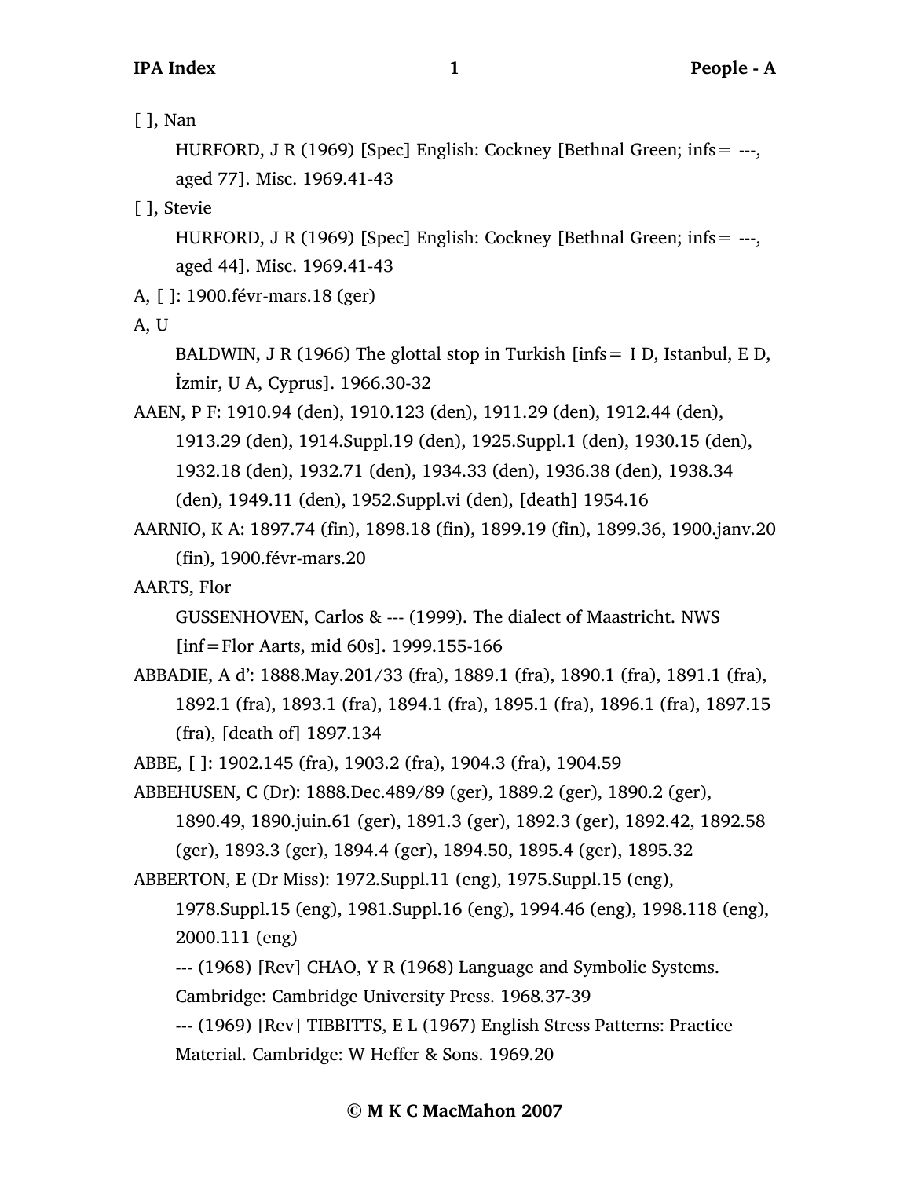[ ], Nan

HURFORD, J R (1969) [Spec] English: Cockney [Bethnal Green; infs= ---, aged 77]. Misc. 1969.41-43

[ ], Stevie

HURFORD, J R (1969) [Spec] English: Cockney [Bethnal Green; infs= ---, aged 44]. Misc. 1969.41-43

A, [ ]: 1900.févr-mars.18 (ger)

A, U

BALDWIN, J R (1966) The glottal stop in Turkish [infs= I D, Istanbul, E D, İzmir, U A, Cyprus]. 1966.30-32

AAEN, P F: 1910.94 (den), 1910.123 (den), 1911.29 (den), 1912.44 (den), 1913.29 (den), 1914.Suppl.19 (den), 1925.Suppl.1 (den), 1930.15 (den), 1932.18 (den), 1932.71 (den), 1934.33 (den), 1936.38 (den), 1938.34 (den), 1949.11 (den), 1952.Suppl.vi (den), [death] 1954.16

AARNIO, K A: 1897.74 (fin), 1898.18 (fin), 1899.19 (fin), 1899.36, 1900.janv.20 (fin), 1900.févr-mars.20

AARTS, Flor

GUSSENHOVEN, Carlos & --- (1999). The dialect of Maastricht. NWS [inf=Flor Aarts, mid 60s]. 1999.155-166

ABBADIE, A d': 1888.May.201/33 (fra), 1889.1 (fra), 1890.1 (fra), 1891.1 (fra), 1892.1 (fra), 1893.1 (fra), 1894.1 (fra), 1895.1 (fra), 1896.1 (fra), 1897.15 (fra), [death of] 1897.134

ABBE, [ ]: 1902.145 (fra), 1903.2 (fra), 1904.3 (fra), 1904.59

ABBEHUSEN, C (Dr): 1888.Dec.489/89 (ger), 1889.2 (ger), 1890.2 (ger), 1890.49, 1890.juin.61 (ger), 1891.3 (ger), 1892.3 (ger), 1892.42, 1892.58 (ger), 1893.3 (ger), 1894.4 (ger), 1894.50, 1895.4 (ger), 1895.32

ABBERTON, E (Dr Miss): 1972.Suppl.11 (eng), 1975.Suppl.15 (eng), 1978.Suppl.15 (eng), 1981.Suppl.16 (eng), 1994.46 (eng), 1998.118 (eng), 2000.111 (eng)

--- (1968) [Rev] CHAO, Y R (1968) Language and Symbolic Systems. Cambridge: Cambridge University Press. 1968.37-39

--- (1969) [Rev] TIBBITTS, E L (1967) English Stress Patterns: Practice Material. Cambridge: W Heffer & Sons. 1969.20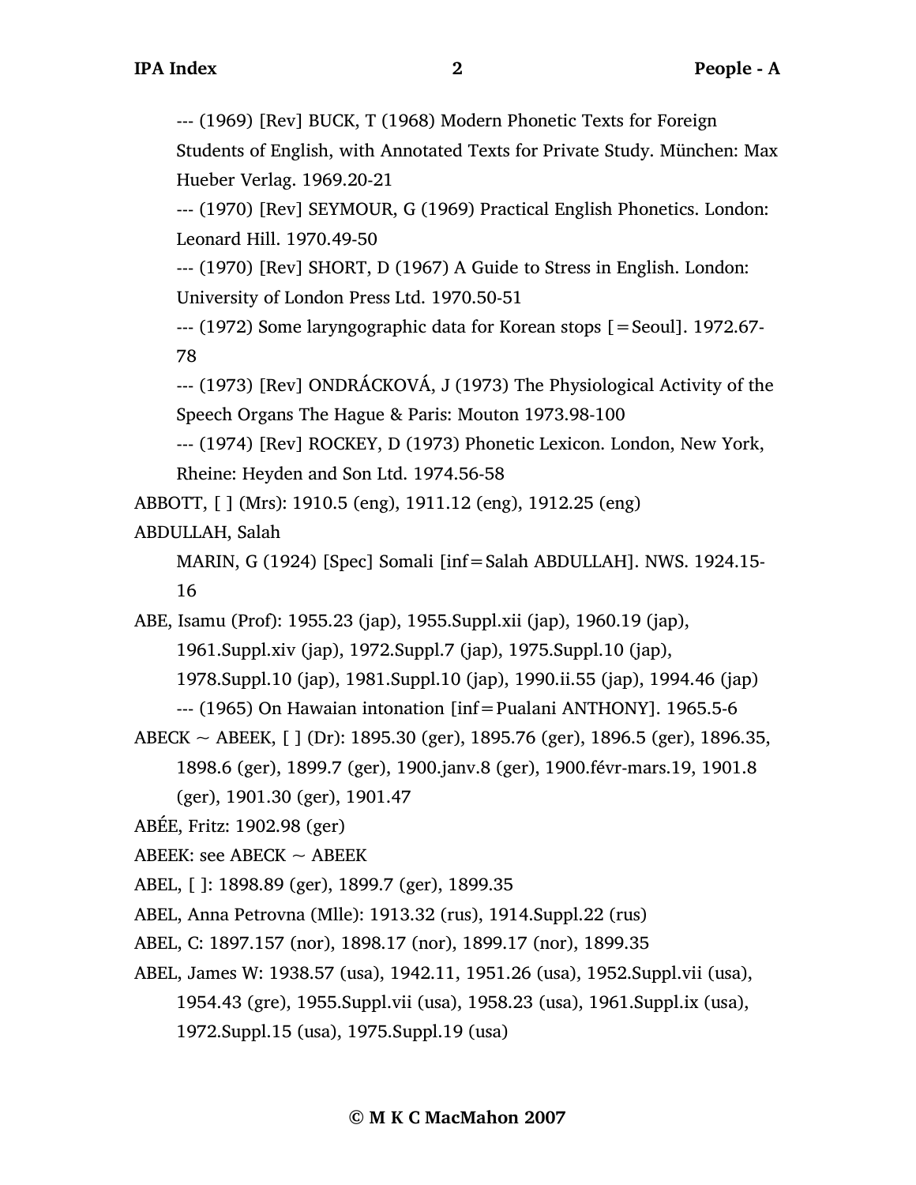--- (1969) [Rev] BUCK, T (1968) Modern Phonetic Texts for Foreign Students of English, with Annotated Texts for Private Study. München: Max Hueber Verlag. 1969.20-21

--- (1970) [Rev] SEYMOUR, G (1969) Practical English Phonetics. London: Leonard Hill. 1970.49-50

--- (1970) [Rev] SHORT, D (1967) A Guide to Stress in English. London: University of London Press Ltd. 1970.50-51

--- (1972) Some laryngographic data for Korean stops [=Seoul]. 1972.67-78

--- (1973) [Rev] ONDRÁCKOVÁ, J (1973) The Physiological Activity of the Speech Organs The Hague & Paris: Mouton 1973.98-100

--- (1974) [Rev] ROCKEY, D (1973) Phonetic Lexicon. London, New York, Rheine: Heyden and Son Ltd. 1974.56-58

ABBOTT, [ ] (Mrs): 1910.5 (eng), 1911.12 (eng), 1912.25 (eng)

ABDULLAH, Salah

MARIN, G (1924) [Spec] Somali [inf=Salah ABDULLAH]. NWS. 1924.15-16

ABE, Isamu (Prof): 1955.23 (jap), 1955.Suppl.xii (jap), 1960.19 (jap), 1961.Suppl.xiv (jap), 1972.Suppl.7 (jap), 1975.Suppl.10 (jap), 1978.Suppl.10 (jap), 1981.Suppl.10 (jap), 1990.ii.55 (jap), 1994.46 (jap)

--- (1965) On Hawaiian intonation [inf=Pualani ANTHONY]. 1965.5-6

ABECK ~ ABEEK, [ ] (Dr): 1895.30 (ger), 1895.76 (ger), 1896.5 (ger), 1896.35, 1898.6 (ger), 1899.7 (ger), 1900.janv.8 (ger), 1900.févr-mars.19, 1901.8 (ger), 1901.30 (ger), 1901.47

ABÉE, Fritz: 1902.98 (ger)

ABEEK: see ABECK ~ ABEEK

ABEL, [ ]: 1898.89 (ger), 1899.7 (ger), 1899.35

ABEL, Anna Petrovna (Mlle): 1913.32 (rus), 1914.Suppl.22 (rus)

ABEL, C: 1897.157 (nor), 1898.17 (nor), 1899.17 (nor), 1899.35

ABEL, James W: 1938.57 (usa), 1942.11, 1951.26 (usa), 1952.Suppl.vii (usa), 1954.43 (gre), 1955.Suppl.vii (usa), 1958.23 (usa), 1961.Suppl.ix (usa), 1972.Suppl.15 (usa), 1975.Suppl.19 (usa)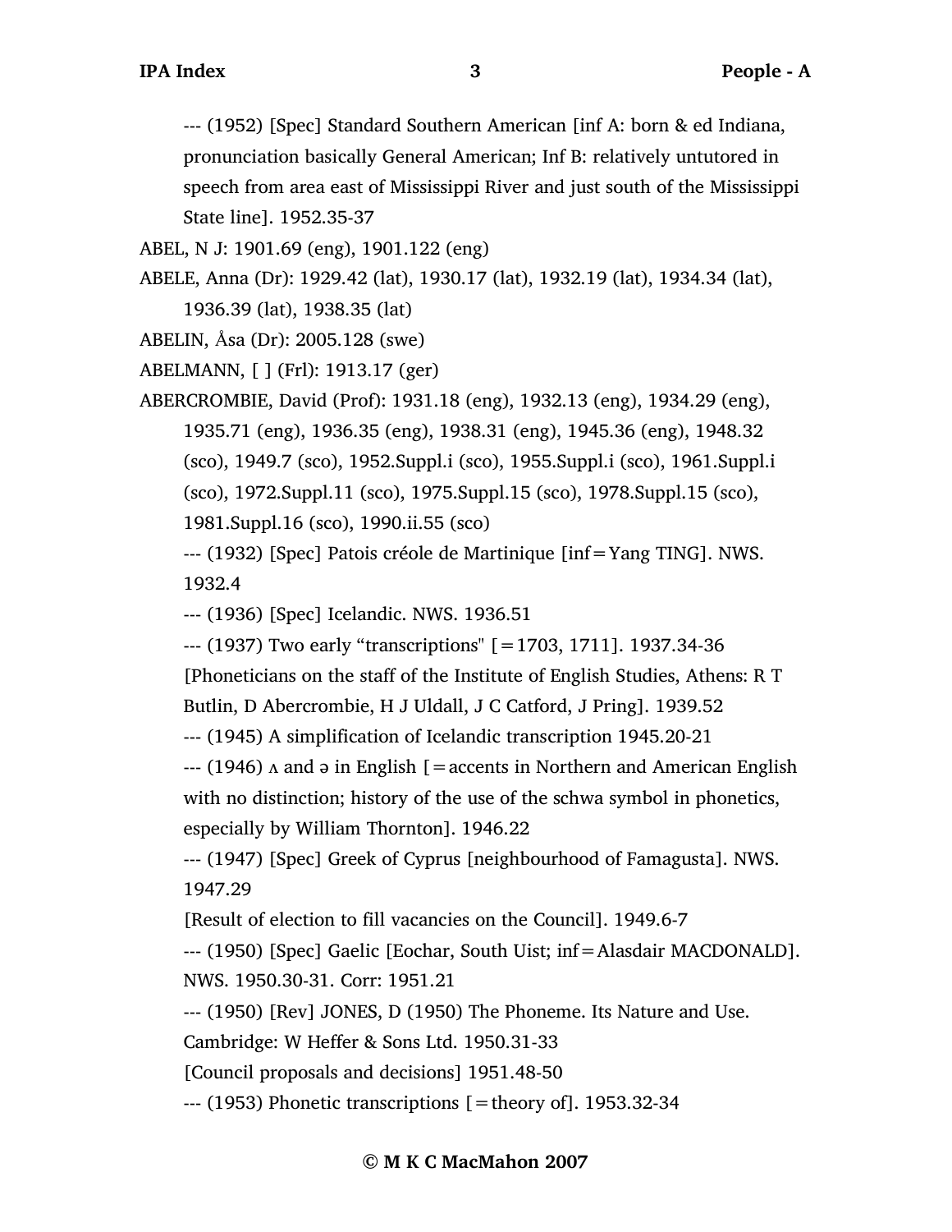--- (1952) [Spec] Standard Southern American [inf A: born & ed Indiana, pronunciation basically General American; Inf B: relatively untutored in speech from area east of Mississippi River and just south of the Mississippi State line]. 1952.35-37

ABEL, N J: 1901.69 (eng), 1901.122 (eng)

ABELE, Anna (Dr): 1929.42 (lat), 1930.17 (lat), 1932.19 (lat), 1934.34 (lat), 1936.39 (lat), 1938.35 (lat)

ABELIN, Åsa (Dr): 2005.128 (swe)

ABELMANN, [ ] (Frl): 1913.17 (ger)

ABERCROMBIE, David (Prof): 1931.18 (eng), 1932.13 (eng), 1934.29 (eng), 1935.71 (eng), 1936.35 (eng), 1938.31 (eng), 1945.36 (eng), 1948.32 (sco), 1949.7 (sco), 1952.Suppl.i (sco), 1955.Suppl.i (sco), 1961.Suppl.i (sco), 1972.Suppl.11 (sco), 1975.Suppl.15 (sco), 1978.Suppl.15 (sco), 1981.Suppl.16 (sco), 1990.ii.55 (sco)

--- (1932) [Spec] Patois créole de Martinique [inf=Yang TING]. NWS. 1932.4

--- (1936) [Spec] Icelandic. NWS. 1936.51

--- (1937) Two early "transcriptions" [=1703, 1711]. 1937.34-36

[Phoneticians on the staff of the Institute of English Studies, Athens: R T Butlin, D Abercrombie, H J Uldall, J C Catford, J Pring]. 1939.52

--- (1945) A simplification of Icelandic transcription 1945.20-21

--- (1946) ʌ and ə in English [=accents in Northern and American English with no distinction; history of the use of the schwa symbol in phonetics, especially by William Thornton]. 1946.22

--- (1947) [Spec] Greek of Cyprus [neighbourhood of Famagusta]. NWS. 1947.29

[Result of election to fill vacancies on the Council]. 1949.6-7

--- (1950) [Spec] Gaelic [Eochar, South Uist; inf=Alasdair MACDONALD]. NWS. 1950.30-31. Corr: 1951.21

--- (1950) [Rev] JONES, D (1950) The Phoneme. Its Nature and Use. Cambridge: W Heffer & Sons Ltd. 1950.31-33

[Council proposals and decisions] 1951.48-50

--- (1953) Phonetic transcriptions [=theory of]. 1953.32-34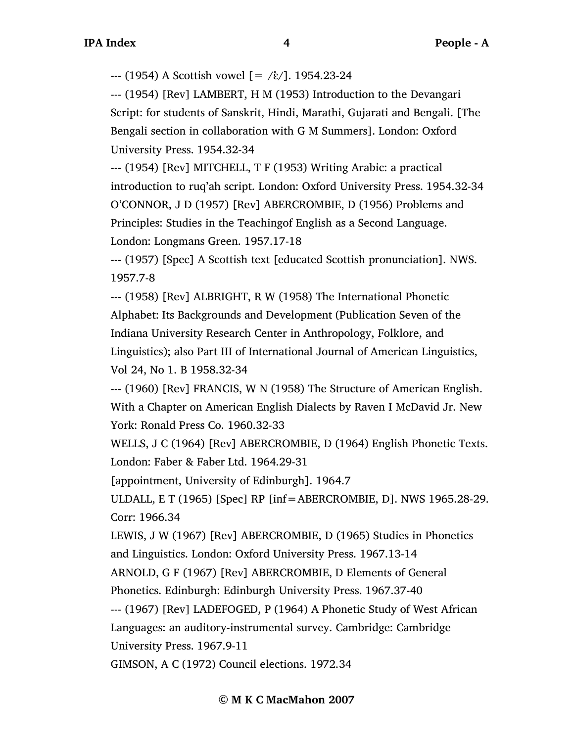--- (1954) A Scottish vowel [= /ɛ̈/]. 1954.23-24

--- (1954) [Rev] LAMBERT, H M (1953) Introduction to the Devangari Script: for students of Sanskrit, Hindi, Marathi, Gujarati and Bengali. [The Bengali section in collaboration with G M Summers]. London: Oxford University Press. 1954.32-34

--- (1954) [Rev] MITCHELL, T F (1953) Writing Arabic: a practical introduction to ruq'ah script. London: Oxford University Press. 1954.32-34

O'CONNOR, J D (1957) [Rev] ABERCROMBIE, D (1956) Problems and Principles: Studies in the Teachingof English as a Second Language. London: Longmans Green. 1957.17-18

--- (1957) [Spec] A Scottish text [educated Scottish pronunciation]. NWS. 1957.7-8

--- (1958) [Rev] ALBRIGHT, R W (1958) The International Phonetic Alphabet: Its Backgrounds and Development (Publication Seven of the Indiana University Research Center in Anthropology, Folklore, and Linguistics); also Part III of International Journal of American Linguistics, Vol 24, No 1. B 1958.32-34

--- (1960) [Rev] FRANCIS, W N (1958) The Structure of American English. With a Chapter on American English Dialects by Raven I McDavid Jr. New York: Ronald Press Co. 1960.32-33

WELLS, J C (1964) [Rev] ABERCROMBIE, D (1964) English Phonetic Texts. London: Faber & Faber Ltd. 1964.29-31

[appointment, University of Edinburgh]. 1964.7

ULDALL, E T (1965) [Spec] RP [inf=ABERCROMBIE, D]. NWS 1965.28-29. Corr: 1966.34

LEWIS, J W (1967) [Rev] ABERCROMBIE, D (1965) Studies in Phonetics and Linguistics. London: Oxford University Press. 1967.13-14

ARNOLD, G F (1967) [Rev] ABERCROMBIE, D Elements of General Phonetics. Edinburgh: Edinburgh University Press. 1967.37-40

--- (1967) [Rev] LADEFOGED, P (1964) A Phonetic Study of West African Languages: an auditory-instrumental survey. Cambridge: Cambridge University Press. 1967.9-11

GIMSON, A C (1972) Council elections. 1972.34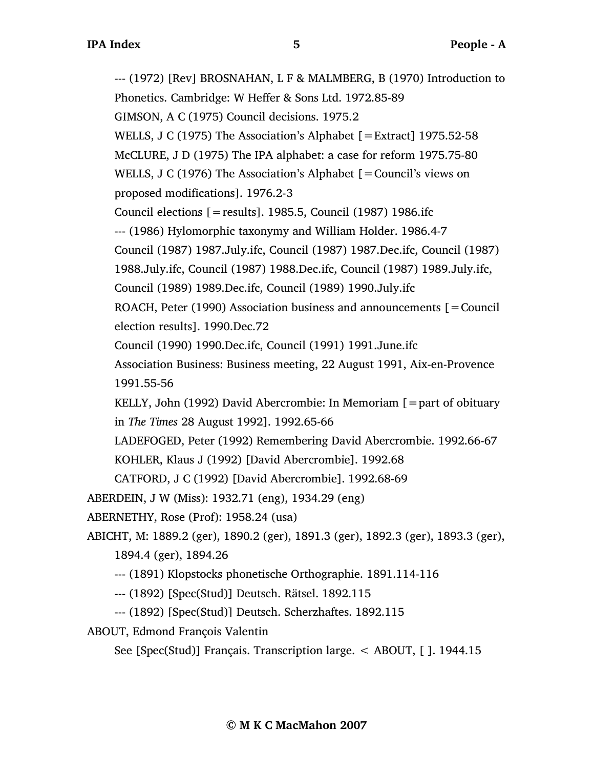--- (1972) [Rev] BROSNAHAN, L F & MALMBERG, B (1970) Introduction to Phonetics. Cambridge: W Heffer & Sons Ltd. 1972.85-89

GIMSON, A C (1975) Council decisions. 1975.2

WELLS, J C (1975) The Association's Alphabet [=Extract] 1975.52-58

McCLURE, J D (1975) The IPA alphabet: a case for reform 1975.75-80

WELLS, J C (1976) The Association's Alphabet [=Council's views on proposed modifications]. 1976.2-3

Council elections [=results]. 1985.5, Council (1987) 1986.ifc

--- (1986) Hylomorphic taxonymy and William Holder. 1986.4-7

Council (1987) 1987.July.ifc, Council (1987) 1987.Dec.ifc, Council (1987) 1988.July.ifc, Council (1987) 1988.Dec.ifc, Council (1987) 1989.July.ifc, Council (1989) 1989.Dec.ifc, Council (1989) 1990.July.ifc

ROACH, Peter (1990) Association business and announcements [=Council election results]. 1990.Dec.72

Council (1990) 1990.Dec.ifc, Council (1991) 1991.June.ifc

Association Business: Business meeting, 22 August 1991, Aix-en-Provence 1991.55-56

KELLY, John (1992) David Abercrombie: In Memoriam [=part of obituary in *The Times* 28 August 1992]. 1992.65-66

LADEFOGED, Peter (1992) Remembering David Abercrombie. 1992.66-67

KOHLER, Klaus J (1992) [David Abercrombie]. 1992.68

CATFORD, J C (1992) [David Abercrombie]. 1992.68-69

ABERDEIN, J W (Miss): 1932.71 (eng), 1934.29 (eng)

ABERNETHY, Rose (Prof): 1958.24 (usa)

ABICHT, M: 1889.2 (ger), 1890.2 (ger), 1891.3 (ger), 1892.3 (ger), 1893.3 (ger), 1894.4 (ger), 1894.26

--- (1891) Klopstocks phonetische Orthographie. 1891.114-116

--- (1892) [Spec(Stud)] Deutsch. Rätsel. 1892.115

--- (1892) [Spec(Stud)] Deutsch. Scherzhaftes. 1892.115

ABOUT, Edmond François Valentin

See [Spec(Stud)] Français. Transcription large. < ABOUT, [ ]. 1944.15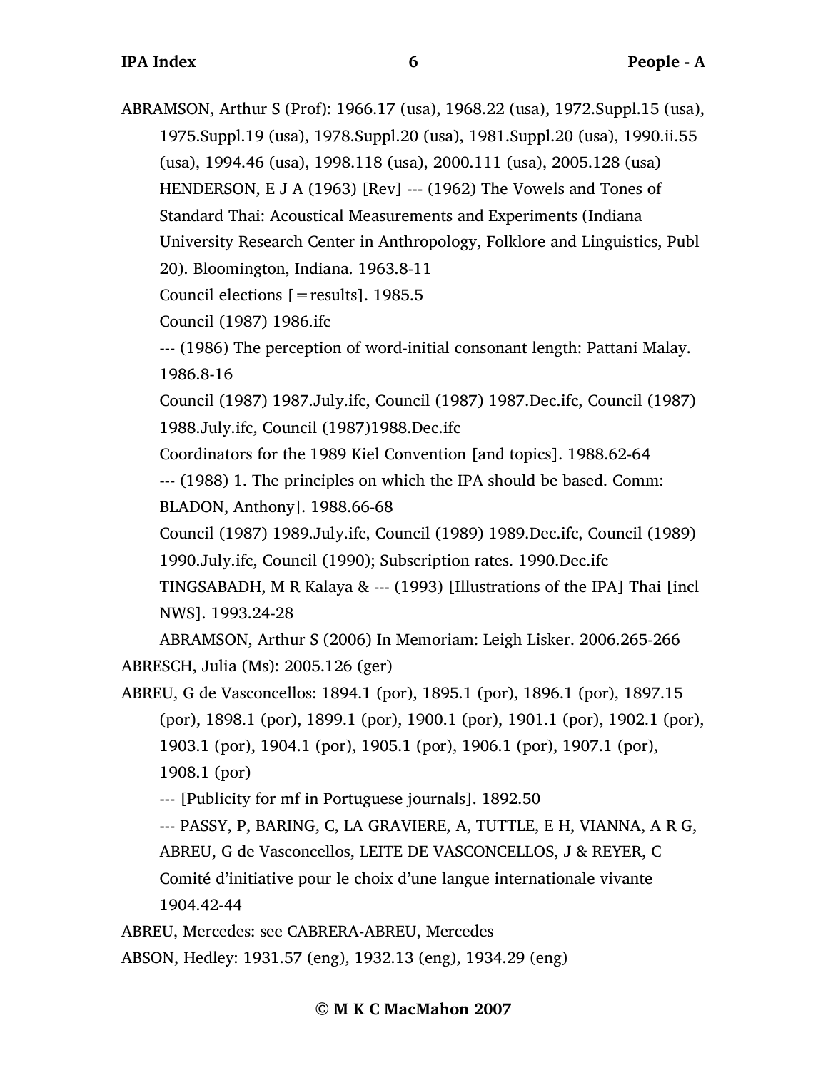ABRAMSON, Arthur S (Prof): 1966.17 (usa), 1968.22 (usa), 1972.Suppl.15 (usa), 1975.Suppl.19 (usa), 1978.Suppl.20 (usa), 1981.Suppl.20 (usa), 1990.ii.55 (usa), 1994.46 (usa), 1998.118 (usa), 2000.111 (usa), 2005.128 (usa)

HENDERSON, E J A (1963) [Rev] --- (1962) The Vowels and Tones of Standard Thai: Acoustical Measurements and Experiments (Indiana University Research Center in Anthropology, Folklore and Linguistics, Publ 20). Bloomington, Indiana. 1963.8-11

Council elections [=results]. 1985.5

Council (1987) 1986.ifc

--- (1986) The perception of word-initial consonant length: Pattani Malay. 1986.8-16

Council (1987) 1987.July.ifc, Council (1987) 1987.Dec.ifc, Council (1987) 1988.July.ifc, Council (1987)1988.Dec.ifc

Coordinators for the 1989 Kiel Convention [and topics]. 1988.62-64

--- (1988) 1. The principles on which the IPA should be based. Comm: BLADON, Anthony]. 1988.66-68

Council (1987) 1989.July.ifc, Council (1989) 1989.Dec.ifc, Council (1989) 1990.July.ifc, Council (1990); Subscription rates. 1990.Dec.ifc

TINGSABADH, M R Kalaya & --- (1993) [Illustrations of the IPA] Thai [incl NWS]. 1993.24-28

ABRAMSON, Arthur S (2006) In Memoriam: Leigh Lisker. 2006.265-266

ABRESCH, Julia (Ms): 2005.126 (ger)

ABREU, G de Vasconcellos: 1894.1 (por), 1895.1 (por), 1896.1 (por), 1897.15 (por), 1898.1 (por), 1899.1 (por), 1900.1 (por), 1901.1 (por), 1902.1 (por), 1903.1 (por), 1904.1 (por), 1905.1 (por), 1906.1 (por), 1907.1 (por), 1908.1 (por)

--- [Publicity for mf in Portuguese journals]. 1892.50

--- PASSY, P, BARING, C, LA GRAVIERE, A, TUTTLE, E H, VIANNA, A R G, ABREU, G de Vasconcellos, LEITE DE VASCONCELLOS, J & REYER, C Comité d'initiative pour le choix d'une langue internationale vivante 1904.42-44

ABREU, Mercedes: see CABRERA-ABREU, Mercedes

ABSON, Hedley: 1931.57 (eng), 1932.13 (eng), 1934.29 (eng)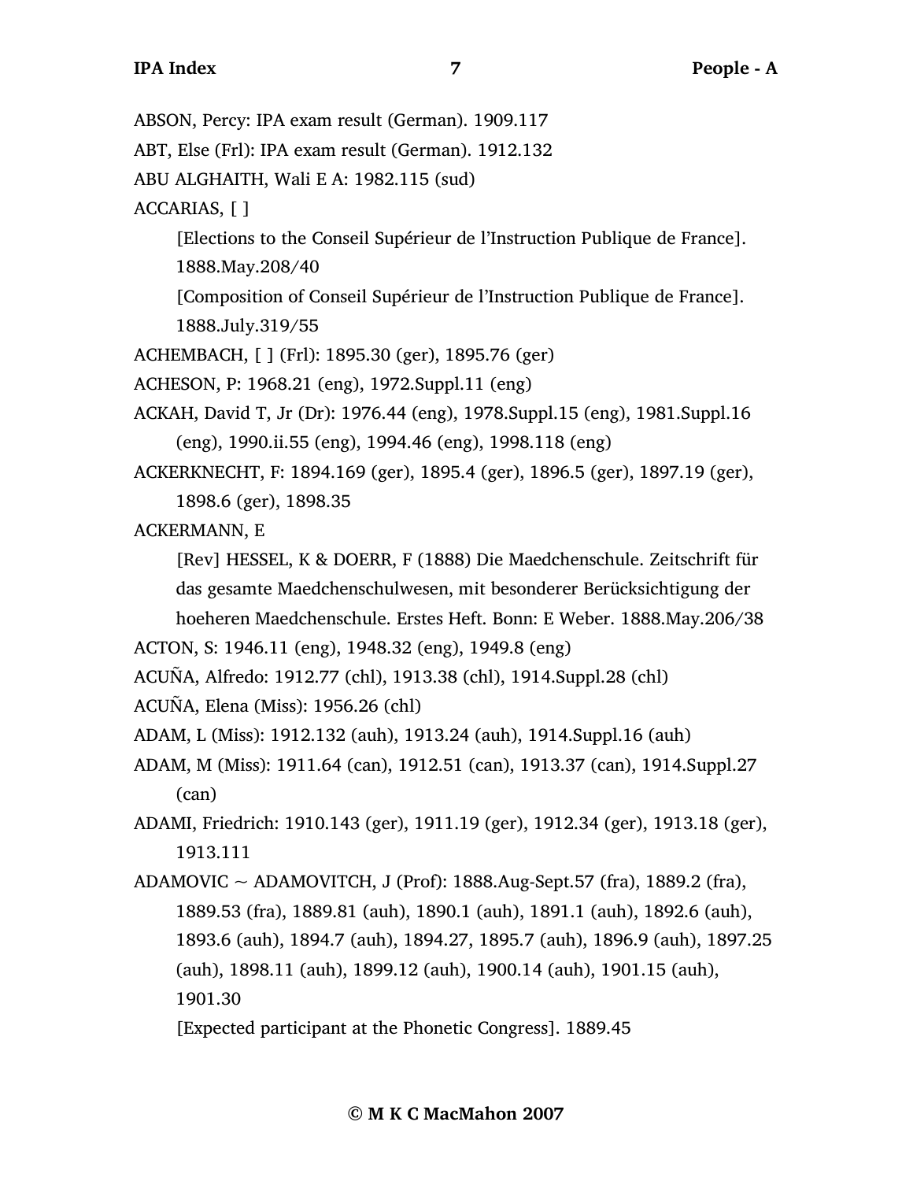ABSON, Percy: IPA exam result (German). 1909.117

ABT, Else (Frl): IPA exam result (German). 1912.132

ABU ALGHAITH, Wali E A: 1982.115 (sud)

ACCARIAS, [ ]

[Elections to the Conseil Supérieur de l'Instruction Publique de France]. 1888.May.208/40

[Composition of Conseil Supérieur de l'Instruction Publique de France]. 1888.July.319/55

ACHEMBACH, [ ] (Frl): 1895.30 (ger), 1895.76 (ger)

ACHESON, P: 1968.21 (eng), 1972.Suppl.11 (eng)

ACKAH, David T, Jr (Dr): 1976.44 (eng), 1978.Suppl.15 (eng), 1981.Suppl.16 (eng), 1990.ii.55 (eng), 1994.46 (eng), 1998.118 (eng)

ACKERKNECHT, F: 1894.169 (ger), 1895.4 (ger), 1896.5 (ger), 1897.19 (ger), 1898.6 (ger), 1898.35

ACKERMANN, E

[Rev] HESSEL, K & DOERR, F (1888) Die Maedchenschule. Zeitschrift für das gesamte Maedchenschulwesen, mit besonderer Berücksichtigung der hoeheren Maedchenschule. Erstes Heft. Bonn: E Weber. 1888.May.206/38

ACTON, S: 1946.11 (eng), 1948.32 (eng), 1949.8 (eng)

ACUÑA, Alfredo: 1912.77 (chl), 1913.38 (chl), 1914.Suppl.28 (chl)

ACUÑA, Elena (Miss): 1956.26 (chl)

ADAM, L (Miss): 1912.132 (auh), 1913.24 (auh), 1914.Suppl.16 (auh)

ADAM, M (Miss): 1911.64 (can), 1912.51 (can), 1913.37 (can), 1914.Suppl.27 (can)

ADAMI, Friedrich: 1910.143 (ger), 1911.19 (ger), 1912.34 (ger), 1913.18 (ger), 1913.111

ADAMOVIC ~ ADAMOVITCH, J (Prof): 1888.Aug-Sept.57 (fra), 1889.2 (fra), 1889.53 (fra), 1889.81 (auh), 1890.1 (auh), 1891.1 (auh), 1892.6 (auh), 1893.6 (auh), 1894.7 (auh), 1894.27, 1895.7 (auh), 1896.9 (auh), 1897.25 (auh), 1898.11 (auh), 1899.12 (auh), 1900.14 (auh), 1901.15 (auh), 1901.30

[Expected participant at the Phonetic Congress]. 1889.45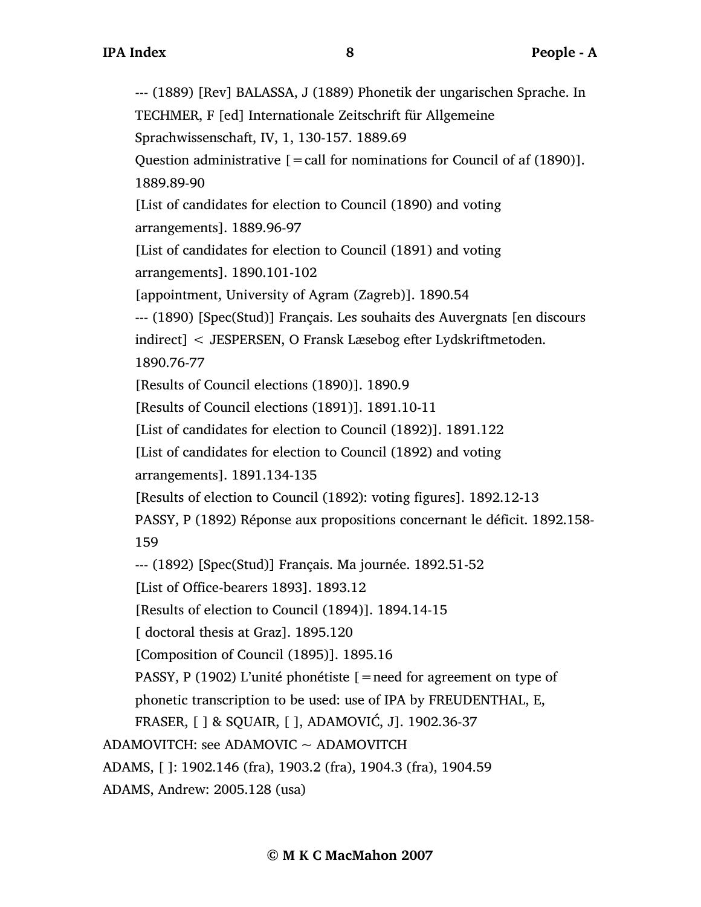--- (1889) [Rev] BALASSA, J (1889) Phonetik der ungarischen Sprache. In TECHMER, F [ed] Internationale Zeitschrift für Allgemeine Sprachwissenschaft, IV, 1, 130-157. 1889.69

Question administrative [=call for nominations for Council of af (1890)]. 1889.89-90

[List of candidates for election to Council (1890) and voting arrangements]. 1889.96-97

[List of candidates for election to Council (1891) and voting arrangements]. 1890.101-102

[appointment, University of Agram (Zagreb)]. 1890.54

--- (1890) [Spec(Stud)] Français. Les souhaits des Auvergnats [en discours indirect] < JESPERSEN, O Fransk Læsebog efter Lydskriftmetoden. 1890.76-77

[Results of Council elections (1890)]. 1890.9

[Results of Council elections (1891)]. 1891.10-11

[List of candidates for election to Council (1892)]. 1891.122

[List of candidates for election to Council (1892) and voting arrangements]. 1891.134-135

[Results of election to Council (1892): voting figures]. 1892.12-13

PASSY, P (1892) Réponse aux propositions concernant le déficit. 1892.158-159

--- (1892) [Spec(Stud)] Français. Ma journée. 1892.51-52

[List of Office-bearers 1893]. 1893.12

[Results of election to Council (1894)]. 1894.14-15

[ doctoral thesis at Graz]. 1895.120

[Composition of Council (1895)]. 1895.16

PASSY, P (1902) L'unité phonétiste [=need for agreement on type of phonetic transcription to be used: use of IPA by FREUDENTHAL, E, FRASER, [ ] & SQUAIR, [ ], ADAMOVIĆ, J]. 1902.36-37

ADAMOVITCH: see ADAMOVIC ~ ADAMOVITCH

ADAMS, [ ]: 1902.146 (fra), 1903.2 (fra), 1904.3 (fra), 1904.59

ADAMS, Andrew: 2005.128 (usa)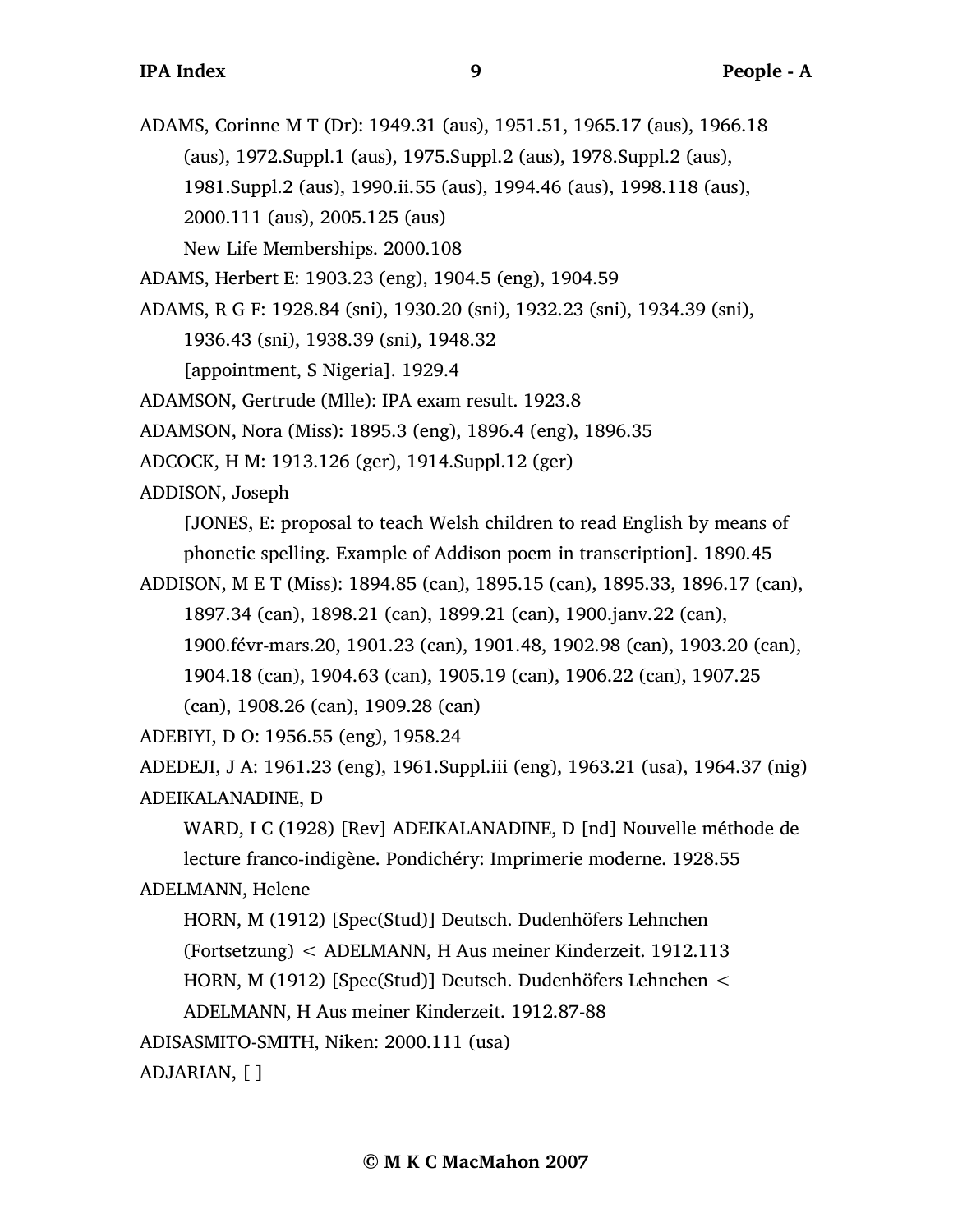ADAMS, Corinne M T (Dr): 1949.31 (aus), 1951.51, 1965.17 (aus), 1966.18 (aus), 1972.Suppl.1 (aus), 1975.Suppl.2 (aus), 1978.Suppl.2 (aus), 1981.Suppl.2 (aus), 1990.ii.55 (aus), 1994.46 (aus), 1998.118 (aus), 2000.111 (aus), 2005.125 (aus)

New Life Memberships. 2000.108

ADAMS, Herbert E: 1903.23 (eng), 1904.5 (eng), 1904.59

ADAMS, R G F: 1928.84 (sni), 1930.20 (sni), 1932.23 (sni), 1934.39 (sni), 1936.43 (sni), 1938.39 (sni), 1948.32

[appointment, S Nigeria]. 1929.4

ADAMSON, Gertrude (Mlle): IPA exam result. 1923.8

ADAMSON, Nora (Miss): 1895.3 (eng), 1896.4 (eng), 1896.35

ADCOCK, H M: 1913.126 (ger), 1914.Suppl.12 (ger)

ADDISON, Joseph

[JONES, E: proposal to teach Welsh children to read English by means of phonetic spelling. Example of Addison poem in transcription]. 1890.45

ADDISON, M E T (Miss): 1894.85 (can), 1895.15 (can), 1895.33, 1896.17 (can), 1897.34 (can), 1898.21 (can), 1899.21 (can), 1900.janv.22 (can), 1900.févr-mars.20, 1901.23 (can), 1901.48, 1902.98 (can), 1903.20 (can), 1904.18 (can), 1904.63 (can), 1905.19 (can), 1906.22 (can), 1907.25 (can), 1908.26 (can), 1909.28 (can)

ADEBIYI, D O: 1956.55 (eng), 1958.24

ADEDEJI, J A: 1961.23 (eng), 1961.Suppl.iii (eng), 1963.21 (usa), 1964.37 (nig)

ADEIKALANADINE, D

WARD, I C (1928) [Rev] ADEIKALANADINE, D [nd] Nouvelle méthode de lecture franco-indigène. Pondichéry: Imprimerie moderne. 1928.55

ADELMANN, Helene

HORN, M (1912) [Spec(Stud)] Deutsch. Dudenhöfers Lehnchen (Fortsetzung) < ADELMANN, H Aus meiner Kinderzeit. 1912.113

HORN, M (1912) [Spec(Stud)] Deutsch. Dudenhöfers Lehnchen < ADELMANN, H Aus meiner Kinderzeit. 1912.87-88

ADISASMITO-SMITH, Niken: 2000.111 (usa)

ADJARIAN, [ ]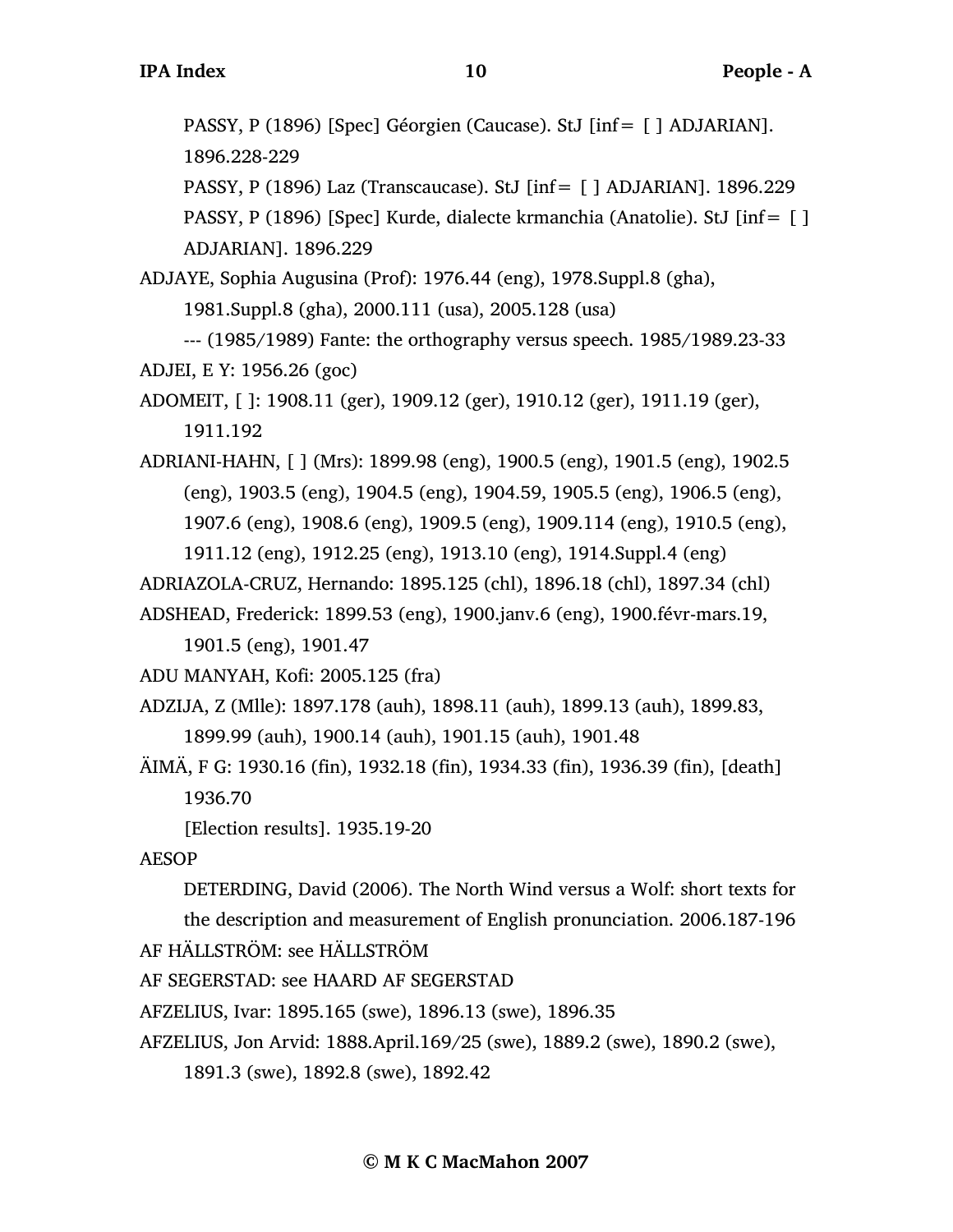PASSY, P (1896) [Spec] Géorgien (Caucase). StJ [inf= [ ] ADJARIAN]. 1896.228-229

PASSY, P (1896) Laz (Transcaucase). StJ [inf= [ ] ADJARIAN]. 1896.229

PASSY, P (1896) [Spec] Kurde, dialecte krmanchia (Anatolie). StJ [inf= [ ] ADJARIAN]. 1896.229

ADJAYE, Sophia Augusina (Prof): 1976.44 (eng), 1978.Suppl.8 (gha), 1981.Suppl.8 (gha), 2000.111 (usa), 2005.128 (usa)

--- (1985/1989) Fante: the orthography versus speech. 1985/1989.23-33

ADJEI, E Y: 1956.26 (goc)

ADOMEIT, [ ]: 1908.11 (ger), 1909.12 (ger), 1910.12 (ger), 1911.19 (ger), 1911.192

ADRIANI-HAHN, [ ] (Mrs): 1899.98 (eng), 1900.5 (eng), 1901.5 (eng), 1902.5 (eng), 1903.5 (eng), 1904.5 (eng), 1904.59, 1905.5 (eng), 1906.5 (eng), 1907.6 (eng), 1908.6 (eng), 1909.5 (eng), 1909.114 (eng), 1910.5 (eng), 1911.12 (eng), 1912.25 (eng), 1913.10 (eng), 1914.Suppl.4 (eng)

ADRIAZOLA-CRUZ, Hernando: 1895.125 (chl), 1896.18 (chl), 1897.34 (chl)

ADSHEAD, Frederick: 1899.53 (eng), 1900.janv.6 (eng), 1900.févr-mars.19, 1901.5 (eng), 1901.47

ADU MANYAH, Kofi: 2005.125 (fra)

ADZIJA, Z (Mlle): 1897.178 (auh), 1898.11 (auh), 1899.13 (auh), 1899.83, 1899.99 (auh), 1900.14 (auh), 1901.15 (auh), 1901.48

ÄIMÄ, F G: 1930.16 (fin), 1932.18 (fin), 1934.33 (fin), 1936.39 (fin), [death] 1936.70

[Election results]. 1935.19-20

AESOP

DETERDING, David (2006). The North Wind versus a Wolf: short texts for the description and measurement of English pronunciation. 2006.187-196

AF HÄLLSTRÖM: see HÄLLSTRÖM

AF SEGERSTAD: see HAARD AF SEGERSTAD

AFZELIUS, Ivar: 1895.165 (swe), 1896.13 (swe), 1896.35

AFZELIUS, Jon Arvid: 1888.April.169/25 (swe), 1889.2 (swe), 1890.2 (swe), 1891.3 (swe), 1892.8 (swe), 1892.42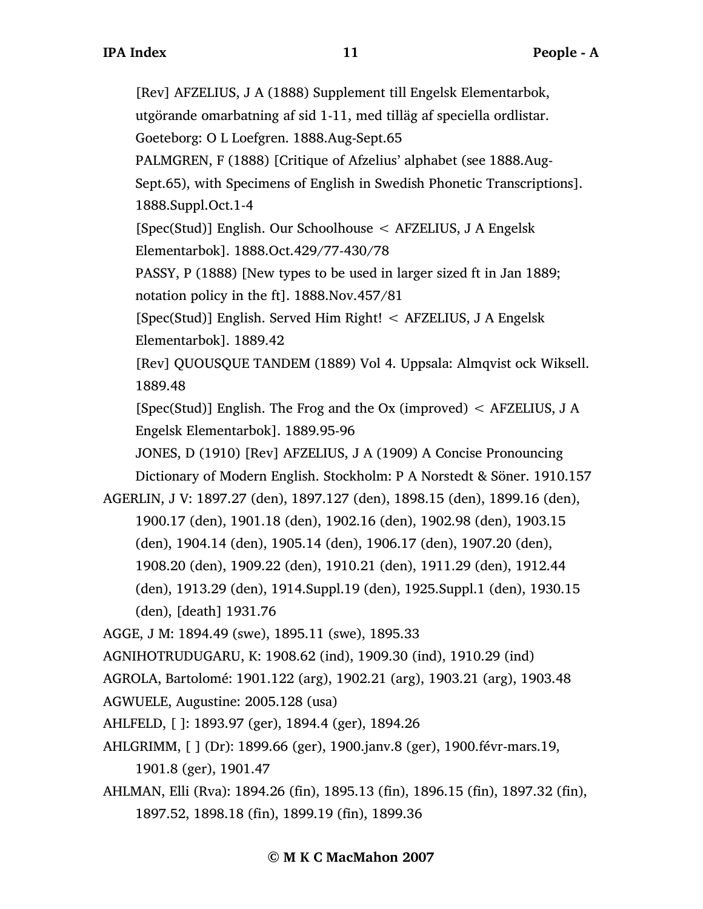[Rev] AFZELIUS, J A (1888) Supplement till Engelsk Elementarbok, utgörande omarbatning af sid 1-11, med tilläg af speciella ordlistar. Goeteborg: O L Loefgren. 1888.Aug-Sept.65

PALMGREN, F (1888) [Critique of Afzelius' alphabet (see 1888.Aug-Sept.65), with Specimens of English in Swedish Phonetic Transcriptions]. 1888.Suppl.Oct.1-4

[Spec(Stud)] English. Our Schoolhouse < AFZELIUS, J A Engelsk Elementarbok]. 1888.Oct.429/77-430/78

PASSY, P (1888) [New types to be used in larger sized ft in Jan 1889; notation policy in the ft]. 1888.Nov.457/81

[Spec(Stud)] English. Served Him Right! < AFZELIUS, J A Engelsk Elementarbok]. 1889.42

[Rev] QUOUSQUE TANDEM (1889) Vol 4. Uppsala: Almqvist ock Wiksell. 1889.48

[Spec(Stud)] English. The Frog and the Ox (improved) < AFZELIUS, J A Engelsk Elementarbok]. 1889.95-96

JONES, D (1910) [Rev] AFZELIUS, J A (1909) A Concise Pronouncing Dictionary of Modern English. Stockholm: P A Norstedt & Söner. 1910.157

AGERLIN, J V: 1897.27 (den), 1897.127 (den), 1898.15 (den), 1899.16 (den), 1900.17 (den), 1901.18 (den), 1902.16 (den), 1902.98 (den), 1903.15 (den), 1904.14 (den), 1905.14 (den), 1906.17 (den), 1907.20 (den), 1908.20 (den), 1909.22 (den), 1910.21 (den), 1911.29 (den), 1912.44 (den), 1913.29 (den), 1914.Suppl.19 (den), 1925.Suppl.1 (den), 1930.15 (den), [death] 1931.76

AGGE, J M: 1894.49 (swe), 1895.11 (swe), 1895.33

AGNIHOTRUDUGARU, K: 1908.62 (ind), 1909.30 (ind), 1910.29 (ind)

AGROLA, Bartolomé: 1901.122 (arg), 1902.21 (arg), 1903.21 (arg), 1903.48

AGWUELE, Augustine: 2005.128 (usa)

AHLFELD, [ ]: 1893.97 (ger), 1894.4 (ger), 1894.26

AHLGRIMM, [ ] (Dr): 1899.66 (ger), 1900.janv.8 (ger), 1900.févr-mars.19, 1901.8 (ger), 1901.47

AHLMAN, Elli (Rva): 1894.26 (fin), 1895.13 (fin), 1896.15 (fin), 1897.32 (fin), 1897.52, 1898.18 (fin), 1899.19 (fin), 1899.36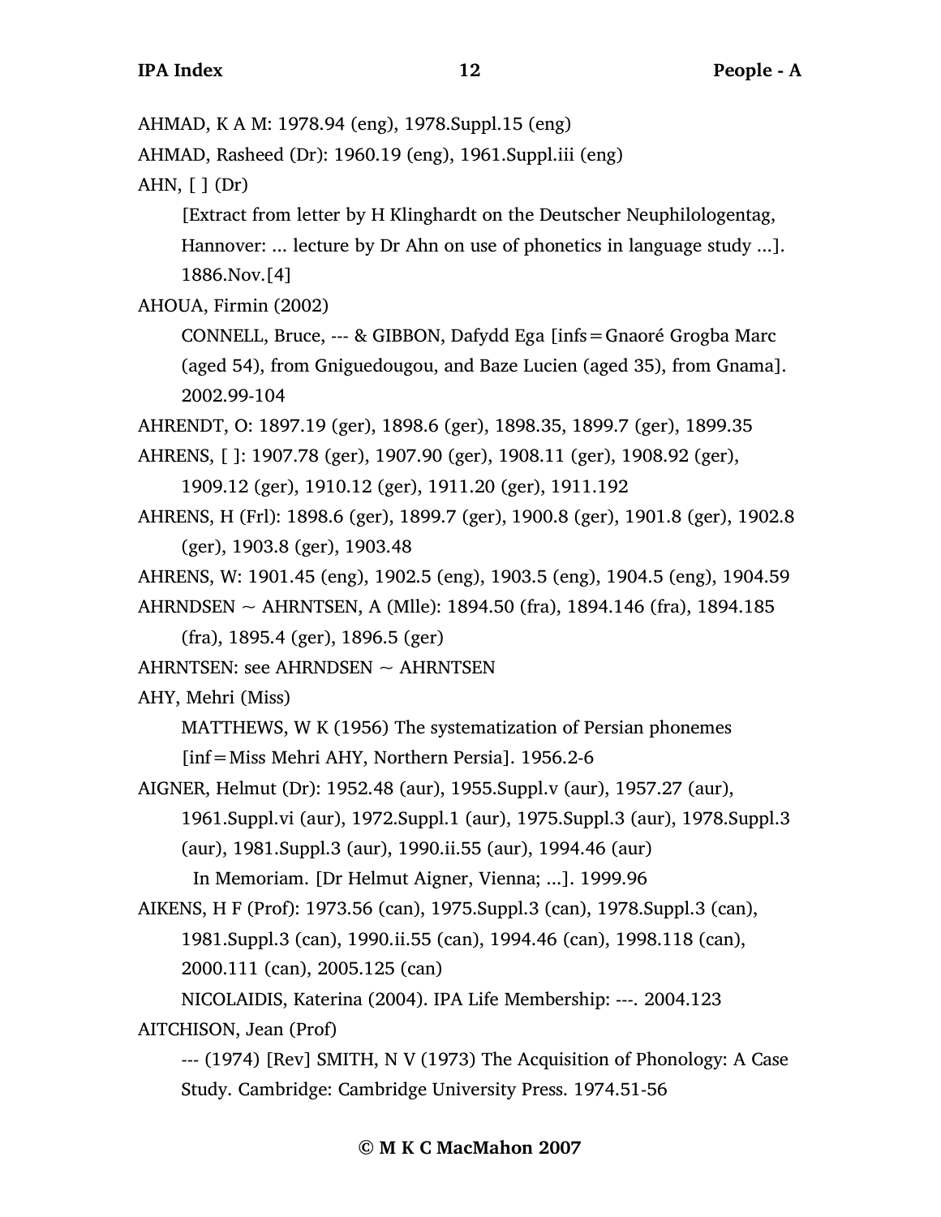AHMAD, K A M: 1978.94 (eng), 1978.Suppl.15 (eng)

AHMAD, Rasheed (Dr): 1960.19 (eng), 1961.Suppl.iii (eng)

AHN, [ ] (Dr)

[Extract from letter by H Klinghardt on the Deutscher Neuphilologentag, Hannover: ... lecture by Dr Ahn on use of phonetics in language study ...]. 1886.Nov.[4]

AHOUA, Firmin (2002)

CONNELL, Bruce, --- & GIBBON, Dafydd Ega [infs=Gnaoré Grogba Marc (aged 54), from Gniguedougou, and Baze Lucien (aged 35), from Gnama]. 2002.99-104

AHRENDT, O: 1897.19 (ger), 1898.6 (ger), 1898.35, 1899.7 (ger), 1899.35

AHRENS, [ ]: 1907.78 (ger), 1907.90 (ger), 1908.11 (ger), 1908.92 (ger), 1909.12 (ger), 1910.12 (ger), 1911.20 (ger), 1911.192

AHRENS, H (Frl): 1898.6 (ger), 1899.7 (ger), 1900.8 (ger), 1901.8 (ger), 1902.8 (ger), 1903.8 (ger), 1903.48

AHRENS, W: 1901.45 (eng), 1902.5 (eng), 1903.5 (eng), 1904.5 (eng), 1904.59

AHRNDSEN ~ AHRNTSEN, A (Mlle): 1894.50 (fra), 1894.146 (fra), 1894.185 (fra), 1895.4 (ger), 1896.5 (ger)

AHRNTSEN: see AHRNDSEN ~ AHRNTSEN

AHY, Mehri (Miss)

MATTHEWS, W K (1956) The systematization of Persian phonemes [inf=Miss Mehri AHY, Northern Persia]. 1956.2-6

AIGNER, Helmut (Dr): 1952.48 (aur), 1955.Suppl.v (aur), 1957.27 (aur), 1961.Suppl.vi (aur), 1972.Suppl.1 (aur), 1975.Suppl.3 (aur), 1978.Suppl.3 (aur), 1981.Suppl.3 (aur), 1990.ii.55 (aur), 1994.46 (aur)

In Memoriam. [Dr Helmut Aigner, Vienna; ...]. 1999.96

AIKENS, H F (Prof): 1973.56 (can), 1975.Suppl.3 (can), 1978.Suppl.3 (can), 1981.Suppl.3 (can), 1990.ii.55 (can), 1994.46 (can), 1998.118 (can), 2000.111 (can), 2005.125 (can)

NICOLAIDIS, Katerina (2004). IPA Life Membership: ---. 2004.123

AITCHISON, Jean (Prof)

--- (1974) [Rev] SMITH, N V (1973) The Acquisition of Phonology: A Case Study. Cambridge: Cambridge University Press. 1974.51-56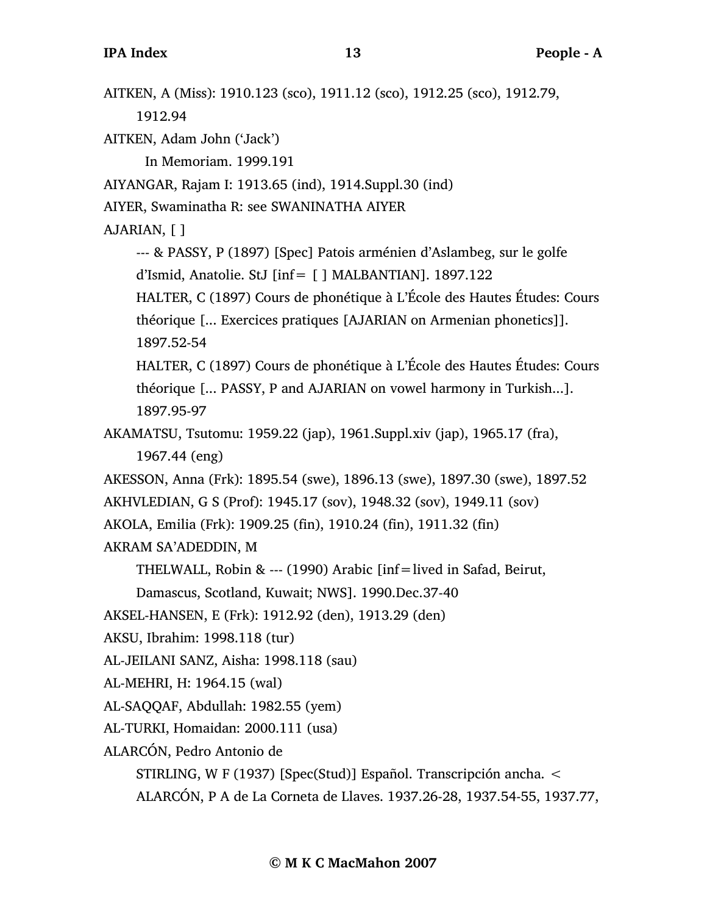AITKEN, A (Miss): 1910.123 (sco), 1911.12 (sco), 1912.25 (sco), 1912.79, 1912.94

AITKEN, Adam John ('Jack')

In Memoriam. 1999.191

AIYANGAR, Rajam I: 1913.65 (ind), 1914.Suppl.30 (ind)

AIYER, Swaminatha R: see SWANINATHA AIYER

AJARIAN, [ ]

--- & PASSY, P (1897) [Spec] Patois arménien d'Aslambeg, sur le golfe d'Ismid, Anatolie. StJ [inf= [ ] MALBANTIAN]. 1897.122

HALTER, C (1897) Cours de phonétique à L'École des Hautes Études: Cours théorique [... Exercices pratiques [AJARIAN on Armenian phonetics]]. 1897.52-54

HALTER, C (1897) Cours de phonétique à L'École des Hautes Études: Cours théorique [... PASSY, P and AJARIAN on vowel harmony in Turkish...]. 1897.95-97

AKAMATSU, Tsutomu: 1959.22 (jap), 1961.Suppl.xiv (jap), 1965.17 (fra), 1967.44 (eng)

AKESSON, Anna (Frk): 1895.54 (swe), 1896.13 (swe), 1897.30 (swe), 1897.52

AKHVLEDIAN, G S (Prof): 1945.17 (sov), 1948.32 (sov), 1949.11 (sov)

AKOLA, Emilia (Frk): 1909.25 (fin), 1910.24 (fin), 1911.32 (fin)

AKRAM SA'ADEDDIN, M

THELWALL, Robin & --- (1990) Arabic [inf=lived in Safad, Beirut, Damascus, Scotland, Kuwait; NWS]. 1990.Dec.37-40

AKSEL-HANSEN, E (Frk): 1912.92 (den), 1913.29 (den)

AKSU, Ibrahim: 1998.118 (tur)

AL-JEILANI SANZ, Aisha: 1998.118 (sau)

AL-MEHRI, H: 1964.15 (wal)

AL-SAQQAF, Abdullah: 1982.55 (yem)

AL-TURKI, Homaidan: 2000.111 (usa)

ALARCÓN, Pedro Antonio de

STIRLING, W F (1937) [Spec(Stud)] Español. Transcripción ancha. < ALARCÓN, P A de La Corneta de Llaves. 1937.26-28, 1937.54-55, 1937.77,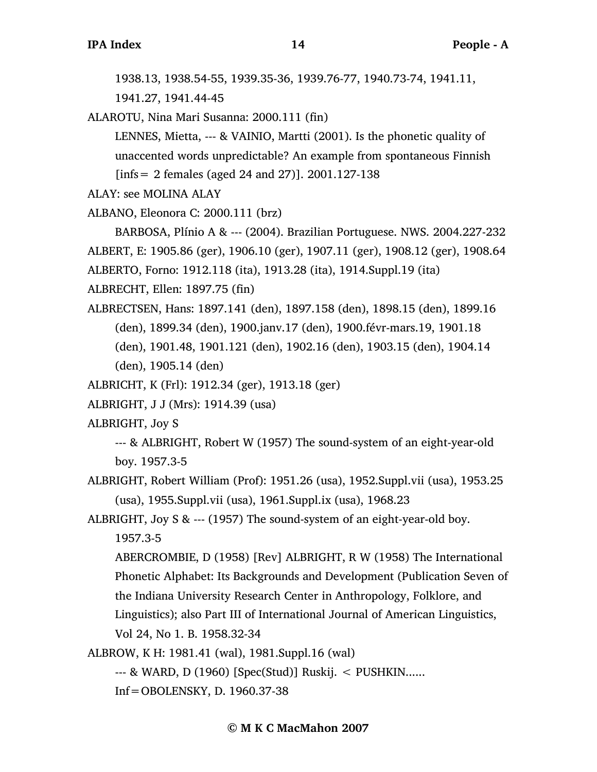1938.13, 1938.54-55, 1939.35-36, 1939.76-77, 1940.73-74, 1941.11, 1941.27, 1941.44-45

ALAROTU, Nina Mari Susanna: 2000.111 (fin)

LENNES, Mietta, --- & VAINIO, Martti (2001). Is the phonetic quality of unaccented words unpredictable? An example from spontaneous Finnish [infs= 2 females (aged 24 and 27)]. 2001.127-138

ALAY: see MOLINA ALAY

ALBANO, Eleonora C: 2000.111 (brz)

BARBOSA, Plínio A & --- (2004). Brazilian Portuguese. NWS. 2004.227-232

ALBERT, E: 1905.86 (ger), 1906.10 (ger), 1907.11 (ger), 1908.12 (ger), 1908.64

ALBERTO, Forno: 1912.118 (ita), 1913.28 (ita), 1914.Suppl.19 (ita)

ALBRECHT, Ellen: 1897.75 (fin)

ALBRECTSEN, Hans: 1897.141 (den), 1897.158 (den), 1898.15 (den), 1899.16 (den), 1899.34 (den), 1900.janv.17 (den), 1900.févr-mars.19, 1901.18 (den), 1901.48, 1901.121 (den), 1902.16 (den), 1903.15 (den), 1904.14 (den), 1905.14 (den)

ALBRICHT, K (Frl): 1912.34 (ger), 1913.18 (ger)

ALBRIGHT, J J (Mrs): 1914.39 (usa)

ALBRIGHT, Joy S

--- & ALBRIGHT, Robert W (1957) The sound-system of an eight-year-old boy. 1957.3-5

ALBRIGHT, Robert William (Prof): 1951.26 (usa), 1952.Suppl.vii (usa), 1953.25 (usa), 1955.Suppl.vii (usa), 1961.Suppl.ix (usa), 1968.23

ALBRIGHT, Joy S & --- (1957) The sound-system of an eight-year-old boy. 1957.3-5

ABERCROMBIE, D (1958) [Rev] ALBRIGHT, R W (1958) The International Phonetic Alphabet: Its Backgrounds and Development (Publication Seven of the Indiana University Research Center in Anthropology, Folklore, and Linguistics); also Part III of International Journal of American Linguistics, Vol 24, No 1. B. 1958.32-34

ALBROW, K H: 1981.41 (wal), 1981.Suppl.16 (wal)

--- & WARD, D (1960) [Spec(Stud)] Ruskij. < PUSHKIN...... Inf=OBOLENSKY, D. 1960.37-38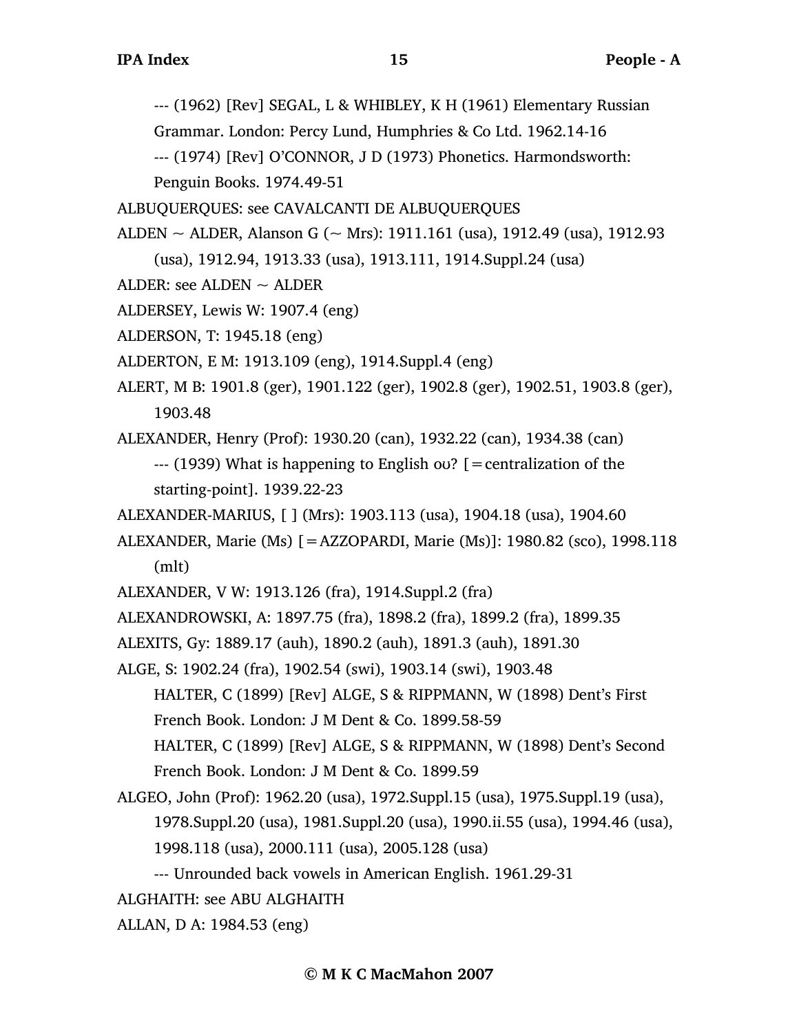--- (1962) [Rev] SEGAL, L & WHIBLEY, K H (1961) Elementary Russian Grammar. London: Percy Lund, Humphries & Co Ltd. 1962.14-16

--- (1974) [Rev] O'CONNOR, J D (1973) Phonetics. Harmondsworth: Penguin Books. 1974.49-51

ALBUQUERQUES: see CAVALCANTI DE ALBUQUERQUES

ALDEN ~ ALDER, Alanson G (~ Mrs): 1911.161 (usa), 1912.49 (usa), 1912.93 (usa), 1912.94, 1913.33 (usa), 1913.111, 1914.Suppl.24 (usa)

ALDER: see ALDEN ~ ALDER

ALDERSEY, Lewis W: 1907.4 (eng)

ALDERSON, T: 1945.18 (eng)

ALDERTON, E M: 1913.109 (eng), 1914.Suppl.4 (eng)

ALERT, M B: 1901.8 (ger), 1901.122 (ger), 1902.8 (ger), 1902.51, 1903.8 (ger), 1903.48

ALEXANDER, Henry (Prof): 1930.20 (can), 1932.22 (can), 1934.38 (can)

--- (1939) What is happening to English oʊ? [=centralization of the starting-point]. 1939.22-23

ALEXANDER-MARIUS, [ ] (Mrs): 1903.113 (usa), 1904.18 (usa), 1904.60

ALEXANDER, Marie (Ms) [=AZZOPARDI, Marie (Ms)]: 1980.82 (sco), 1998.118 (mlt)

ALEXANDER, V W: 1913.126 (fra), 1914.Suppl.2 (fra)

ALEXANDROWSKI, A: 1897.75 (fra), 1898.2 (fra), 1899.2 (fra), 1899.35

ALEXITS, Gy: 1889.17 (auh), 1890.2 (auh), 1891.3 (auh), 1891.30

ALGE, S: 1902.24 (fra), 1902.54 (swi), 1903.14 (swi), 1903.48

HALTER, C (1899) [Rev] ALGE, S & RIPPMANN, W (1898) Dent's First French Book. London: J M Dent & Co. 1899.58-59

HALTER, C (1899) [Rev] ALGE, S & RIPPMANN, W (1898) Dent's Second French Book. London: J M Dent & Co. 1899.59

ALGEO, John (Prof): 1962.20 (usa), 1972.Suppl.15 (usa), 1975.Suppl.19 (usa), 1978.Suppl.20 (usa), 1981.Suppl.20 (usa), 1990.ii.55 (usa), 1994.46 (usa), 1998.118 (usa), 2000.111 (usa), 2005.128 (usa)

--- Unrounded back vowels in American English. 1961.29-31

ALGHAITH: see ABU ALGHAITH

ALLAN, D A: 1984.53 (eng)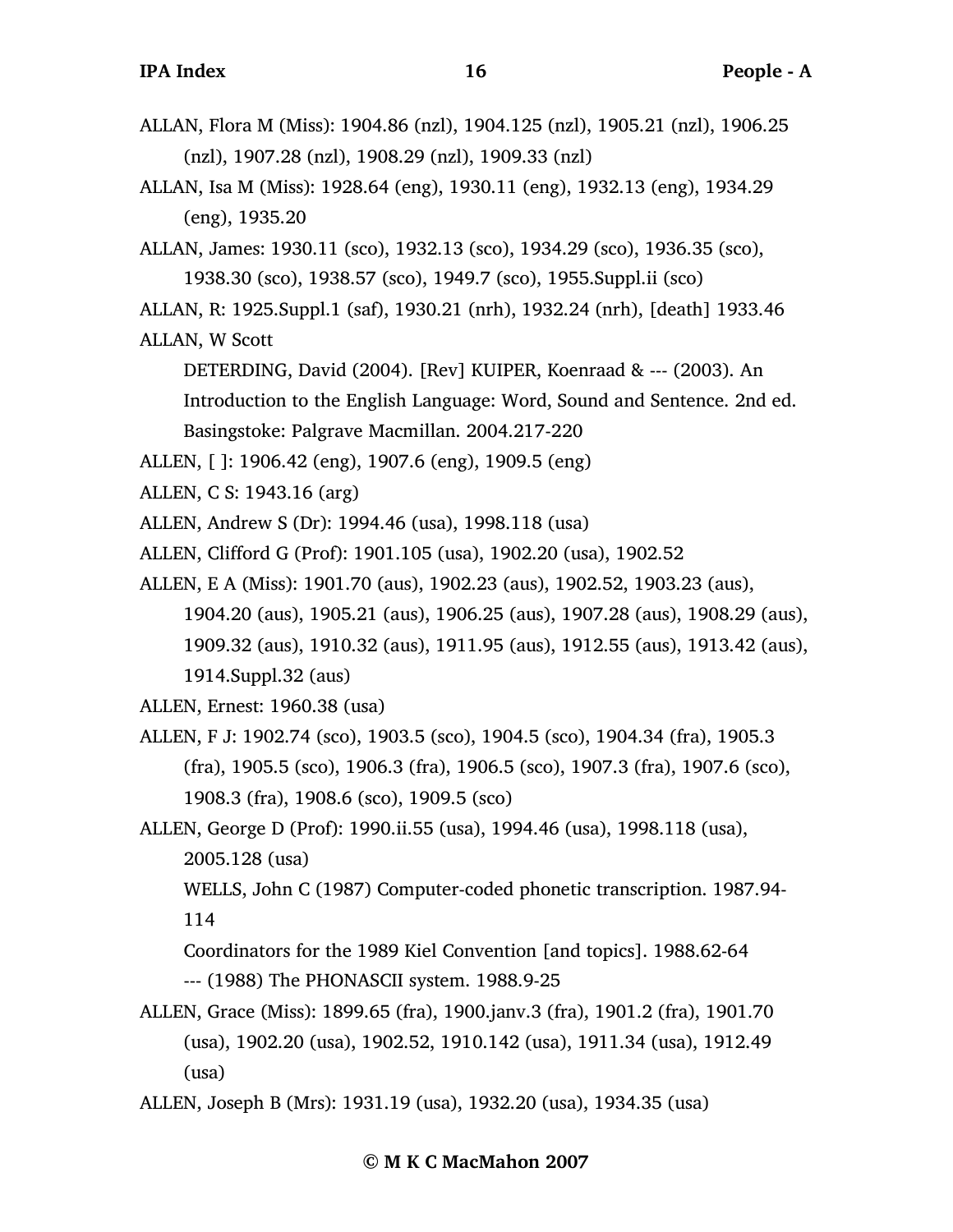ALLAN, Flora M (Miss): 1904.86 (nzl), 1904.125 (nzl), 1905.21 (nzl), 1906.25 (nzl), 1907.28 (nzl), 1908.29 (nzl), 1909.33 (nzl)

ALLAN, Isa M (Miss): 1928.64 (eng), 1930.11 (eng), 1932.13 (eng), 1934.29 (eng), 1935.20

ALLAN, James: 1930.11 (sco), 1932.13 (sco), 1934.29 (sco), 1936.35 (sco), 1938.30 (sco), 1938.57 (sco), 1949.7 (sco), 1955.Suppl.ii (sco)

ALLAN, R: 1925.Suppl.1 (saf), 1930.21 (nrh), 1932.24 (nrh), [death] 1933.46

ALLAN, W Scott

DETERDING, David (2004). [Rev] KUIPER, Koenraad & --- (2003). An Introduction to the English Language: Word, Sound and Sentence. 2nd ed. Basingstoke: Palgrave Macmillan. 2004.217-220

ALLEN, [ ]: 1906.42 (eng), 1907.6 (eng), 1909.5 (eng)

ALLEN, C S: 1943.16 (arg)

ALLEN, Andrew S (Dr): 1994.46 (usa), 1998.118 (usa)

ALLEN, Clifford G (Prof): 1901.105 (usa), 1902.20 (usa), 1902.52

ALLEN, E A (Miss): 1901.70 (aus), 1902.23 (aus), 1902.52, 1903.23 (aus), 1904.20 (aus), 1905.21 (aus), 1906.25 (aus), 1907.28 (aus), 1908.29 (aus), 1909.32 (aus), 1910.32 (aus), 1911.95 (aus), 1912.55 (aus), 1913.42 (aus), 1914.Suppl.32 (aus)

ALLEN, Ernest: 1960.38 (usa)

ALLEN, F J: 1902.74 (sco), 1903.5 (sco), 1904.5 (sco), 1904.34 (fra), 1905.3 (fra), 1905.5 (sco), 1906.3 (fra), 1906.5 (sco), 1907.3 (fra), 1907.6 (sco), 1908.3 (fra), 1908.6 (sco), 1909.5 (sco)

ALLEN, George D (Prof): 1990.ii.55 (usa), 1994.46 (usa), 1998.118 (usa), 2005.128 (usa)

WELLS, John C (1987) Computer-coded phonetic transcription. 1987.94-114

Coordinators for the 1989 Kiel Convention [and topics]. 1988.62-64

--- (1988) The PHONASCII system. 1988.9-25

ALLEN, Grace (Miss): 1899.65 (fra), 1900.janv.3 (fra), 1901.2 (fra), 1901.70 (usa), 1902.20 (usa), 1902.52, 1910.142 (usa), 1911.34 (usa), 1912.49 (usa)

ALLEN, Joseph B (Mrs): 1931.19 (usa), 1932.20 (usa), 1934.35 (usa)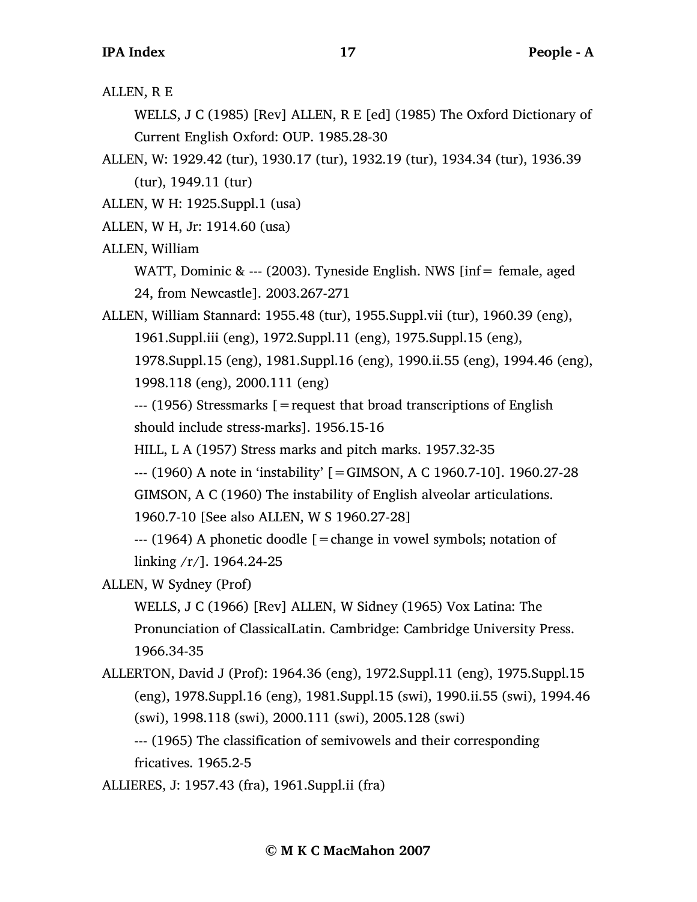ALLEN, R E

WELLS, J C (1985) [Rev] ALLEN, R E [ed] (1985) The Oxford Dictionary of Current English Oxford: OUP. 1985.28-30

ALLEN, W: 1929.42 (tur), 1930.17 (tur), 1932.19 (tur), 1934.34 (tur), 1936.39 (tur), 1949.11 (tur)

ALLEN, W H: 1925.Suppl.1 (usa)

ALLEN, W H, Jr: 1914.60 (usa)

ALLEN, William

WATT, Dominic & --- (2003). Tyneside English. NWS [inf= female, aged 24, from Newcastle]. 2003.267-271

ALLEN, William Stannard: 1955.48 (tur), 1955.Suppl.vii (tur), 1960.39 (eng), 1961.Suppl.iii (eng), 1972.Suppl.11 (eng), 1975.Suppl.15 (eng), 1978.Suppl.15 (eng), 1981.Suppl.16 (eng), 1990.ii.55 (eng), 1994.46 (eng), 1998.118 (eng), 2000.111 (eng)

--- (1956) Stressmarks [=request that broad transcriptions of English should include stress-marks]. 1956.15-16

HILL, L A (1957) Stress marks and pitch marks. 1957.32-35

--- (1960) A note in 'instability' [=GIMSON, A C 1960.7-10]. 1960.27-28

GIMSON, A C (1960) The instability of English alveolar articulations. 1960.7-10 [See also ALLEN, W S 1960.27-28]

--- (1964) A phonetic doodle [=change in vowel symbols; notation of linking /r/]. 1964.24-25

ALLEN, W Sydney (Prof)

WELLS, J C (1966) [Rev] ALLEN, W Sidney (1965) Vox Latina: The Pronunciation of ClassicalLatin. Cambridge: Cambridge University Press. 1966.34-35

ALLERTON, David J (Prof): 1964.36 (eng), 1972.Suppl.11 (eng), 1975.Suppl.15 (eng), 1978.Suppl.16 (eng), 1981.Suppl.15 (swi), 1990.ii.55 (swi), 1994.46 (swi), 1998.118 (swi), 2000.111 (swi), 2005.128 (swi)

--- (1965) The classification of semivowels and their corresponding fricatives. 1965.2-5

ALLIERES, J: 1957.43 (fra), 1961.Suppl.ii (fra)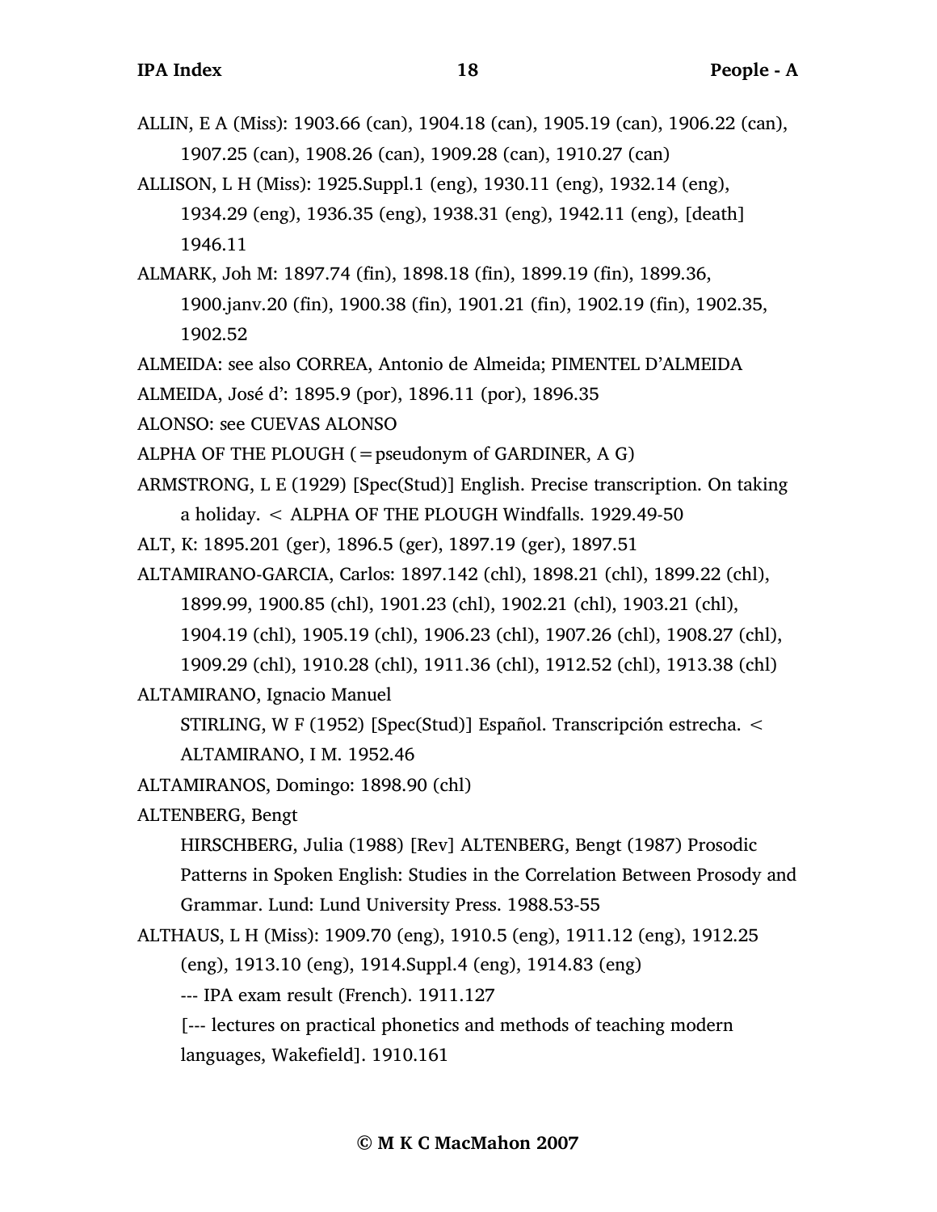ALLIN, E A (Miss): 1903.66 (can), 1904.18 (can), 1905.19 (can), 1906.22 (can), 1907.25 (can), 1908.26 (can), 1909.28 (can), 1910.27 (can)

ALLISON, L H (Miss): 1925.Suppl.1 (eng), 1930.11 (eng), 1932.14 (eng), 1934.29 (eng), 1936.35 (eng), 1938.31 (eng), 1942.11 (eng), [death] 1946.11

ALMARK, Joh M: 1897.74 (fin), 1898.18 (fin), 1899.19 (fin), 1899.36, 1900.janv.20 (fin), 1900.38 (fin), 1901.21 (fin), 1902.19 (fin), 1902.35, 1902.52

ALMEIDA: see also CORREA, Antonio de Almeida; PIMENTEL D'ALMEIDA

ALMEIDA, José d': 1895.9 (por), 1896.11 (por), 1896.35

ALONSO: see CUEVAS ALONSO

ALPHA OF THE PLOUGH (=pseudonym of GARDINER, A G)

ARMSTRONG, L E (1929) [Spec(Stud)] English. Precise transcription. On taking a holiday. < ALPHA OF THE PLOUGH Windfalls. 1929.49-50

ALT, K: 1895.201 (ger), 1896.5 (ger), 1897.19 (ger), 1897.51

ALTAMIRANO-GARCIA, Carlos: 1897.142 (chl), 1898.21 (chl), 1899.22 (chl), 1899.99, 1900.85 (chl), 1901.23 (chl), 1902.21 (chl), 1903.21 (chl), 1904.19 (chl), 1905.19 (chl), 1906.23 (chl), 1907.26 (chl), 1908.27 (chl), 1909.29 (chl), 1910.28 (chl), 1911.36 (chl), 1912.52 (chl), 1913.38 (chl)

ALTAMIRANO, Ignacio Manuel

STIRLING, W F (1952) [Spec(Stud)] Español. Transcripción estrecha. < ALTAMIRANO, I M. 1952.46

ALTAMIRANOS, Domingo: 1898.90 (chl)

ALTENBERG, Bengt

HIRSCHBERG, Julia (1988) [Rev] ALTENBERG, Bengt (1987) Prosodic Patterns in Spoken English: Studies in the Correlation Between Prosody and Grammar. Lund: Lund University Press. 1988.53-55

ALTHAUS, L H (Miss): 1909.70 (eng), 1910.5 (eng), 1911.12 (eng), 1912.25 (eng), 1913.10 (eng), 1914.Suppl.4 (eng), 1914.83 (eng)

--- IPA exam result (French). 1911.127

[--- lectures on practical phonetics and methods of teaching modern languages, Wakefield]. 1910.161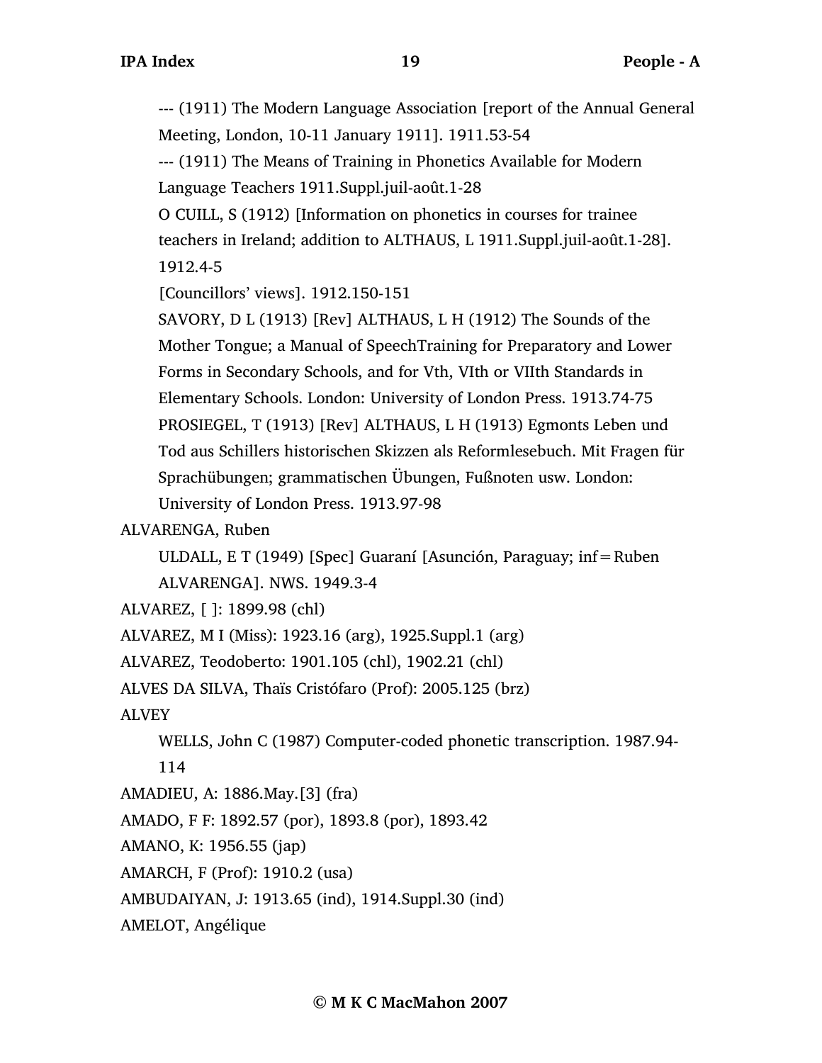--- (1911) The Modern Language Association [report of the Annual General Meeting, London, 10-11 January 1911]. 1911.53-54

--- (1911) The Means of Training in Phonetics Available for Modern Language Teachers 1911.Suppl.juil-août.1-28

O CUILL, S (1912) [Information on phonetics in courses for trainee teachers in Ireland; addition to ALTHAUS, L 1911.Suppl.juil-août.1-28]. 1912.4-5

[Councillors' views]. 1912.150-151

SAVORY, D L (1913) [Rev] ALTHAUS, L H (1912) The Sounds of the Mother Tongue; a Manual of SpeechTraining for Preparatory and Lower Forms in Secondary Schools, and for Vth, VIth or VIIth Standards in Elementary Schools. London: University of London Press. 1913.74-75

PROSIEGEL, T (1913) [Rev] ALTHAUS, L H (1913) Egmonts Leben und Tod aus Schillers historischen Skizzen als Reformlesebuch. Mit Fragen für Sprachübungen; grammatischen Übungen, Fußnoten usw. London: University of London Press. 1913.97-98

ALVARENGA, Ruben

ULDALL, E T (1949) [Spec] Guaraní [Asunción, Paraguay; inf = Ruben ALVARENGA]. NWS. 1949.3-4

ALVAREZ, [ ]: 1899.98 (chl)

ALVAREZ, M I (Miss): 1923.16 (arg), 1925.Suppl.1 (arg)

ALVAREZ, Teodoberto: 1901.105 (chl), 1902.21 (chl)

ALVES DA SILVA, Thaïs Cristófaro (Prof): 2005.125 (brz)

ALVEY

WELLS, John C (1987) Computer-coded phonetic transcription. 1987.94-114

AMADIEU, A: 1886.May.[3] (fra)

AMADO, F F: 1892.57 (por), 1893.8 (por), 1893.42

AMANO, K: 1956.55 (jap)

AMARCH, F (Prof): 1910.2 (usa)

AMBUDAIYAN, J: 1913.65 (ind), 1914.Suppl.30 (ind)

AMELOT, Angélique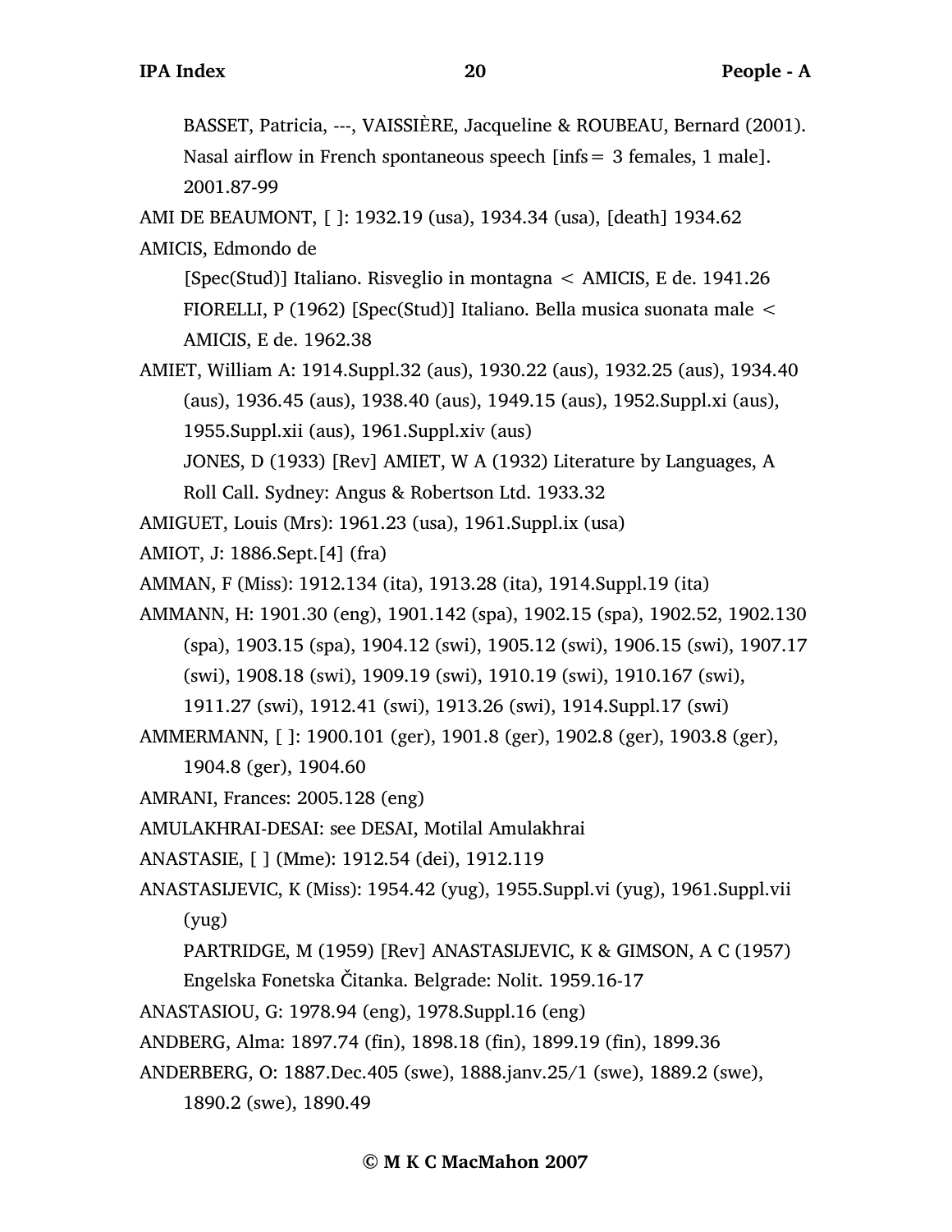BASSET, Patricia, ---, VAISSIÈRE, Jacqueline & ROUBEAU, Bernard (2001). Nasal airflow in French spontaneous speech [infs = 3 females, 1 male]. 2001.87-99

AMI DE BEAUMONT, [ ]: 1932.19 (usa), 1934.34 (usa), [death] 1934.62

AMICIS, Edmondo de

[Spec(Stud)] Italiano. Risveglio in montagna < AMICIS, E de. 1941.26

FIORELLI, P (1962) [Spec(Stud)] Italiano. Bella musica suonata male < AMICIS, E de. 1962.38

AMIET, William A: 1914.Suppl.32 (aus), 1930.22 (aus), 1932.25 (aus), 1934.40 (aus), 1936.45 (aus), 1938.40 (aus), 1949.15 (aus), 1952.Suppl.xi (aus), 1955.Suppl.xii (aus), 1961.Suppl.xiv (aus)

JONES, D (1933) [Rev] AMIET, W A (1932) Literature by Languages, A Roll Call. Sydney: Angus & Robertson Ltd. 1933.32

AMIGUET, Louis (Mrs): 1961.23 (usa), 1961.Suppl.ix (usa)

AMIOT, J: 1886.Sept.[4] (fra)

AMMAN, F (Miss): 1912.134 (ita), 1913.28 (ita), 1914.Suppl.19 (ita)

AMMANN, H: 1901.30 (eng), 1901.142 (spa), 1902.15 (spa), 1902.52, 1902.130 (spa), 1903.15 (spa), 1904.12 (swi), 1905.12 (swi), 1906.15 (swi), 1907.17 (swi), 1908.18 (swi), 1909.19 (swi), 1910.19 (swi), 1910.167 (swi), 1911.27 (swi), 1912.41 (swi), 1913.26 (swi), 1914.Suppl.17 (swi)

AMMERMANN, [ ]: 1900.101 (ger), 1901.8 (ger), 1902.8 (ger), 1903.8 (ger), 1904.8 (ger), 1904.60

AMRANI, Frances: 2005.128 (eng)

AMULAKHRAI-DESAI: see DESAI, Motilal Amulakhrai

ANASTASIE, [ ] (Mme): 1912.54 (dei), 1912.119

ANASTASIJEVIC, K (Miss): 1954.42 (yug), 1955.Suppl.vi (yug), 1961.Suppl.vii (yug)

PARTRIDGE, M (1959) [Rev] ANASTASIJEVIC, K & GIMSON, A C (1957) Engelska Fonetska Čitanka. Belgrade: Nolit. 1959.16-17

ANASTASIOU, G: 1978.94 (eng), 1978.Suppl.16 (eng)

ANDBERG, Alma: 1897.74 (fin), 1898.18 (fin), 1899.19 (fin), 1899.36

ANDERBERG, O: 1887.Dec.405 (swe), 1888.janv.25/1 (swe), 1889.2 (swe), 1890.2 (swe), 1890.49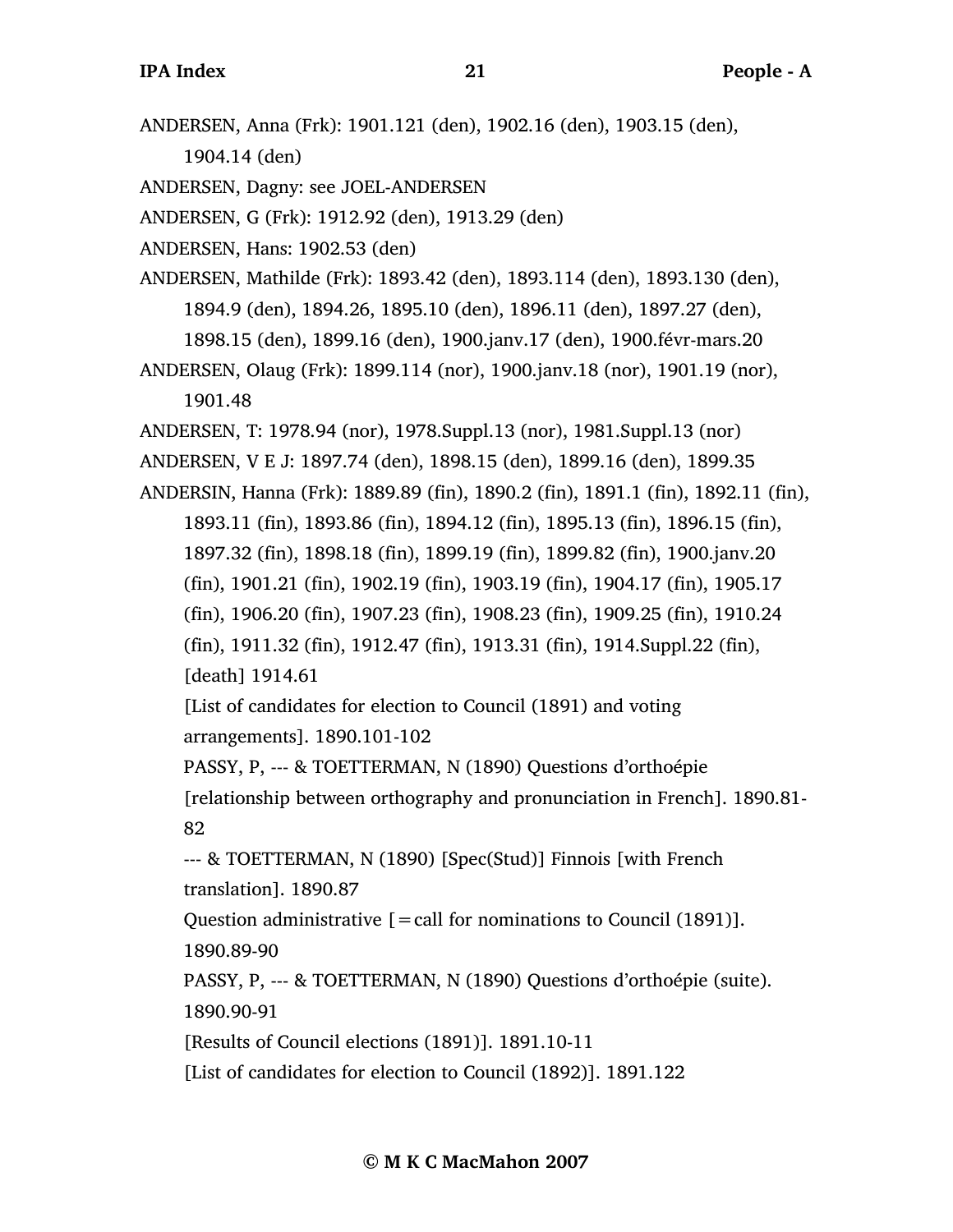ANDERSEN, Anna (Frk): 1901.121 (den), 1902.16 (den), 1903.15 (den), 1904.14 (den)

ANDERSEN, Dagny: see JOEL-ANDERSEN

ANDERSEN, G (Frk): 1912.92 (den), 1913.29 (den)

ANDERSEN, Hans: 1902.53 (den)

ANDERSEN, Mathilde (Frk): 1893.42 (den), 1893.114 (den), 1893.130 (den), 1894.9 (den), 1894.26, 1895.10 (den), 1896.11 (den), 1897.27 (den), 1898.15 (den), 1899.16 (den), 1900.janv.17 (den), 1900.févr-mars.20

ANDERSEN, Olaug (Frk): 1899.114 (nor), 1900.janv.18 (nor), 1901.19 (nor), 1901.48

ANDERSEN, T: 1978.94 (nor), 1978.Suppl.13 (nor), 1981.Suppl.13 (nor)

ANDERSEN, V E J: 1897.74 (den), 1898.15 (den), 1899.16 (den), 1899.35

ANDERSIN, Hanna (Frk): 1889.89 (fin), 1890.2 (fin), 1891.1 (fin), 1892.11 (fin), 1893.11 (fin), 1893.86 (fin), 1894.12 (fin), 1895.13 (fin), 1896.15 (fin), 1897.32 (fin), 1898.18 (fin), 1899.19 (fin), 1899.82 (fin), 1900.janv.20 (fin), 1901.21 (fin), 1902.19 (fin), 1903.19 (fin), 1904.17 (fin), 1905.17 (fin), 1906.20 (fin), 1907.23 (fin), 1908.23 (fin), 1909.25 (fin), 1910.24 (fin), 1911.32 (fin), 1912.47 (fin), 1913.31 (fin), 1914.Suppl.22 (fin), [death] 1914.61

[List of candidates for election to Council (1891) and voting arrangements]. 1890.101-102

PASSY, P, --- & TOETTERMAN, N (1890) Questions d'orthoépie [relationship between orthography and pronunciation in French]. 1890.81-82

--- & TOETTERMAN, N (1890) [Spec(Stud)] Finnois [with French translation]. 1890.87

Question administrative [=call for nominations to Council (1891)]. 1890.89-90

PASSY, P, --- & TOETTERMAN, N (1890) Questions d'orthoépie (suite). 1890.90-91

[Results of Council elections (1891)]. 1891.10-11

[List of candidates for election to Council (1892)]. 1891.122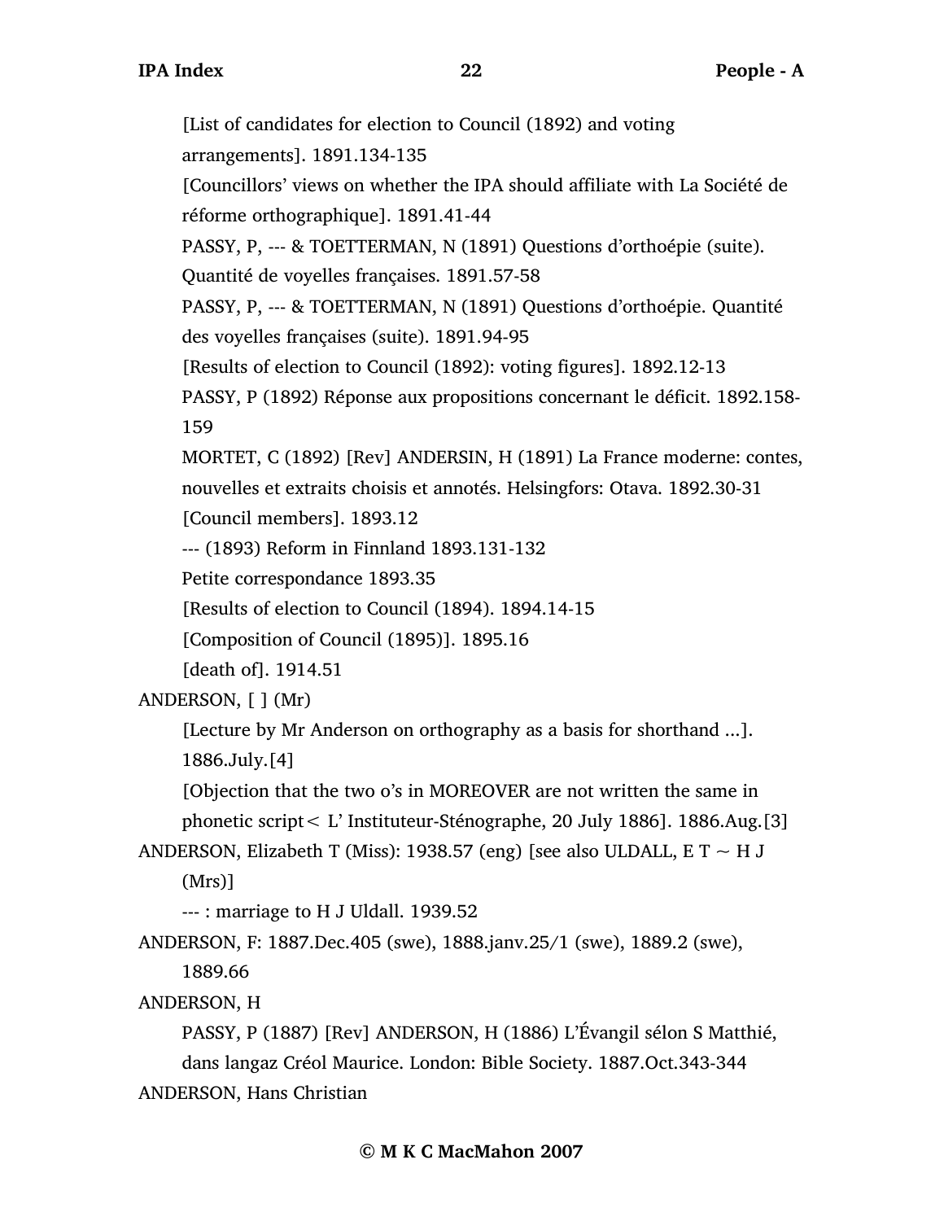[List of candidates for election to Council (1892) and voting arrangements]. 1891.134-135

[Councillors' views on whether the IPA should affiliate with La Société de réforme orthographique]. 1891.41-44

PASSY, P, --- & TOETTERMAN, N (1891) Questions d'orthoépie (suite). Quantité de voyelles françaises. 1891.57-58

PASSY, P, --- & TOETTERMAN, N (1891) Questions d'orthoépie. Quantité des voyelles françaises (suite). 1891.94-95

[Results of election to Council (1892): voting figures]. 1892.12-13

PASSY, P (1892) Réponse aux propositions concernant le déficit. 1892.158-159

MORTET, C (1892) [Rev] ANDERSIN, H (1891) La France moderne: contes, nouvelles et extraits choisis et annotés. Helsingfors: Otava. 1892.30-31

[Council members]. 1893.12

--- (1893) Reform in Finnland 1893.131-132

Petite correspondance 1893.35

[Results of election to Council (1894). 1894.14-15

[Composition of Council (1895)]. 1895.16

[death of]. 1914.51

ANDERSON, [ ] (Mr)

[Lecture by Mr Anderson on orthography as a basis for shorthand ...]. 1886.July.[4]

[Objection that the two o's in MOREOVER are not written the same in phonetic script< L' Instituteur-Sténographe, 20 July 1886]. 1886.Aug.[3]

ANDERSON, Elizabeth T (Miss): 1938.57 (eng) [see also ULDALL, E T ~ H J (Mrs)]

--- : marriage to H J Uldall. 1939.52

ANDERSON, F: 1887.Dec.405 (swe), 1888.janv.25/1 (swe), 1889.2 (swe), 1889.66

ANDERSON, H

PASSY, P (1887) [Rev] ANDERSON, H (1886) L'Évangil sélon S Matthié, dans langaz Créol Maurice. London: Bible Society. 1887.Oct.343-344

ANDERSON, Hans Christian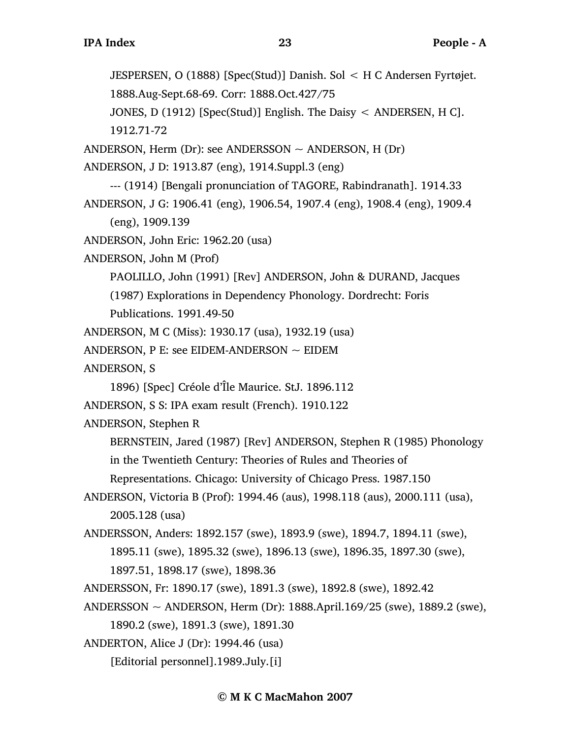JESPERSEN, O (1888) [Spec(Stud)] Danish. Sol < H C Andersen Fyrtøjet. 1888.Aug-Sept.68-69. Corr: 1888.Oct.427/75

JONES, D (1912) [Spec(Stud)] English. The Daisy < ANDERSEN, H C]. 1912.71-72

ANDERSON, Herm (Dr): see ANDERSSON ~ ANDERSON, H (Dr)

ANDERSON, J D: 1913.87 (eng), 1914.Suppl.3 (eng)

--- (1914) [Bengali pronunciation of TAGORE, Rabindranath]. 1914.33

ANDERSON, J G: 1906.41 (eng), 1906.54, 1907.4 (eng), 1908.4 (eng), 1909.4 (eng), 1909.139

ANDERSON, John Eric: 1962.20 (usa)

ANDERSON, John M (Prof)

PAOLILLO, John (1991) [Rev] ANDERSON, John & DURAND, Jacques (1987) Explorations in Dependency Phonology. Dordrecht: Foris Publications. 1991.49-50

ANDERSON, M C (Miss): 1930.17 (usa), 1932.19 (usa)

ANDERSON, P E: see EIDEM-ANDERSON ~ EIDEM

ANDERSON, S

1896) [Spec] Créole d'Île Maurice. StJ. 1896.112

ANDERSON, S S: IPA exam result (French). 1910.122

ANDERSON, Stephen R

BERNSTEIN, Jared (1987) [Rev] ANDERSON, Stephen R (1985) Phonology in the Twentieth Century: Theories of Rules and Theories of Representations. Chicago: University of Chicago Press. 1987.150

ANDERSON, Victoria B (Prof): 1994.46 (aus), 1998.118 (aus), 2000.111 (usa), 2005.128 (usa)

ANDERSSON, Anders: 1892.157 (swe), 1893.9 (swe), 1894.7, 1894.11 (swe), 1895.11 (swe), 1895.32 (swe), 1896.13 (swe), 1896.35, 1897.30 (swe), 1897.51, 1898.17 (swe), 1898.36

ANDERSSON, Fr: 1890.17 (swe), 1891.3 (swe), 1892.8 (swe), 1892.42

ANDERSSON ~ ANDERSON, Herm (Dr): 1888.April.169/25 (swe), 1889.2 (swe), 1890.2 (swe), 1891.3 (swe), 1891.30

ANDERTON, Alice J (Dr): 1994.46 (usa)

[Editorial personnel].1989.July.[i]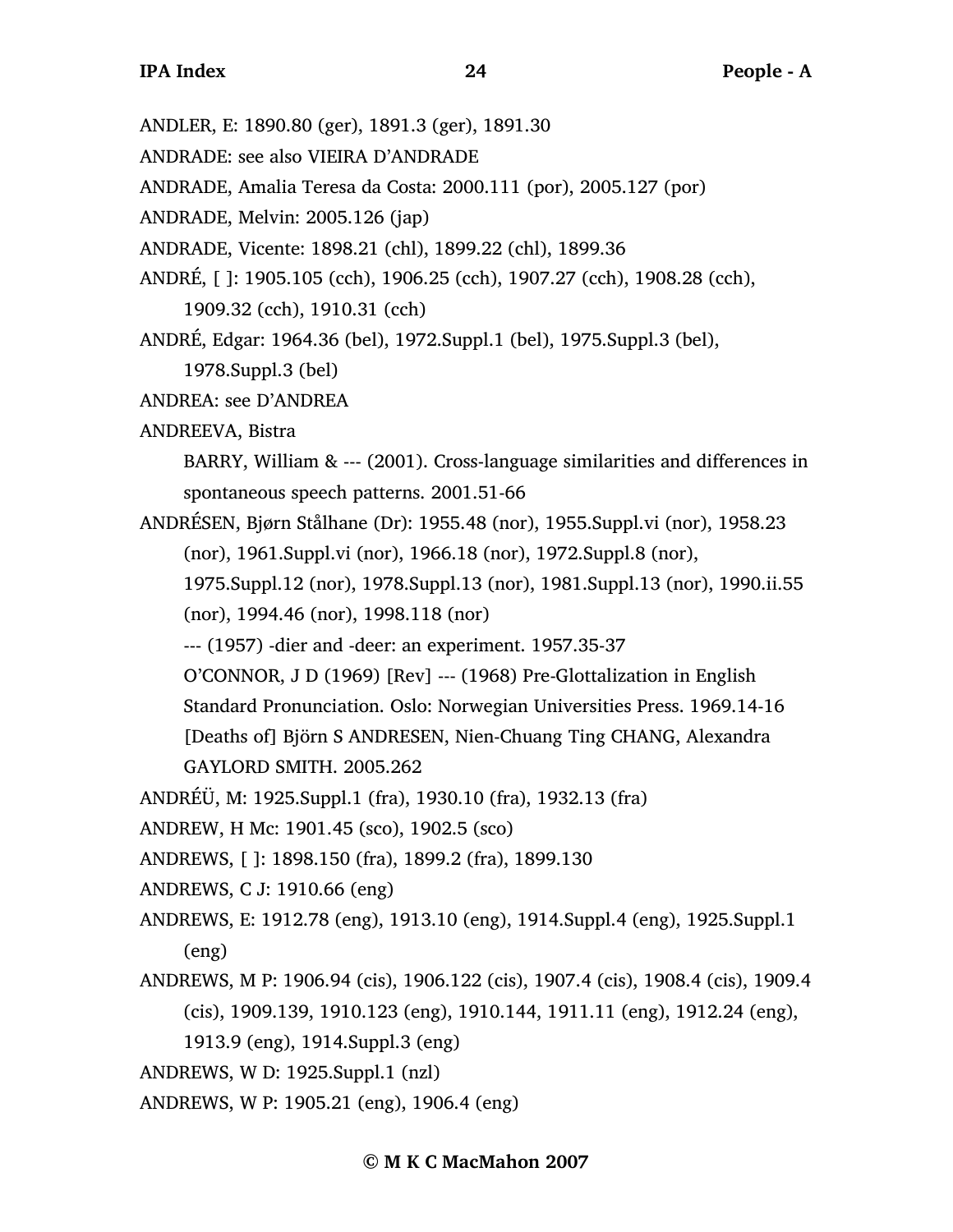ANDLER, E: 1890.80 (ger), 1891.3 (ger), 1891.30

ANDRADE: see also VIEIRA D'ANDRADE

ANDRADE, Amalia Teresa da Costa: 2000.111 (por), 2005.127 (por)

ANDRADE, Melvin: 2005.126 (jap)

ANDRADE, Vicente: 1898.21 (chl), 1899.22 (chl), 1899.36

ANDRÉ, [ ]: 1905.105 (cch), 1906.25 (cch), 1907.27 (cch), 1908.28 (cch), 1909.32 (cch), 1910.31 (cch)

ANDRÉ, Edgar: 1964.36 (bel), 1972.Suppl.1 (bel), 1975.Suppl.3 (bel), 1978.Suppl.3 (bel)

ANDREA: see D'ANDREA

ANDREEVA, Bistra

BARRY, William & --- (2001). Cross-language similarities and differences in spontaneous speech patterns. 2001.51-66

ANDRÉSEN, Bjørn Stålhane (Dr): 1955.48 (nor), 1955.Suppl.vi (nor), 1958.23 (nor), 1961.Suppl.vi (nor), 1966.18 (nor), 1972.Suppl.8 (nor), 1975.Suppl.12 (nor), 1978.Suppl.13 (nor), 1981.Suppl.13 (nor), 1990.ii.55 (nor), 1994.46 (nor), 1998.118 (nor)

--- (1957) -dier and -deer: an experiment. 1957.35-37

O'CONNOR, J D (1969) [Rev] --- (1968) Pre-Glottalization in English Standard Pronunciation. Oslo: Norwegian Universities Press. 1969.14-16

[Deaths of] Björn S ANDRESEN, Nien-Chuang Ting CHANG, Alexandra GAYLORD SMITH. 2005.262

ANDRÉÜ, M: 1925.Suppl.1 (fra), 1930.10 (fra), 1932.13 (fra)

ANDREW, H Mc: 1901.45 (sco), 1902.5 (sco)

ANDREWS, [ ]: 1898.150 (fra), 1899.2 (fra), 1899.130

ANDREWS, C J: 1910.66 (eng)

ANDREWS, E: 1912.78 (eng), 1913.10 (eng), 1914.Suppl.4 (eng), 1925.Suppl.1 (eng)

ANDREWS, M P: 1906.94 (cis), 1906.122 (cis), 1907.4 (cis), 1908.4 (cis), 1909.4 (cis), 1909.139, 1910.123 (eng), 1910.144, 1911.11 (eng), 1912.24 (eng), 1913.9 (eng), 1914.Suppl.3 (eng)

ANDREWS, W D: 1925.Suppl.1 (nzl)

ANDREWS, W P: 1905.21 (eng), 1906.4 (eng)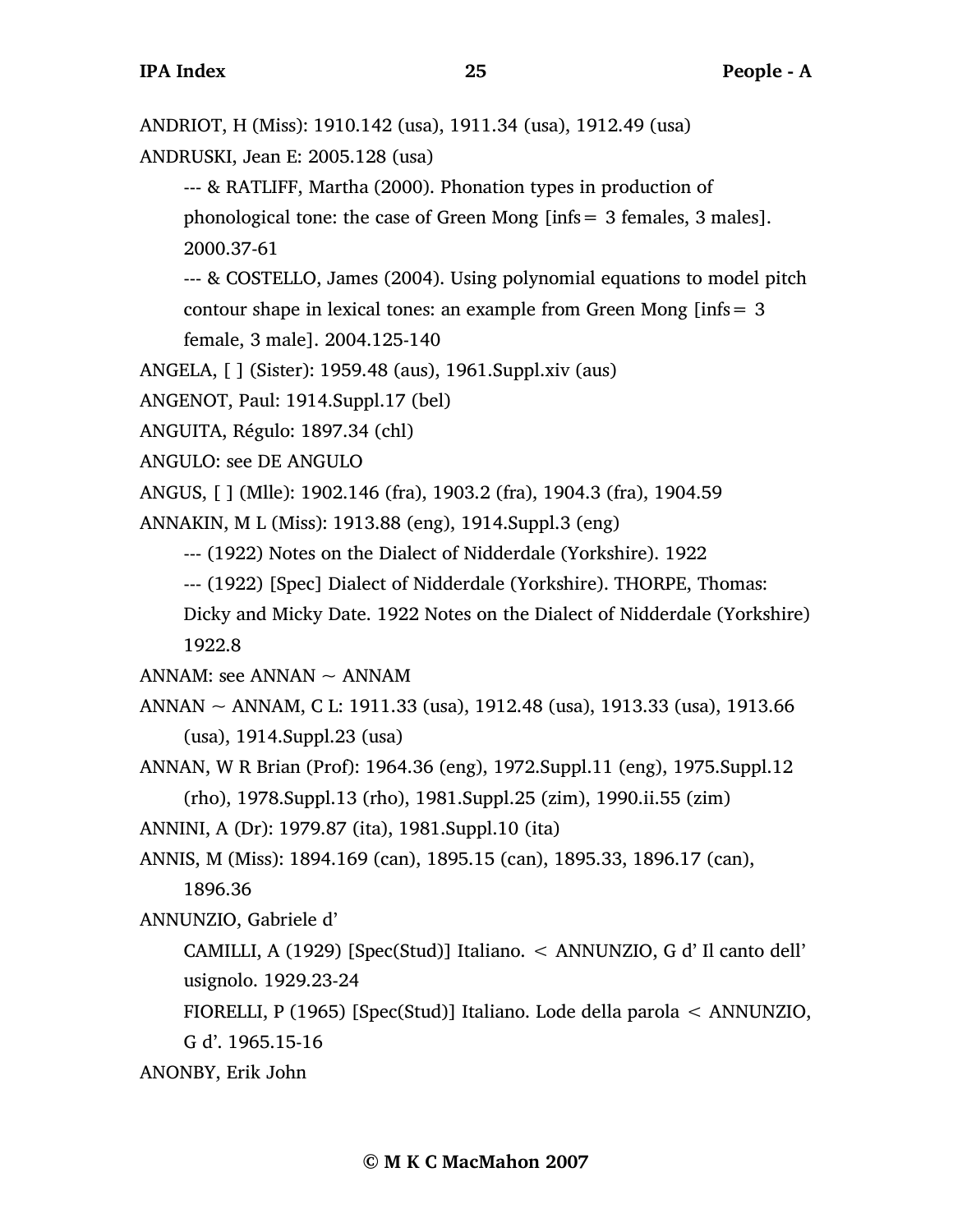ANDRIOT, H (Miss): 1910.142 (usa), 1911.34 (usa), 1912.49 (usa)

ANDRUSKI, Jean E: 2005.128 (usa)

--- & RATLIFF, Martha (2000). Phonation types in production of phonological tone: the case of Green Mong [infs = 3 females, 3 males]. 2000.37-61

--- & COSTELLO, James (2004). Using polynomial equations to model pitch contour shape in lexical tones: an example from Green Mong [infs = 3 female, 3 male]. 2004.125-140

ANGELA, [ ] (Sister): 1959.48 (aus), 1961.Suppl.xiv (aus)

ANGENOT, Paul: 1914.Suppl.17 (bel)

ANGUITA, Régulo: 1897.34 (chl)

ANGULO: see DE ANGULO

ANGUS, [ ] (Mlle): 1902.146 (fra), 1903.2 (fra), 1904.3 (fra), 1904.59

ANNAKIN, M L (Miss): 1913.88 (eng), 1914.Suppl.3 (eng)

--- (1922) Notes on the Dialect of Nidderdale (Yorkshire). 1922

--- (1922) [Spec] Dialect of Nidderdale (Yorkshire). THORPE, Thomas: Dicky and Micky Date. 1922 Notes on the Dialect of Nidderdale (Yorkshire) 1922.8

ANNAM: see ANNAN ~ ANNAM

ANNAN ~ ANNAM, C L: 1911.33 (usa), 1912.48 (usa), 1913.33 (usa), 1913.66 (usa), 1914.Suppl.23 (usa)

ANNAN, W R Brian (Prof): 1964.36 (eng), 1972.Suppl.11 (eng), 1975.Suppl.12 (rho), 1978.Suppl.13 (rho), 1981.Suppl.25 (zim), 1990.ii.55 (zim)

ANNINI, A (Dr): 1979.87 (ita), 1981.Suppl.10 (ita)

ANNIS, M (Miss): 1894.169 (can), 1895.15 (can), 1895.33, 1896.17 (can), 1896.36

ANNUNZIO, Gabriele d'

CAMILLI, A (1929) [Spec(Stud)] Italiano. < ANNUNZIO, G d' Il canto dell' usignolo. 1929.23-24

FIORELLI, P (1965) [Spec(Stud)] Italiano. Lode della parola < ANNUNZIO, G d'. 1965.15-16

ANONBY, Erik John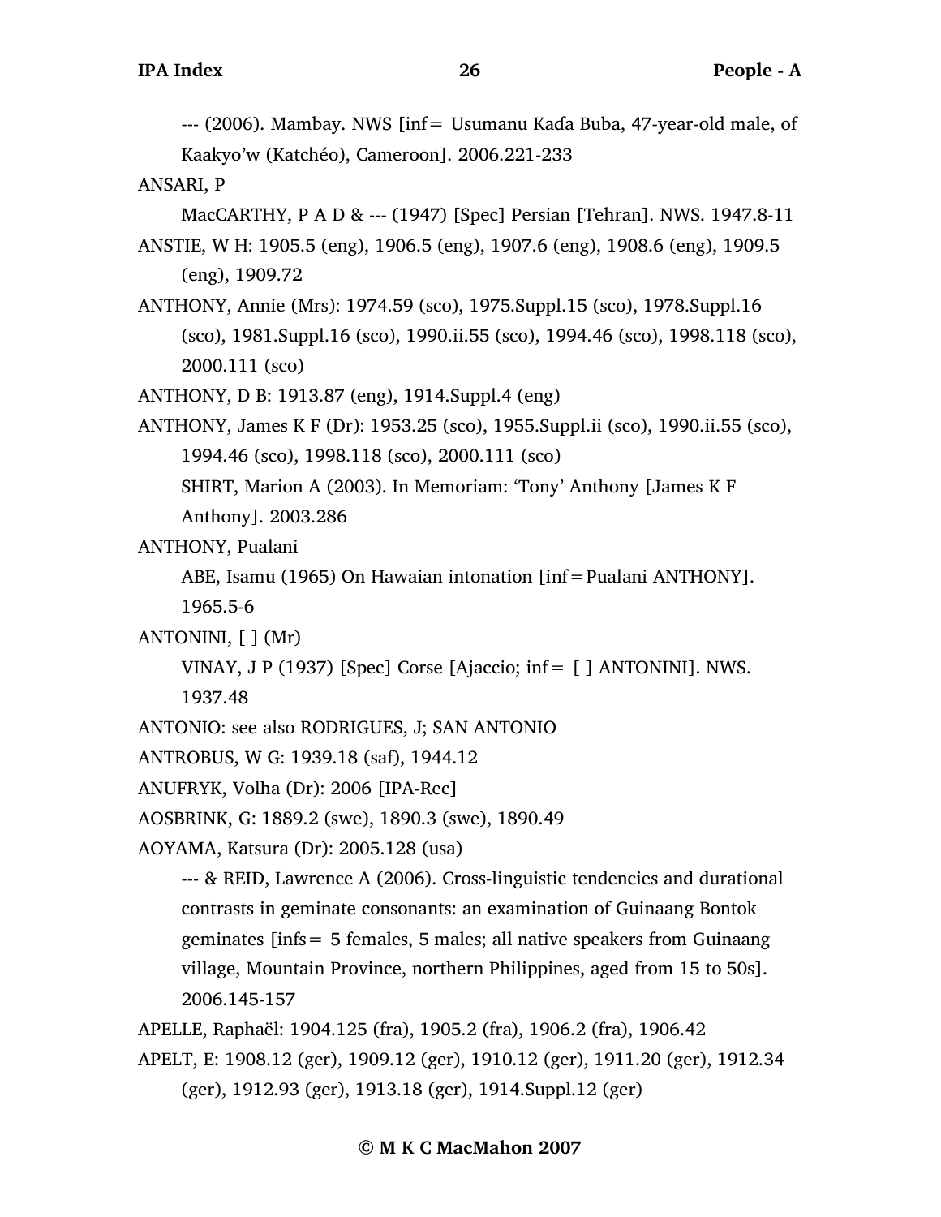--- (2006). Mambay. NWS [inf= Usumanu Kaɗa Buba, 47-year-old male, of Kaakyo'w (Katchéo), Cameroon]. 2006.221-233

ANSARI, P

MacCARTHY, P A D & --- (1947) [Spec] Persian [Tehran]. NWS. 1947.8-11

ANSTIE, W H: 1905.5 (eng), 1906.5 (eng), 1907.6 (eng), 1908.6 (eng), 1909.5 (eng), 1909.72

ANTHONY, Annie (Mrs): 1974.59 (sco), 1975.Suppl.15 (sco), 1978.Suppl.16 (sco), 1981.Suppl.16 (sco), 1990.ii.55 (sco), 1994.46 (sco), 1998.118 (sco), 2000.111 (sco)

ANTHONY, D B: 1913.87 (eng), 1914.Suppl.4 (eng)

ANTHONY, James K F (Dr): 1953.25 (sco), 1955.Suppl.ii (sco), 1990.ii.55 (sco), 1994.46 (sco), 1998.118 (sco), 2000.111 (sco)

SHIRT, Marion A (2003). In Memoriam: 'Tony' Anthony [James K F Anthony]. 2003.286

ANTHONY, Pualani

ABE, Isamu (1965) On Hawaiian intonation [inf=Pualani ANTHONY]. 1965.5-6

ANTONINI, [ ] (Mr)

VINAY, J P (1937) [Spec] Corse [Ajaccio; inf= [ ] ANTONINI]. NWS. 1937.48

ANTONIO: see also RODRIGUES, J; SAN ANTONIO

ANTROBUS, W G: 1939.18 (saf), 1944.12

ANUFRYK, Volha (Dr): 2006 [IPA-Rec]

AOSBRINK, G: 1889.2 (swe), 1890.3 (swe), 1890.49

AOYAMA, Katsura (Dr): 2005.128 (usa)

--- & REID, Lawrence A (2006). Cross-linguistic tendencies and durational contrasts in geminate consonants: an examination of Guinaang Bontok geminates [infs= 5 females, 5 males; all native speakers from Guinaang village, Mountain Province, northern Philippines, aged from 15 to 50s]. 2006.145-157

APELLE, Raphaël: 1904.125 (fra), 1905.2 (fra), 1906.2 (fra), 1906.42

APELT, E: 1908.12 (ger), 1909.12 (ger), 1910.12 (ger), 1911.20 (ger), 1912.34 (ger), 1912.93 (ger), 1913.18 (ger), 1914.Suppl.12 (ger)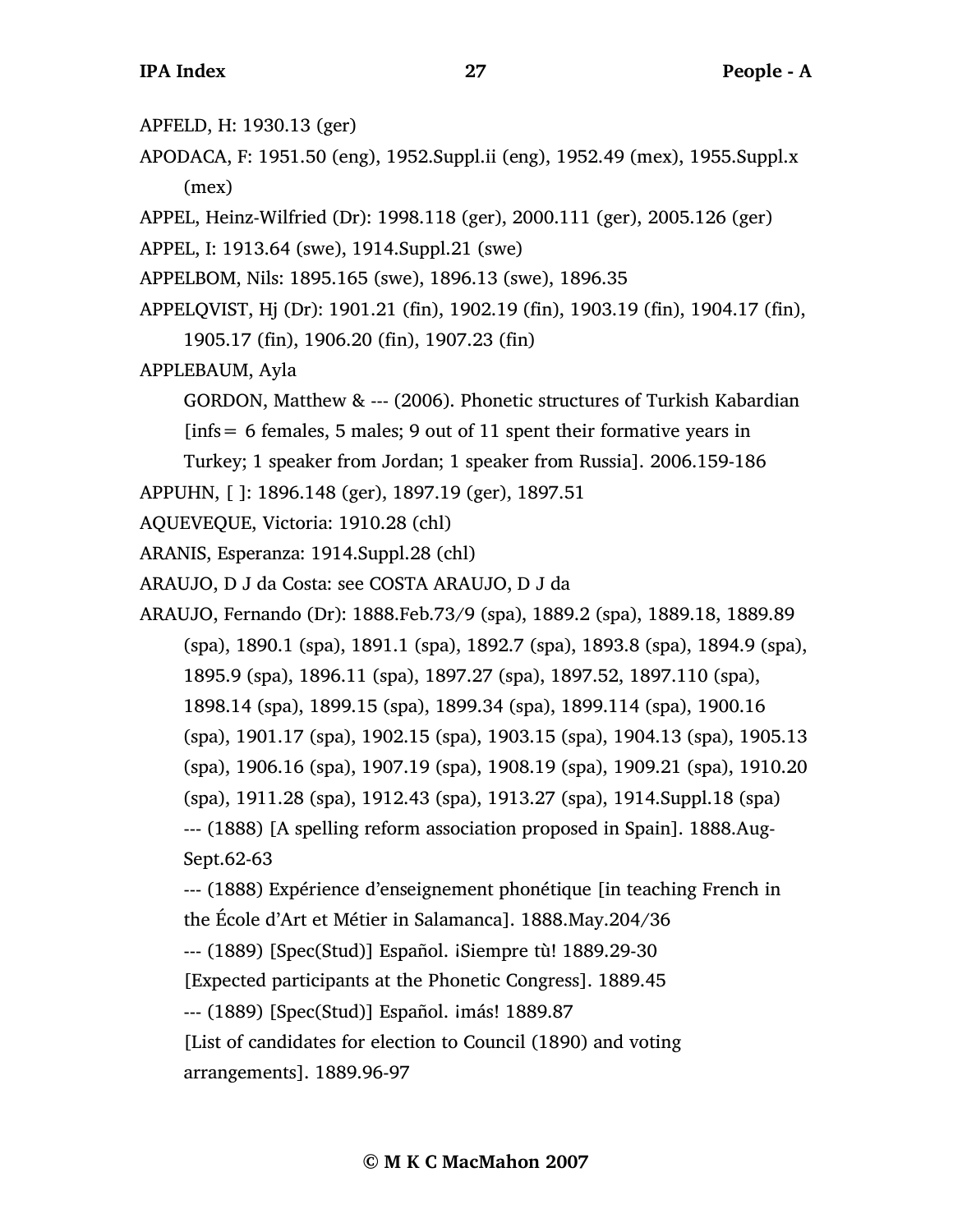APFELD, H: 1930.13 (ger)

APODACA, F: 1951.50 (eng), 1952.Suppl.ii (eng), 1952.49 (mex), 1955.Suppl.x (mex)

APPEL, Heinz-Wilfried (Dr): 1998.118 (ger), 2000.111 (ger), 2005.126 (ger)

APPEL, I: 1913.64 (swe), 1914.Suppl.21 (swe)

APPELBOM, Nils: 1895.165 (swe), 1896.13 (swe), 1896.35

APPELQVIST, Hj (Dr): 1901.21 (fin), 1902.19 (fin), 1903.19 (fin), 1904.17 (fin), 1905.17 (fin), 1906.20 (fin), 1907.23 (fin)

APPLEBAUM, Ayla

GORDON, Matthew & --- (2006). Phonetic structures of Turkish Kabardian [infs= 6 females, 5 males; 9 out of 11 spent their formative years in Turkey; 1 speaker from Jordan; 1 speaker from Russia]. 2006.159-186

APPUHN, [ ]: 1896.148 (ger), 1897.19 (ger), 1897.51

AQUEVEQUE, Victoria: 1910.28 (chl)

ARANIS, Esperanza: 1914.Suppl.28 (chl)

ARAUJO, D J da Costa: see COSTA ARAUJO, D J da

ARAUJO, Fernando (Dr): 1888.Feb.73/9 (spa), 1889.2 (spa), 1889.18, 1889.89 (spa), 1890.1 (spa), 1891.1 (spa), 1892.7 (spa), 1893.8 (spa), 1894.9 (spa), 1895.9 (spa), 1896.11 (spa), 1897.27 (spa), 1897.52, 1897.110 (spa), 1898.14 (spa), 1899.15 (spa), 1899.34 (spa), 1899.114 (spa), 1900.16 (spa), 1901.17 (spa), 1902.15 (spa), 1903.15 (spa), 1904.13 (spa), 1905.13 (spa), 1906.16 (spa), 1907.19 (spa), 1908.19 (spa), 1909.21 (spa), 1910.20 (spa), 1911.28 (spa), 1912.43 (spa), 1913.27 (spa), 1914.Suppl.18 (spa)

--- (1888) [A spelling reform association proposed in Spain]. 1888.Aug-Sept.62-63

--- (1888) Expérience d'enseignement phonétique [in teaching French in the École d'Art et Métier in Salamanca]. 1888.May.204/36

--- (1889) [Spec(Stud)] Español. ¡Siempre tù! 1889.29-30

[Expected participants at the Phonetic Congress]. 1889.45

--- (1889) [Spec(Stud)] Español. ¡más! 1889.87

[List of candidates for election to Council (1890) and voting arrangements]. 1889.96-97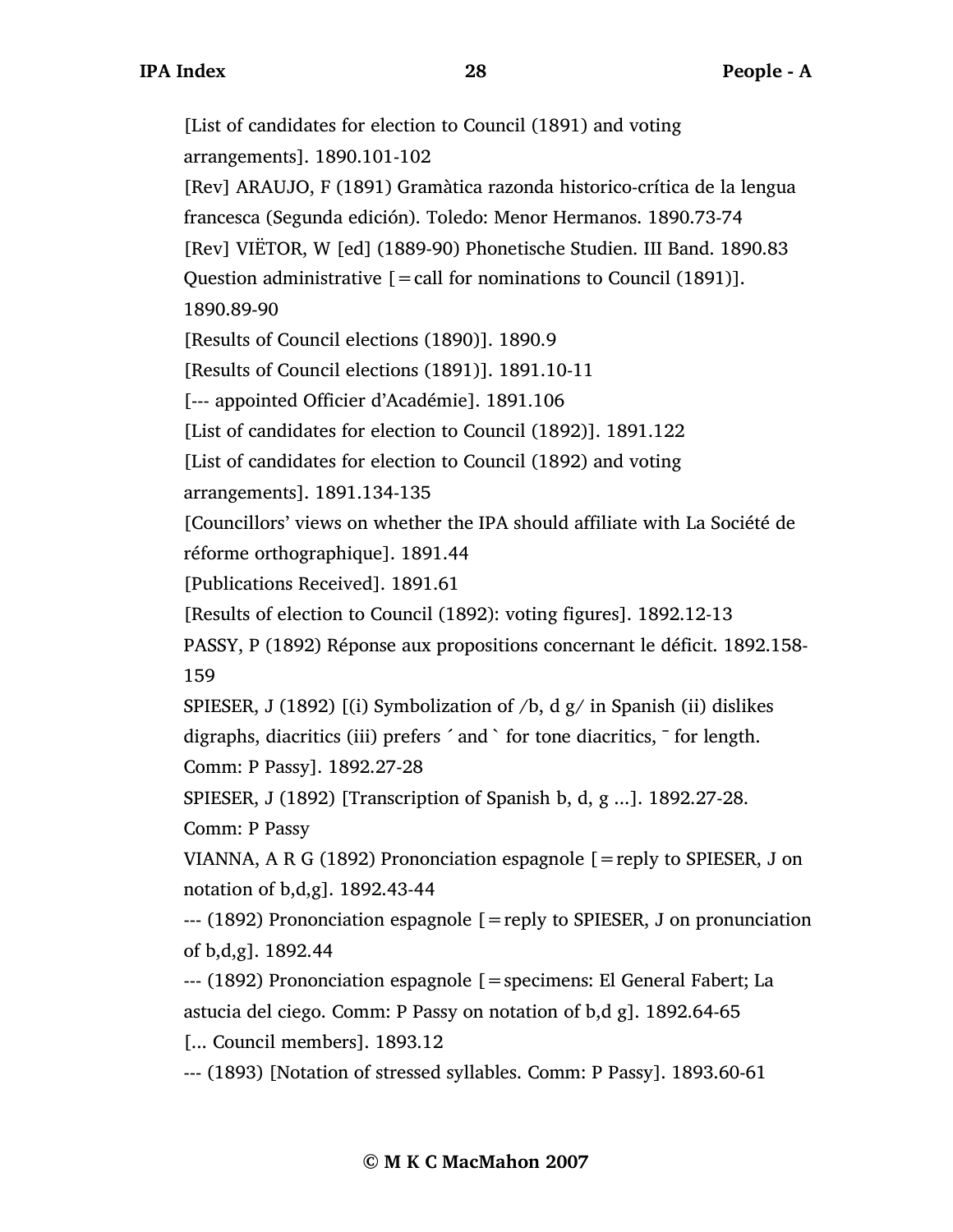[List of candidates for election to Council (1891) and voting arrangements]. 1890.101-102

[Rev] ARAUJO, F (1891) Gramàtica razonda historico-crítica de la lengua francesca (Segunda edición). Toledo: Menor Hermanos. 1890.73-74

[Rev] VIËTOR, W [ed] (1889-90) Phonetische Studien. III Band. 1890.83

Question administrative [=call for nominations to Council (1891)]. 1890.89-90

[Results of Council elections (1890)]. 1890.9

[Results of Council elections (1891)]. 1891.10-11

[--- appointed Officier d'Académie]. 1891.106

[List of candidates for election to Council (1892)]. 1891.122

[List of candidates for election to Council (1892) and voting arrangements]. 1891.134-135

[Councillors' views on whether the IPA should affiliate with La Société de réforme orthographique]. 1891.44

[Publications Received]. 1891.61

[Results of election to Council (1892): voting figures]. 1892.12-13

PASSY, P (1892) Réponse aux propositions concernant le déficit. 1892.158-159

SPIESER, J (1892) [(i) Symbolization of /b, d g/ in Spanish (ii) dislikes digraphs, diacritics (iii) prefers ´ and ` for tone diacritics, ¯ for length. Comm: P Passy]. 1892.27-28

SPIESER, J (1892) [Transcription of Spanish b, d, g ...]. 1892.27-28. Comm: P Passy

VIANNA, A R G (1892) Prononciation espagnole [=reply to SPIESER, J on notation of b,d,g]. 1892.43-44

--- (1892) Prononciation espagnole [=reply to SPIESER, J on pronunciation of b,d,g]. 1892.44

--- (1892) Prononciation espagnole [=specimens: El General Fabert; La astucia del ciego. Comm: P Passy on notation of b,d g]. 1892.64-65

[... Council members]. 1893.12

--- (1893) [Notation of stressed syllables. Comm: P Passy]. 1893.60-61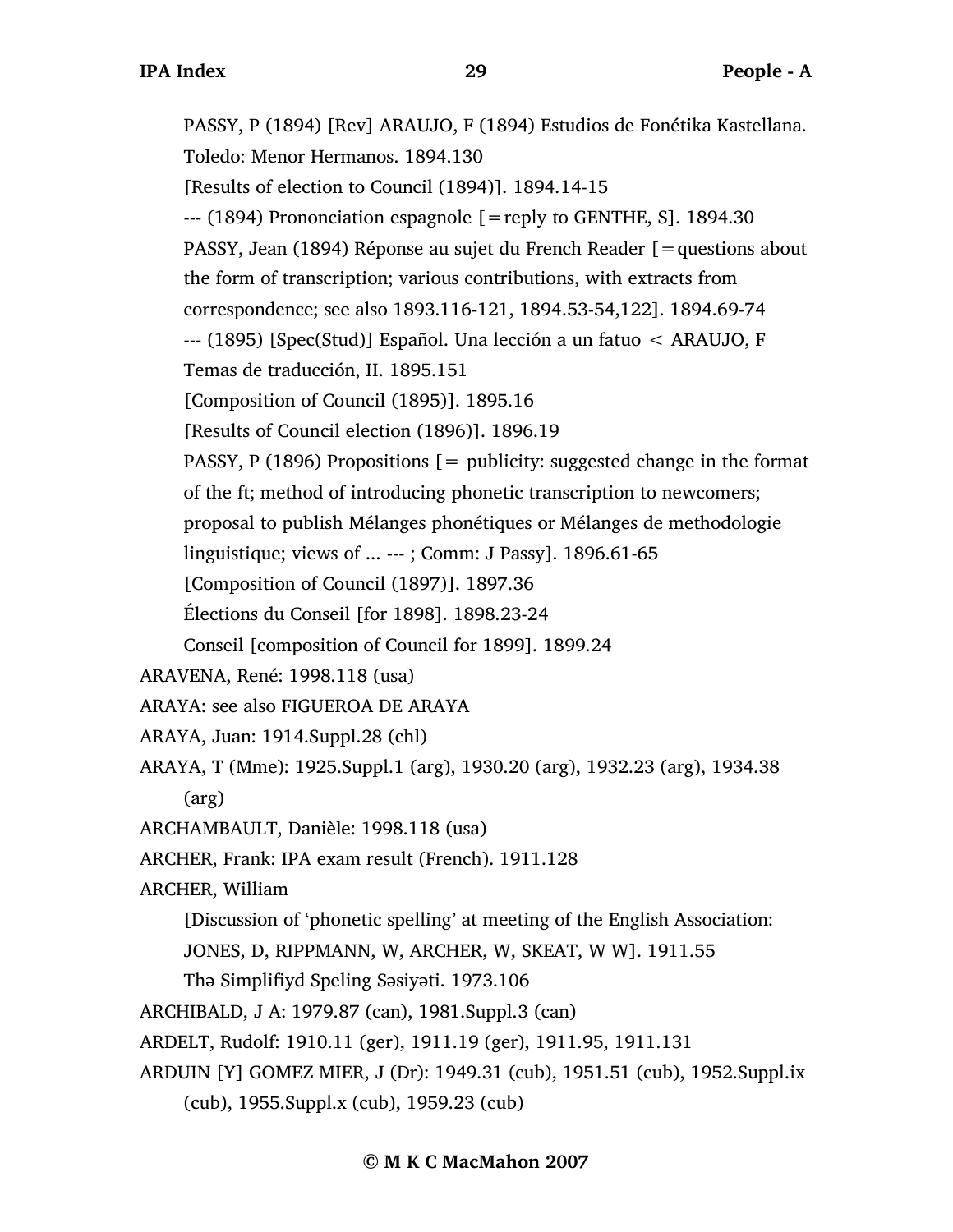PASSY, P (1894) [Rev] ARAUJO, F (1894) Estudios de Fonétika Kastellana. Toledo: Menor Hermanos. 1894.130

[Results of election to Council (1894)]. 1894.14-15

--- (1894) Prononciation espagnole [=reply to GENTHE, S]. 1894.30

PASSY, Jean (1894) Réponse au sujet du French Reader [=questions about the form of transcription; various contributions, with extracts from correspondence; see also 1893.116-121, 1894.53-54,122]. 1894.69-74

--- (1895) [Spec(Stud)] Español. Una lección a un fatuo < ARAUJO, F Temas de traducción, II. 1895.151

[Composition of Council (1895)]. 1895.16

[Results of Council election (1896)]. 1896.19

PASSY, P (1896) Propositions [= publicity: suggested change in the format of the ft; method of introducing phonetic transcription to newcomers; proposal to publish Mélanges phonétiques or Mélanges de methodologie linguistique; views of ... --- ; Comm: J Passy]. 1896.61-65

[Composition of Council (1897)]. 1897.36

Élections du Conseil [for 1898]. 1898.23-24

Conseil [composition of Council for 1899]. 1899.24

ARAVENA, René: 1998.118 (usa)

ARAYA: see also FIGUEROA DE ARAYA

ARAYA, Juan: 1914.Suppl.28 (chl)

ARAYA, T (Mme): 1925.Suppl.1 (arg), 1930.20 (arg), 1932.23 (arg), 1934.38 (arg)

ARCHAMBAULT, Danièle: 1998.118 (usa)

ARCHER, Frank: IPA exam result (French). 1911.128

ARCHER, William

[Discussion of 'phonetic spelling' at meeting of the English Association: JONES, D, RIPPMANN, W, ARCHER, W, SKEAT, W W]. 1911.55

Thə Simplifiyd Speling Səsiyəti. 1973.106

ARCHIBALD, J A: 1979.87 (can), 1981.Suppl.3 (can)

ARDELT, Rudolf: 1910.11 (ger), 1911.19 (ger), 1911.95, 1911.131

ARDUIN [Y] GOMEZ MIER, J (Dr): 1949.31 (cub), 1951.51 (cub), 1952.Suppl.ix (cub), 1955.Suppl.x (cub), 1959.23 (cub)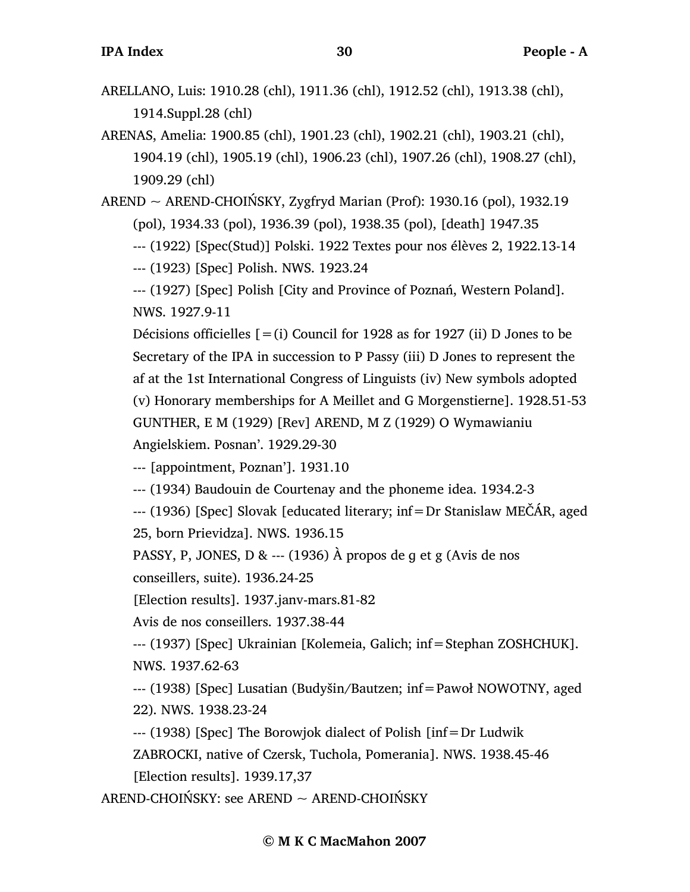ARELLANO, Luis: 1910.28 (chl), 1911.36 (chl), 1912.52 (chl), 1913.38 (chl), 1914.Suppl.28 (chl)

ARENAS, Amelia: 1900.85 (chl), 1901.23 (chl), 1902.21 (chl), 1903.21 (chl), 1904.19 (chl), 1905.19 (chl), 1906.23 (chl), 1907.26 (chl), 1908.27 (chl), 1909.29 (chl)

AREND ~ AREND-CHOIŃSKY, Zygfryd Marian (Prof): 1930.16 (pol), 1932.19 (pol), 1934.33 (pol), 1936.39 (pol), 1938.35 (pol), [death] 1947.35

--- (1922) [Spec(Stud)] Polski. 1922 Textes pour nos élèves 2, 1922.13-14

--- (1923) [Spec] Polish. NWS. 1923.24

--- (1927) [Spec] Polish [City and Province of Poznań, Western Poland]. NWS. 1927.9-11

Décisions officielles [=(i) Council for 1928 as for 1927 (ii) D Jones to be Secretary of the IPA in succession to P Passy (iii) D Jones to represent the af at the 1st International Congress of Linguists (iv) New symbols adopted (v) Honorary memberships for A Meillet and G Morgenstierne]. 1928.51-53

GUNTHER, E M (1929) [Rev] AREND, M Z (1929) O Wymawianiu Angielskiem. Posnan'. 1929.29-30

--- [appointment, Poznan']. 1931.10

--- (1934) Baudouin de Courtenay and the phoneme idea. 1934.2-3

--- (1936) [Spec] Slovak [educated literary; inf=Dr Stanislaw MEČÁR, aged 25, born Prievidza]. NWS. 1936.15

PASSY, P, JONES, D & --- (1936) À propos de g et g (Avis de nos conseillers, suite). 1936.24-25

[Election results]. 1937.janv-mars.81-82

Avis de nos conseillers. 1937.38-44

--- (1937) [Spec] Ukrainian [Kolemeia, Galich; inf=Stephan ZOSHCHUK]. NWS. 1937.62-63

--- (1938) [Spec] Lusatian (Budyšin/Bautzen; inf=Pawoł NOWOTNY, aged 22). NWS. 1938.23-24

--- (1938) [Spec] The Borowjok dialect of Polish [inf=Dr Ludwik ZABROCKI, native of Czersk, Tuchola, Pomerania]. NWS. 1938.45-46

[Election results]. 1939.17,37

AREND-CHOIŃSKY: see AREND ~ AREND-CHOIŃSKY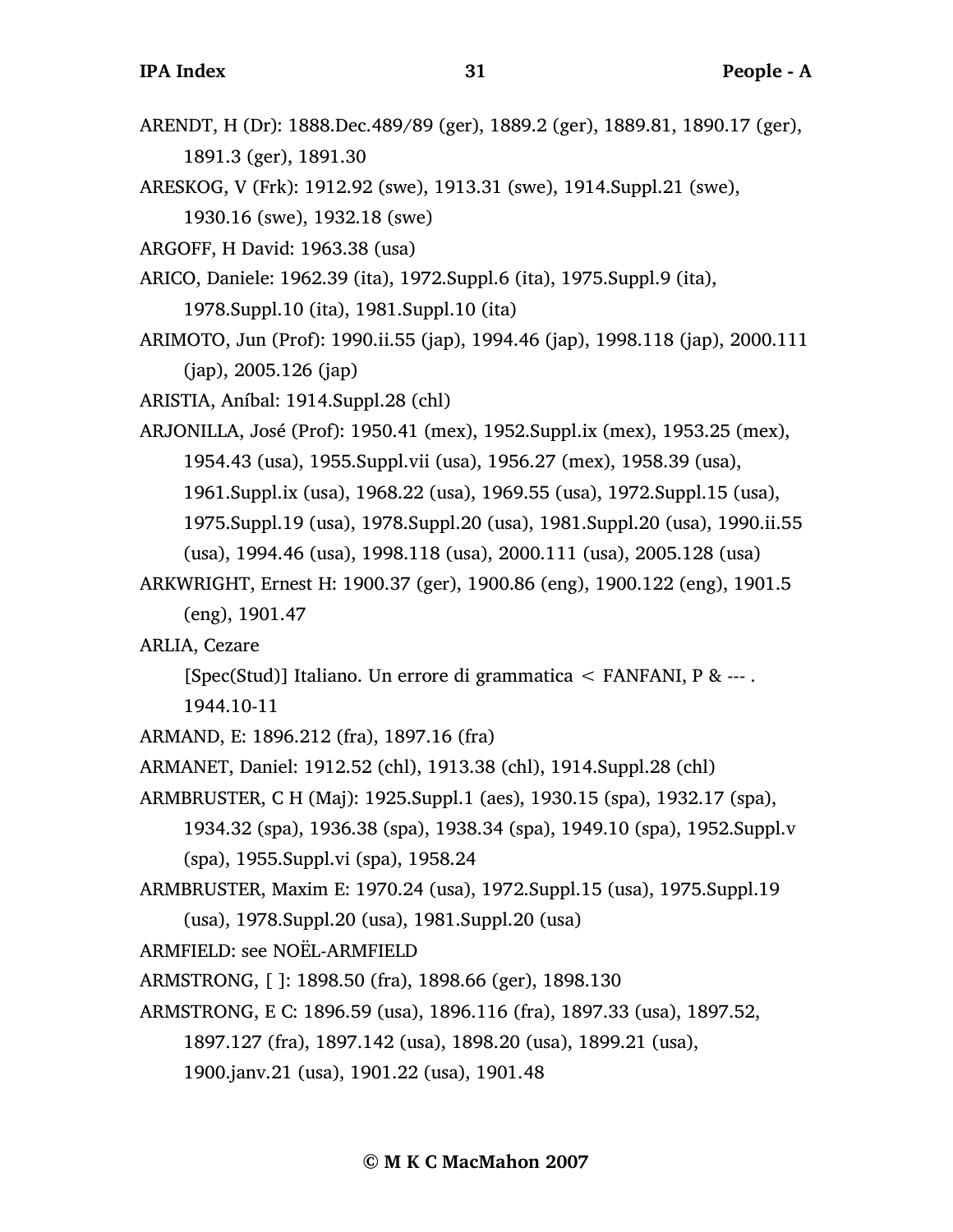ARENDT, H (Dr): 1888.Dec.489/89 (ger), 1889.2 (ger), 1889.81, 1890.17 (ger), 1891.3 (ger), 1891.30

ARESKOG, V (Frk): 1912.92 (swe), 1913.31 (swe), 1914.Suppl.21 (swe), 1930.16 (swe), 1932.18 (swe)

ARGOFF, H David: 1963.38 (usa)

ARICO, Daniele: 1962.39 (ita), 1972.Suppl.6 (ita), 1975.Suppl.9 (ita), 1978.Suppl.10 (ita), 1981.Suppl.10 (ita)

ARIMOTO, Jun (Prof): 1990.ii.55 (jap), 1994.46 (jap), 1998.118 (jap), 2000.111 (jap), 2005.126 (jap)

ARISTIA, Aníbal: 1914.Suppl.28 (chl)

ARJONILLA, José (Prof): 1950.41 (mex), 1952.Suppl.ix (mex), 1953.25 (mex), 1954.43 (usa), 1955.Suppl.vii (usa), 1956.27 (mex), 1958.39 (usa), 1961.Suppl.ix (usa), 1968.22 (usa), 1969.55 (usa), 1972.Suppl.15 (usa), 1975.Suppl.19 (usa), 1978.Suppl.20 (usa), 1981.Suppl.20 (usa), 1990.ii.55 (usa), 1994.46 (usa), 1998.118 (usa), 2000.111 (usa), 2005.128 (usa)

ARKWRIGHT, Ernest H: 1900.37 (ger), 1900.86 (eng), 1900.122 (eng), 1901.5 (eng), 1901.47

ARLIA, Cezare

[Spec(Stud)] Italiano. Un errore di grammatica < FANFANI, P & --- . 1944.10-11

ARMAND, E: 1896.212 (fra), 1897.16 (fra)

ARMANET, Daniel: 1912.52 (chl), 1913.38 (chl), 1914.Suppl.28 (chl)

ARMBRUSTER, C H (Maj): 1925.Suppl.1 (aes), 1930.15 (spa), 1932.17 (spa), 1934.32 (spa), 1936.38 (spa), 1938.34 (spa), 1949.10 (spa), 1952.Suppl.v (spa), 1955.Suppl.vi (spa), 1958.24

ARMBRUSTER, Maxim E: 1970.24 (usa), 1972.Suppl.15 (usa), 1975.Suppl.19 (usa), 1978.Suppl.20 (usa), 1981.Suppl.20 (usa)

ARMFIELD: see NOËL-ARMFIELD

ARMSTRONG, [ ]: 1898.50 (fra), 1898.66 (ger), 1898.130

ARMSTRONG, E C: 1896.59 (usa), 1896.116 (fra), 1897.33 (usa), 1897.52, 1897.127 (fra), 1897.142 (usa), 1898.20 (usa), 1899.21 (usa), 1900.janv.21 (usa), 1901.22 (usa), 1901.48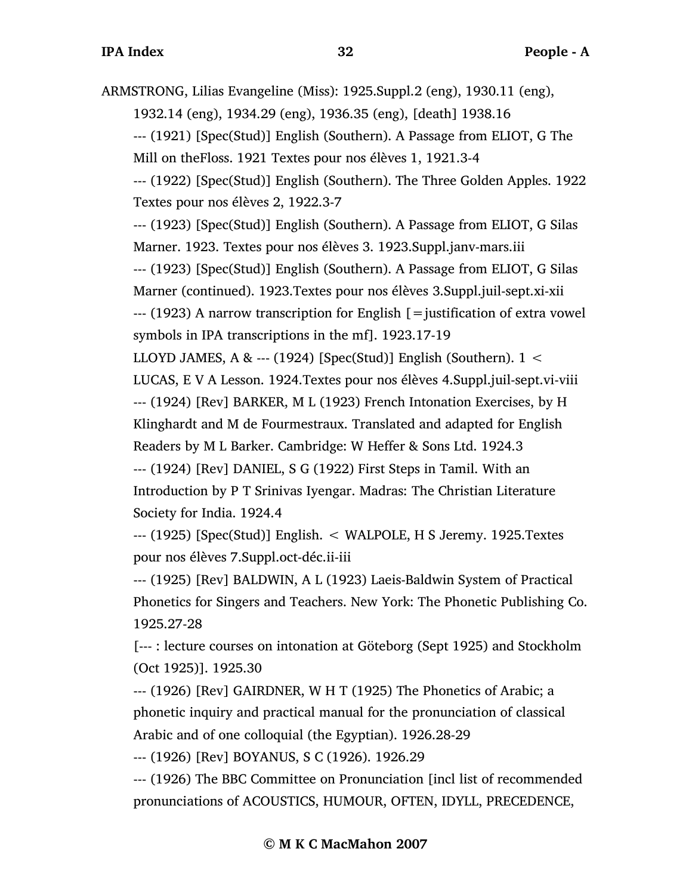ARMSTRONG, Lilias Evangeline (Miss): 1925.Suppl.2 (eng), 1930.11 (eng), 1932.14 (eng), 1934.29 (eng), 1936.35 (eng), [death] 1938.16

--- (1921) [Spec(Stud)] English (Southern). A Passage from ELIOT, G The Mill on theFloss. 1921 Textes pour nos élèves 1, 1921.3-4

--- (1922) [Spec(Stud)] English (Southern). The Three Golden Apples. 1922 Textes pour nos élèves 2, 1922.3-7

--- (1923) [Spec(Stud)] English (Southern). A Passage from ELIOT, G Silas Marner. 1923. Textes pour nos élèves 3. 1923.Suppl.janv-mars.iii

--- (1923) [Spec(Stud)] English (Southern). A Passage from ELIOT, G Silas Marner (continued). 1923.Textes pour nos élèves 3.Suppl.juil-sept.xi-xii

--- (1923) A narrow transcription for English [=justification of extra vowel symbols in IPA transcriptions in the mf]. 1923.17-19

LLOYD JAMES, A & --- (1924) [Spec(Stud)] English (Southern). 1 < LUCAS, E V A Lesson. 1924.Textes pour nos élèves 4.Suppl.juil-sept.vi-viii

--- (1924) [Rev] BARKER, M L (1923) French Intonation Exercises, by H Klinghardt and M de Fourmestraux. Translated and adapted for English Readers by M L Barker. Cambridge: W Heffer & Sons Ltd. 1924.3

--- (1924) [Rev] DANIEL, S G (1922) First Steps in Tamil. With an Introduction by P T Srinivas Iyengar. Madras: The Christian Literature Society for India. 1924.4

--- (1925) [Spec(Stud)] English. < WALPOLE, H S Jeremy. 1925.Textes pour nos élèves 7.Suppl.oct-déc.ii-iii

--- (1925) [Rev] BALDWIN, A L (1923) Laeis-Baldwin System of Practical Phonetics for Singers and Teachers. New York: The Phonetic Publishing Co. 1925.27-28

[--- : lecture courses on intonation at Göteborg (Sept 1925) and Stockholm (Oct 1925)]. 1925.30

--- (1926) [Rev] GAIRDNER, W H T (1925) The Phonetics of Arabic; a phonetic inquiry and practical manual for the pronunciation of classical Arabic and of one colloquial (the Egyptian). 1926.28-29

--- (1926) [Rev] BOYANUS, S C (1926). 1926.29

--- (1926) The BBC Committee on Pronunciation [incl list of recommended pronunciations of ACOUSTICS, HUMOUR, OFTEN, IDYLL, PRECEDENCE,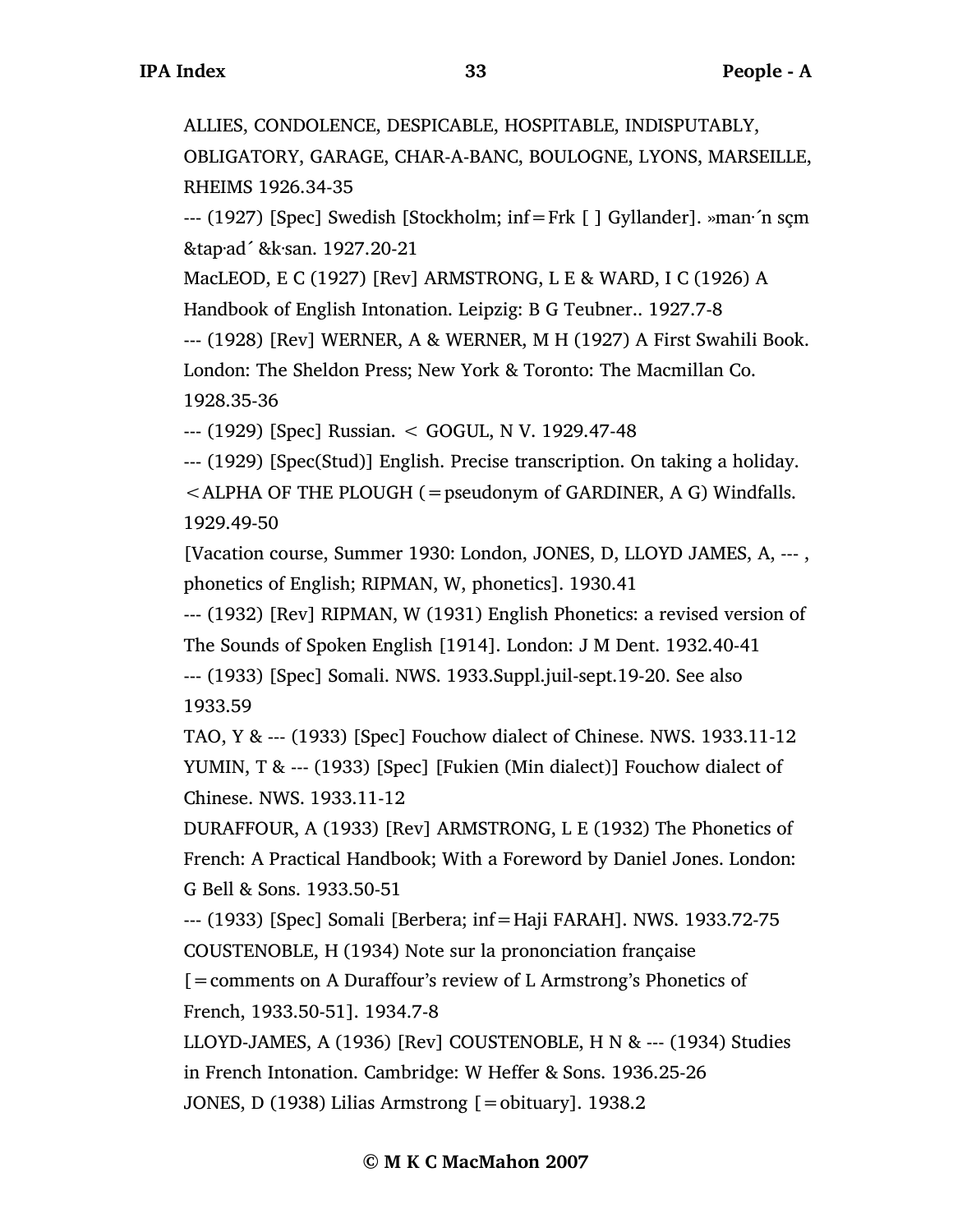ALLIES, CONDOLENCE, DESPICABLE, HOSPITABLE, INDISPUTABLY, OBLIGATORY, GARAGE, CHAR-A-BANC, BOULOGNE, LYONS, MARSEILLE, RHEIMS 1926.34-35

--- (1927) [Spec] Swedish [Stockholm; inf=Frk [ ] Gyllander]. »man·´n sçm &tap·ad´ &k·san. 1927.20-21

MacLEOD, E C (1927) [Rev] ARMSTRONG, L E & WARD, I C (1926) A Handbook of English Intonation. Leipzig: B G Teubner.. 1927.7-8

--- (1928) [Rev] WERNER, A & WERNER, M H (1927) A First Swahili Book. London: The Sheldon Press; New York & Toronto: The Macmillan Co. 1928.35-36

--- (1929) [Spec] Russian. < GOGUL, N V. 1929.47-48

--- (1929) [Spec(Stud)] English. Precise transcription. On taking a holiday. <ALPHA OF THE PLOUGH (=pseudonym of GARDINER, A G) Windfalls. 1929.49-50

[Vacation course, Summer 1930: London, JONES, D, LLOYD JAMES, A, --- , phonetics of English; RIPMAN, W, phonetics]. 1930.41

--- (1932) [Rev] RIPMAN, W (1931) English Phonetics: a revised version of The Sounds of Spoken English [1914]. London: J M Dent. 1932.40-41

--- (1933) [Spec] Somali. NWS. 1933.Suppl.juil-sept.19-20. See also 1933.59

TAO, Y & --- (1933) [Spec] Fouchow dialect of Chinese. NWS. 1933.11-12

YUMIN, T & --- (1933) [Spec] [Fukien (Min dialect)] Fouchow dialect of Chinese. NWS. 1933.11-12

DURAFFOUR, A (1933) [Rev] ARMSTRONG, L E (1932) The Phonetics of French: A Practical Handbook; With a Foreword by Daniel Jones. London: G Bell & Sons. 1933.50-51

--- (1933) [Spec] Somali [Berbera; inf=Haji FARAH]. NWS. 1933.72-75

COUSTENOBLE, H (1934) Note sur la prononciation française [=comments on A Duraffour's review of L Armstrong's Phonetics of French, 1933.50-51]. 1934.7-8

LLOYD-JAMES, A (1936) [Rev] COUSTENOBLE, H N & --- (1934) Studies in French Intonation. Cambridge: W Heffer & Sons. 1936.25-26

JONES, D (1938) Lilias Armstrong [=obituary]. 1938.2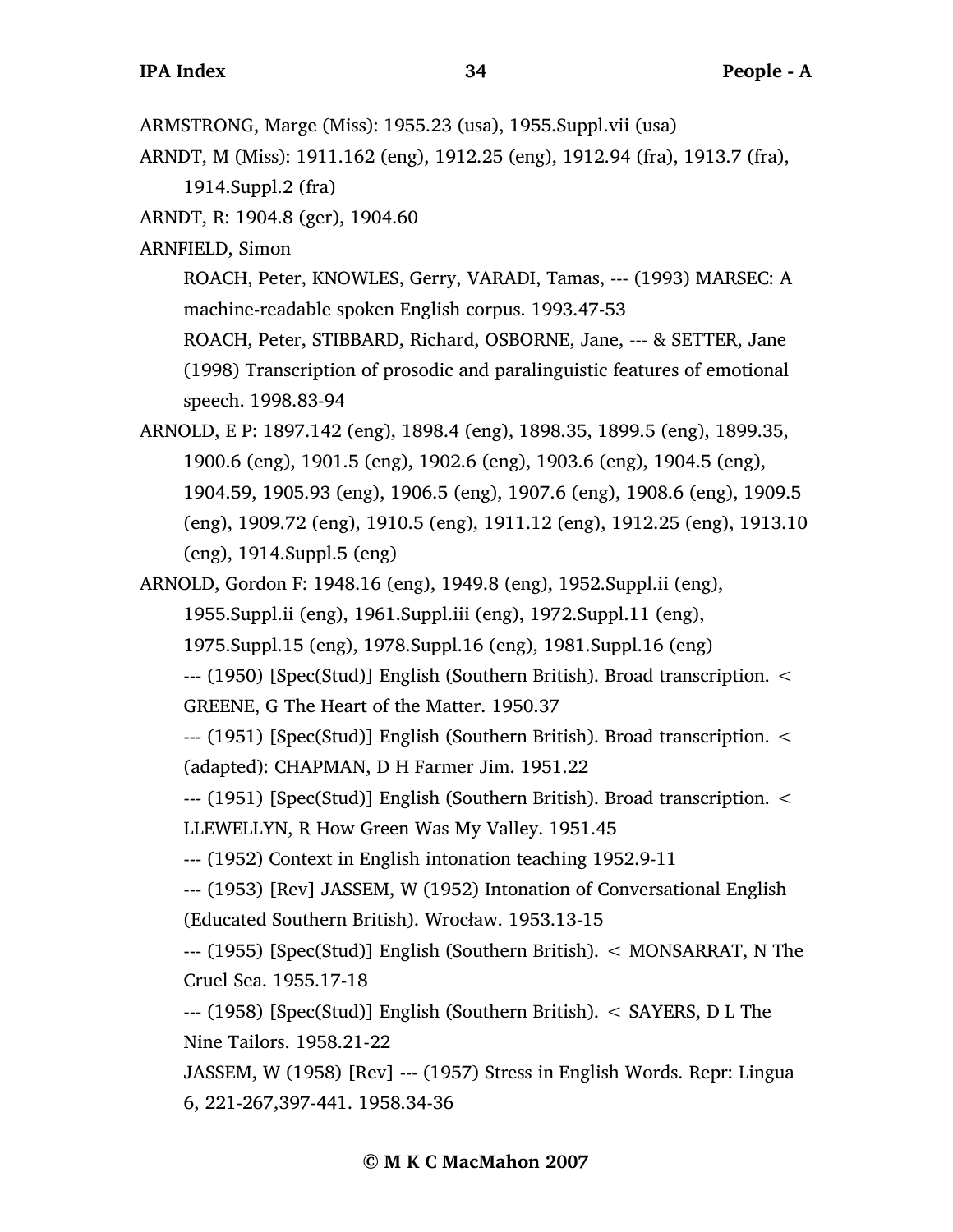ARMSTRONG, Marge (Miss): 1955.23 (usa), 1955.Suppl.vii (usa)

ARNDT, M (Miss): 1911.162 (eng), 1912.25 (eng), 1912.94 (fra), 1913.7 (fra), 1914.Suppl.2 (fra)

ARNDT, R: 1904.8 (ger), 1904.60

ARNFIELD, Simon

ROACH, Peter, KNOWLES, Gerry, VARADI, Tamas, --- (1993) MARSEC: A machine-readable spoken English corpus. 1993.47-53

ROACH, Peter, STIBBARD, Richard, OSBORNE, Jane, --- & SETTER, Jane (1998) Transcription of prosodic and paralinguistic features of emotional speech. 1998.83-94

ARNOLD, E P: 1897.142 (eng), 1898.4 (eng), 1898.35, 1899.5 (eng), 1899.35, 1900.6 (eng), 1901.5 (eng), 1902.6 (eng), 1903.6 (eng), 1904.5 (eng), 1904.59, 1905.93 (eng), 1906.5 (eng), 1907.6 (eng), 1908.6 (eng), 1909.5 (eng), 1909.72 (eng), 1910.5 (eng), 1911.12 (eng), 1912.25 (eng), 1913.10 (eng), 1914.Suppl.5 (eng)

ARNOLD, Gordon F: 1948.16 (eng), 1949.8 (eng), 1952.Suppl.ii (eng), 1955.Suppl.ii (eng), 1961.Suppl.iii (eng), 1972.Suppl.11 (eng), 1975.Suppl.15 (eng), 1978.Suppl.16 (eng), 1981.Suppl.16 (eng)

--- (1950) [Spec(Stud)] English (Southern British). Broad transcription. < GREENE, G The Heart of the Matter. 1950.37

--- (1951) [Spec(Stud)] English (Southern British). Broad transcription. < (adapted): CHAPMAN, D H Farmer Jim. 1951.22

--- (1951) [Spec(Stud)] English (Southern British). Broad transcription. < LLEWELLYN, R How Green Was My Valley. 1951.45

--- (1952) Context in English intonation teaching 1952.9-11

--- (1953) [Rev] JASSEM, W (1952) Intonation of Conversational English (Educated Southern British). Wrocław. 1953.13-15

--- (1955) [Spec(Stud)] English (Southern British). < MONSARRAT, N The Cruel Sea. 1955.17-18

--- (1958) [Spec(Stud)] English (Southern British). < SAYERS, D L The Nine Tailors. 1958.21-22

JASSEM, W (1958) [Rev] --- (1957) Stress in English Words. Repr: Lingua 6, 221-267,397-441. 1958.34-36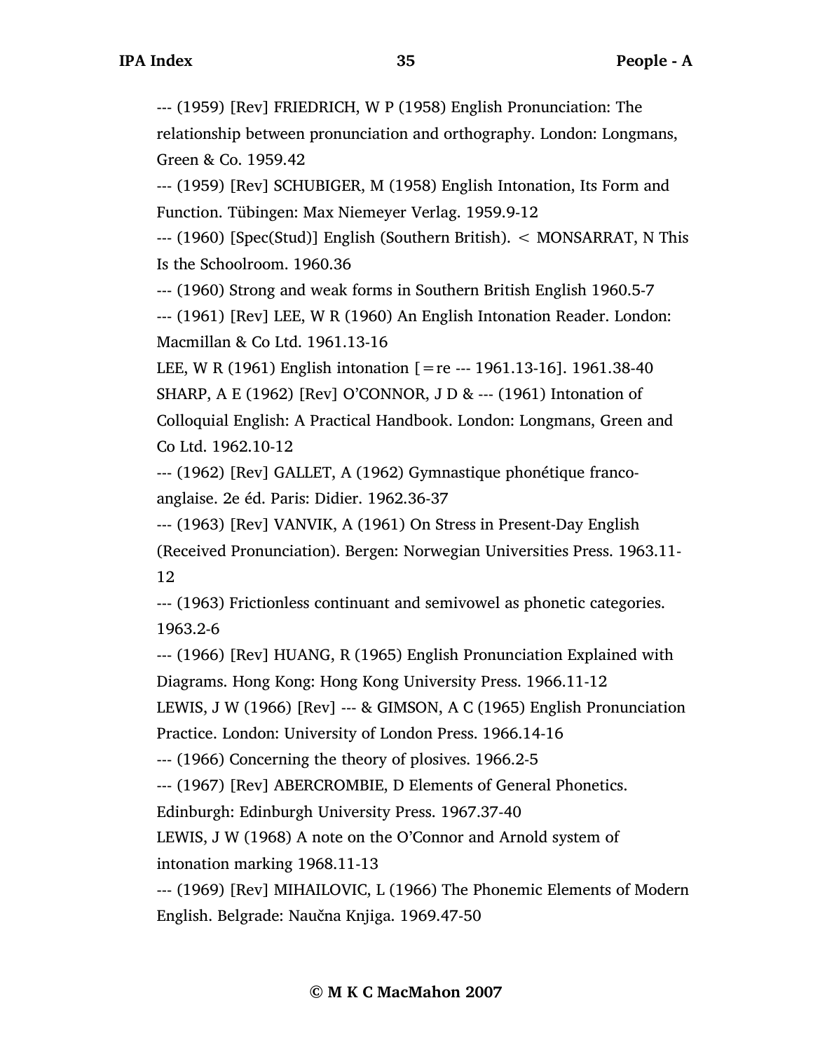--- (1959) [Rev] FRIEDRICH, W P (1958) English Pronunciation: The relationship between pronunciation and orthography. London: Longmans, Green & Co. 1959.42

--- (1959) [Rev] SCHUBIGER, M (1958) English Intonation, Its Form and Function. Tübingen: Max Niemeyer Verlag. 1959.9-12

--- (1960) [Spec(Stud)] English (Southern British). < MONSARRAT, N This Is the Schoolroom. 1960.36

--- (1960) Strong and weak forms in Southern British English 1960.5-7

--- (1961) [Rev] LEE, W R (1960) An English Intonation Reader. London: Macmillan & Co Ltd. 1961.13-16

LEE, W R (1961) English intonation [=re --- 1961.13-16]. 1961.38-40

SHARP, A E (1962) [Rev] O'CONNOR, J D & --- (1961) Intonation of Colloquial English: A Practical Handbook. London: Longmans, Green and Co Ltd. 1962.10-12

--- (1962) [Rev] GALLET, A (1962) Gymnastique phonétique franco-anglaise. 2e éd. Paris: Didier. 1962.36-37

--- (1963) [Rev] VANVIK, A (1961) On Stress in Present-Day English (Received Pronunciation). Bergen: Norwegian Universities Press. 1963.11-12

--- (1963) Frictionless continuant and semivowel as phonetic categories. 1963.2-6

--- (1966) [Rev] HUANG, R (1965) English Pronunciation Explained with Diagrams. Hong Kong: Hong Kong University Press. 1966.11-12

LEWIS, J W (1966) [Rev] --- & GIMSON, A C (1965) English Pronunciation Practice. London: University of London Press. 1966.14-16

--- (1966) Concerning the theory of plosives. 1966.2-5

--- (1967) [Rev] ABERCROMBIE, D Elements of General Phonetics. Edinburgh: Edinburgh University Press. 1967.37-40

LEWIS, J W (1968) A note on the O'Connor and Arnold system of intonation marking 1968.11-13

--- (1969) [Rev] MIHAILOVIC, L (1966) The Phonemic Elements of Modern English. Belgrade: Naučna Knjiga. 1969.47-50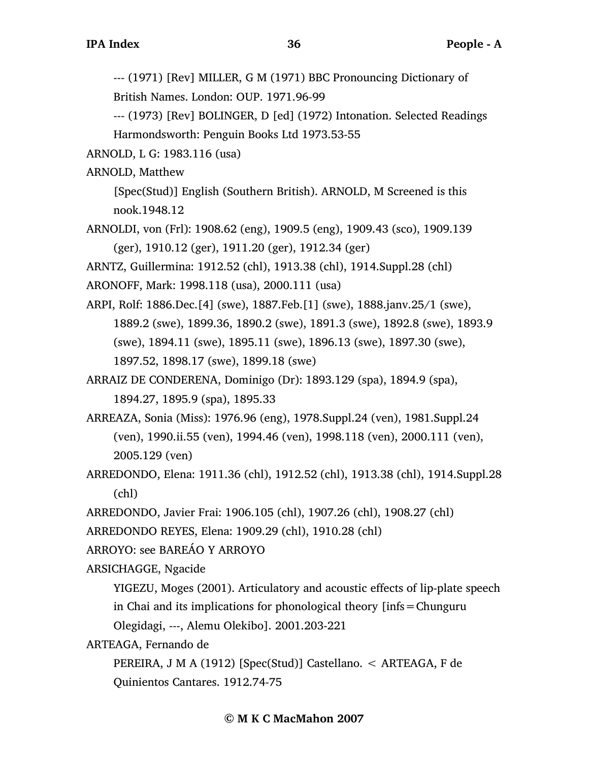--- (1971) [Rev] MILLER, G M (1971) BBC Pronouncing Dictionary of British Names. London: OUP. 1971.96-99

--- (1973) [Rev] BOLINGER, D [ed] (1972) Intonation. Selected Readings Harmondsworth: Penguin Books Ltd 1973.53-55

ARNOLD, L G: 1983.116 (usa)

ARNOLD, Matthew

[Spec(Stud)] English (Southern British). ARNOLD, M Screened is this nook.1948.12

ARNOLDI, von (Frl): 1908.62 (eng), 1909.5 (eng), 1909.43 (sco), 1909.139 (ger), 1910.12 (ger), 1911.20 (ger), 1912.34 (ger)

ARNTZ, Guillermina: 1912.52 (chl), 1913.38 (chl), 1914.Suppl.28 (chl)

ARONOFF, Mark: 1998.118 (usa), 2000.111 (usa)

ARPI, Rolf: 1886.Dec.[4] (swe), 1887.Feb.[1] (swe), 1888.janv.25/1 (swe), 1889.2 (swe), 1899.36, 1890.2 (swe), 1891.3 (swe), 1892.8 (swe), 1893.9 (swe), 1894.11 (swe), 1895.11 (swe), 1896.13 (swe), 1897.30 (swe), 1897.52, 1898.17 (swe), 1899.18 (swe)

ARRAIZ DE CONDERENA, Dominigo (Dr): 1893.129 (spa), 1894.9 (spa), 1894.27, 1895.9 (spa), 1895.33

ARREAZA, Sonia (Miss): 1976.96 (eng), 1978.Suppl.24 (ven), 1981.Suppl.24 (ven), 1990.ii.55 (ven), 1994.46 (ven), 1998.118 (ven), 2000.111 (ven), 2005.129 (ven)

ARREDONDO, Elena: 1911.36 (chl), 1912.52 (chl), 1913.38 (chl), 1914.Suppl.28 (chl)

ARREDONDO, Javier Frai: 1906.105 (chl), 1907.26 (chl), 1908.27 (chl)

ARREDONDO REYES, Elena: 1909.29 (chl), 1910.28 (chl)

ARROYO: see BAREÁO Y ARROYO

ARSICHAGGE, Ngacide

YIGEZU, Moges (2001). Articulatory and acoustic effects of lip-plate speech in Chai and its implications for phonological theory [infs=Chunguru Olegidagi, ---, Alemu Olekibo]. 2001.203-221

ARTEAGA, Fernando de

PEREIRA, J M A (1912) [Spec(Stud)] Castellano. < ARTEAGA, F de Quinientos Cantares. 1912.74-75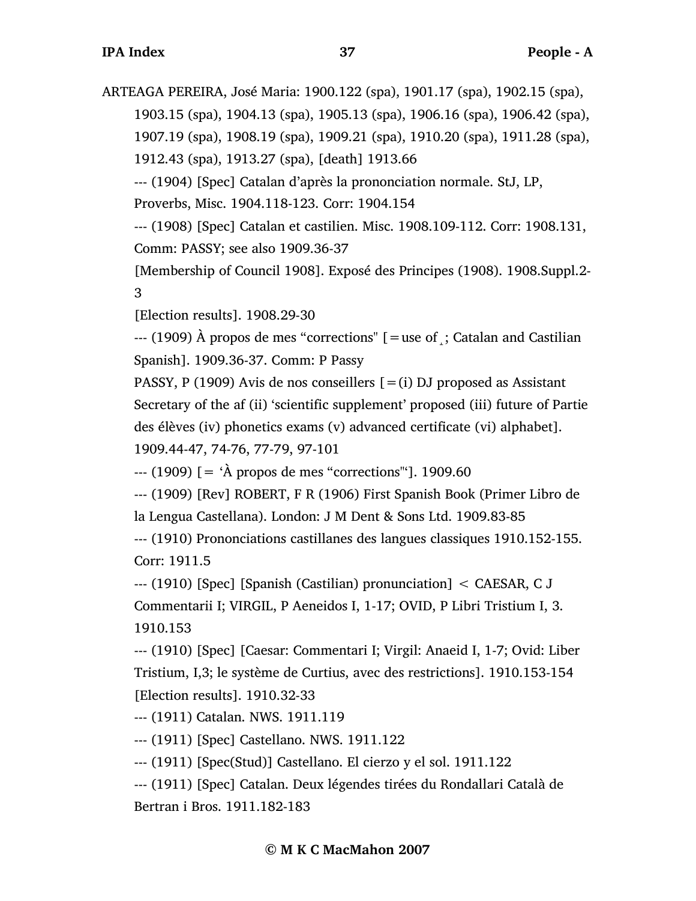ARTEAGA PEREIRA, José Maria: 1900.122 (spa), 1901.17 (spa), 1902.15 (spa), 1903.15 (spa), 1904.13 (spa), 1905.13 (spa), 1906.16 (spa), 1906.42 (spa), 1907.19 (spa), 1908.19 (spa), 1909.21 (spa), 1910.20 (spa), 1911.28 (spa), 1912.43 (spa), 1913.27 (spa), [death] 1913.66

--- (1904) [Spec] Catalan d'après la prononciation normale. StJ, LP, Proverbs, Misc. 1904.118-123. Corr: 1904.154

--- (1908) [Spec] Catalan et castilien. Misc. 1908.109-112. Corr: 1908.131, Comm: PASSY; see also 1909.36-37

[Membership of Council 1908]. Exposé des Principes (1908). 1908.Suppl.2-3

[Election results]. 1908.29-30

--- (1909) À propos de mes "corrections" [=use of ˏ; Catalan and Castilian Spanish]. 1909.36-37. Comm: P Passy

PASSY, P (1909) Avis de nos conseillers [=(i) DJ proposed as Assistant Secretary of the af (ii) 'scientific supplement' proposed (iii) future of Partie des élèves (iv) phonetics exams (v) advanced certificate (vi) alphabet]. 1909.44-47, 74-76, 77-79, 97-101

--- (1909) [= 'À propos de mes "corrections"']. 1909.60

--- (1909) [Rev] ROBERT, F R (1906) First Spanish Book (Primer Libro de la Lengua Castellana). London: J M Dent & Sons Ltd. 1909.83-85

--- (1910) Prononciations castillanes des langues classiques 1910.152-155. Corr: 1911.5

--- (1910) [Spec] [Spanish (Castilian) pronunciation] < CAESAR, C J Commentarii I; VIRGIL, P Aeneidos I, 1-17; OVID, P Libri Tristium I, 3. 1910.153

--- (1910) [Spec] [Caesar: Commentari I; Virgil: Anaeid I, 1-7; Ovid: Liber Tristium, I,3; le système de Curtius, avec des restrictions]. 1910.153-154

[Election results]. 1910.32-33

--- (1911) Catalan. NWS. 1911.119

--- (1911) [Spec] Castellano. NWS. 1911.122

--- (1911) [Spec(Stud)] Castellano. El cierzo y el sol. 1911.122

--- (1911) [Spec] Catalan. Deux légendes tirées du Rondallari Català de Bertran i Bros. 1911.182-183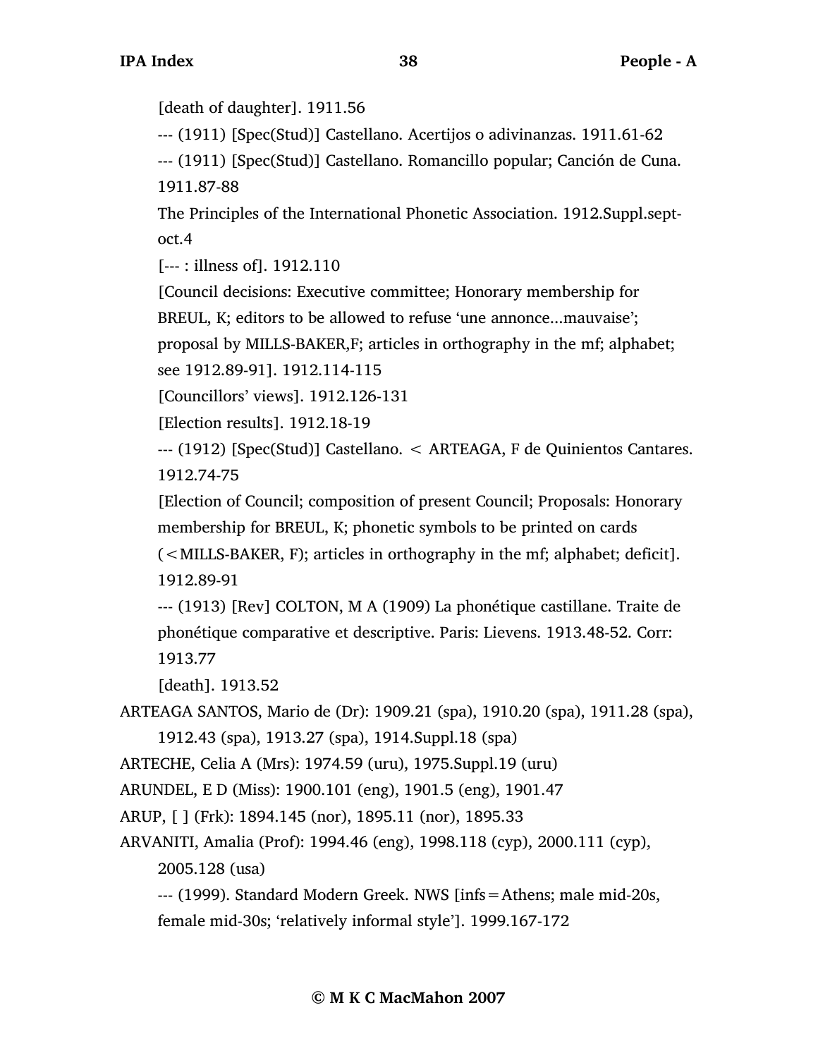[death of daughter]. 1911.56

--- (1911) [Spec(Stud)] Castellano. Acertijos o adivinanzas. 1911.61-62

--- (1911) [Spec(Stud)] Castellano. Romancillo popular; Canción de Cuna. 1911.87-88

The Principles of the International Phonetic Association. 1912.Suppl.sept-oct.4

[--- : illness of]. 1912.110

[Council decisions: Executive committee; Honorary membership for BREUL, K; editors to be allowed to refuse 'une annonce...mauvaise'; proposal by MILLS-BAKER,F; articles in orthography in the mf; alphabet; see 1912.89-91]. 1912.114-115

[Councillors' views]. 1912.126-131

[Election results]. 1912.18-19

--- (1912) [Spec(Stud)] Castellano. < ARTEAGA, F de Quinientos Cantares. 1912.74-75

[Election of Council; composition of present Council; Proposals: Honorary membership for BREUL, K; phonetic symbols to be printed on cards (<MILLS-BAKER, F); articles in orthography in the mf; alphabet; deficit]. 1912.89-91

--- (1913) [Rev] COLTON, M A (1909) La phonétique castillane. Traite de phonétique comparative et descriptive. Paris: Lievens. 1913.48-52. Corr: 1913.77

[death]. 1913.52

ARTEAGA SANTOS, Mario de (Dr): 1909.21 (spa), 1910.20 (spa), 1911.28 (spa), 1912.43 (spa), 1913.27 (spa), 1914.Suppl.18 (spa)

ARTECHE, Celia A (Mrs): 1974.59 (uru), 1975.Suppl.19 (uru)

ARUNDEL, E D (Miss): 1900.101 (eng), 1901.5 (eng), 1901.47

ARUP, [ ] (Frk): 1894.145 (nor), 1895.11 (nor), 1895.33

ARVANITI, Amalia (Prof): 1994.46 (eng), 1998.118 (cyp), 2000.111 (cyp), 2005.128 (usa)

--- (1999). Standard Modern Greek. NWS [infs=Athens; male mid-20s, female mid-30s; 'relatively informal style']. 1999.167-172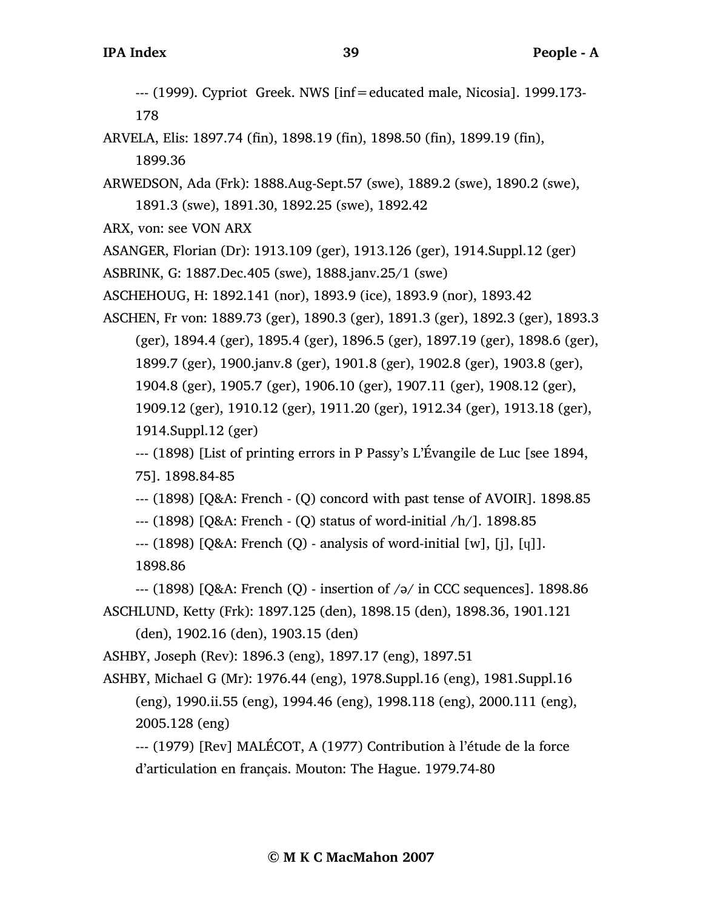--- (1999). Cypriot  Greek. NWS [inf=educated male, Nicosia]. 1999.173-178

ARVELA, Elis: 1897.74 (fin), 1898.19 (fin), 1898.50 (fin), 1899.19 (fin), 1899.36

ARWEDSON, Ada (Frk): 1888.Aug-Sept.57 (swe), 1889.2 (swe), 1890.2 (swe), 1891.3 (swe), 1891.30, 1892.25 (swe), 1892.42

ARX, von: see VON ARX

ASANGER, Florian (Dr): 1913.109 (ger), 1913.126 (ger), 1914.Suppl.12 (ger)

ASBRINK, G: 1887.Dec.405 (swe), 1888.janv.25/1 (swe)

ASCHEHOUG, H: 1892.141 (nor), 1893.9 (ice), 1893.9 (nor), 1893.42

ASCHEN, Fr von: 1889.73 (ger), 1890.3 (ger), 1891.3 (ger), 1892.3 (ger), 1893.3 (ger), 1894.4 (ger), 1895.4 (ger), 1896.5 (ger), 1897.19 (ger), 1898.6 (ger), 1899.7 (ger), 1900.janv.8 (ger), 1901.8 (ger), 1902.8 (ger), 1903.8 (ger), 1904.8 (ger), 1905.7 (ger), 1906.10 (ger), 1907.11 (ger), 1908.12 (ger), 1909.12 (ger), 1910.12 (ger), 1911.20 (ger), 1912.34 (ger), 1913.18 (ger), 1914.Suppl.12 (ger)

--- (1898) [List of printing errors in P Passy's L'Évangile de Luc [see 1894, 75]. 1898.84-85

--- (1898) [Q&A: French - (Q) concord with past tense of AVOIR]. 1898.85

--- (1898) [Q&A: French - (Q) status of word-initial /h/]. 1898.85

--- (1898) [Q&A: French (Q) - analysis of word-initial [w], [j], [ɥ]]. 1898.86

--- (1898) [Q&A: French (Q) - insertion of /ə/ in CCC sequences]. 1898.86

ASCHLUND, Ketty (Frk): 1897.125 (den), 1898.15 (den), 1898.36, 1901.121 (den), 1902.16 (den), 1903.15 (den)

ASHBY, Joseph (Rev): 1896.3 (eng), 1897.17 (eng), 1897.51

ASHBY, Michael G (Mr): 1976.44 (eng), 1978.Suppl.16 (eng), 1981.Suppl.16 (eng), 1990.ii.55 (eng), 1994.46 (eng), 1998.118 (eng), 2000.111 (eng), 2005.128 (eng)

--- (1979) [Rev] MALÉCOT, A (1977) Contribution à l'étude de la force d'articulation en français. Mouton: The Hague. 1979.74-80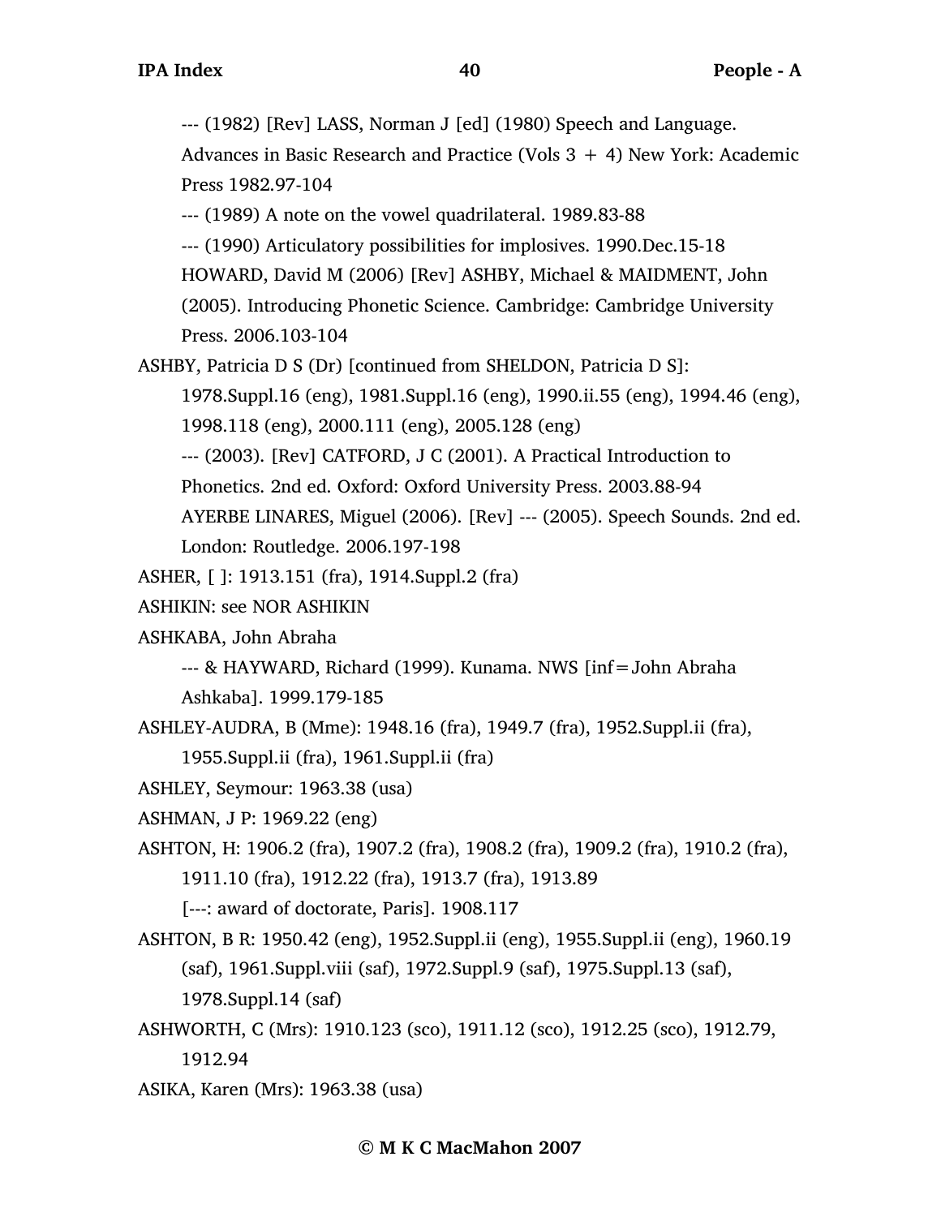--- (1982) [Rev] LASS, Norman J [ed] (1980) Speech and Language. Advances in Basic Research and Practice (Vols 3 + 4) New York: Academic Press 1982.97-104

--- (1989) A note on the vowel quadrilateral. 1989.83-88

--- (1990) Articulatory possibilities for implosives. 1990.Dec.15-18

HOWARD, David M (2006) [Rev] ASHBY, Michael & MAIDMENT, John (2005). Introducing Phonetic Science. Cambridge: Cambridge University Press. 2006.103-104

ASHBY, Patricia D S (Dr) [continued from SHELDON, Patricia D S]: 1978.Suppl.16 (eng), 1981.Suppl.16 (eng), 1990.ii.55 (eng), 1994.46 (eng), 1998.118 (eng), 2000.111 (eng), 2005.128 (eng)

--- (2003). [Rev] CATFORD, J C (2001). A Practical Introduction to Phonetics. 2nd ed. Oxford: Oxford University Press. 2003.88-94

AYERBE LINARES, Miguel (2006). [Rev] --- (2005). Speech Sounds. 2nd ed. London: Routledge. 2006.197-198

ASHER, [ ]: 1913.151 (fra), 1914.Suppl.2 (fra)

ASHIKIN: see NOR ASHIKIN

ASHKABA, John Abraha

--- & HAYWARD, Richard (1999). Kunama. NWS [inf=John Abraha Ashkaba]. 1999.179-185

ASHLEY-AUDRA, B (Mme): 1948.16 (fra), 1949.7 (fra), 1952.Suppl.ii (fra), 1955.Suppl.ii (fra), 1961.Suppl.ii (fra)

ASHLEY, Seymour: 1963.38 (usa)

ASHMAN, J P: 1969.22 (eng)

ASHTON, H: 1906.2 (fra), 1907.2 (fra), 1908.2 (fra), 1909.2 (fra), 1910.2 (fra), 1911.10 (fra), 1912.22 (fra), 1913.7 (fra), 1913.89

[---: award of doctorate, Paris]. 1908.117

ASHTON, B R: 1950.42 (eng), 1952.Suppl.ii (eng), 1955.Suppl.ii (eng), 1960.19 (saf), 1961.Suppl.viii (saf), 1972.Suppl.9 (saf), 1975.Suppl.13 (saf), 1978.Suppl.14 (saf)

ASHWORTH, C (Mrs): 1910.123 (sco), 1911.12 (sco), 1912.25 (sco), 1912.79, 1912.94

ASIKA, Karen (Mrs): 1963.38 (usa)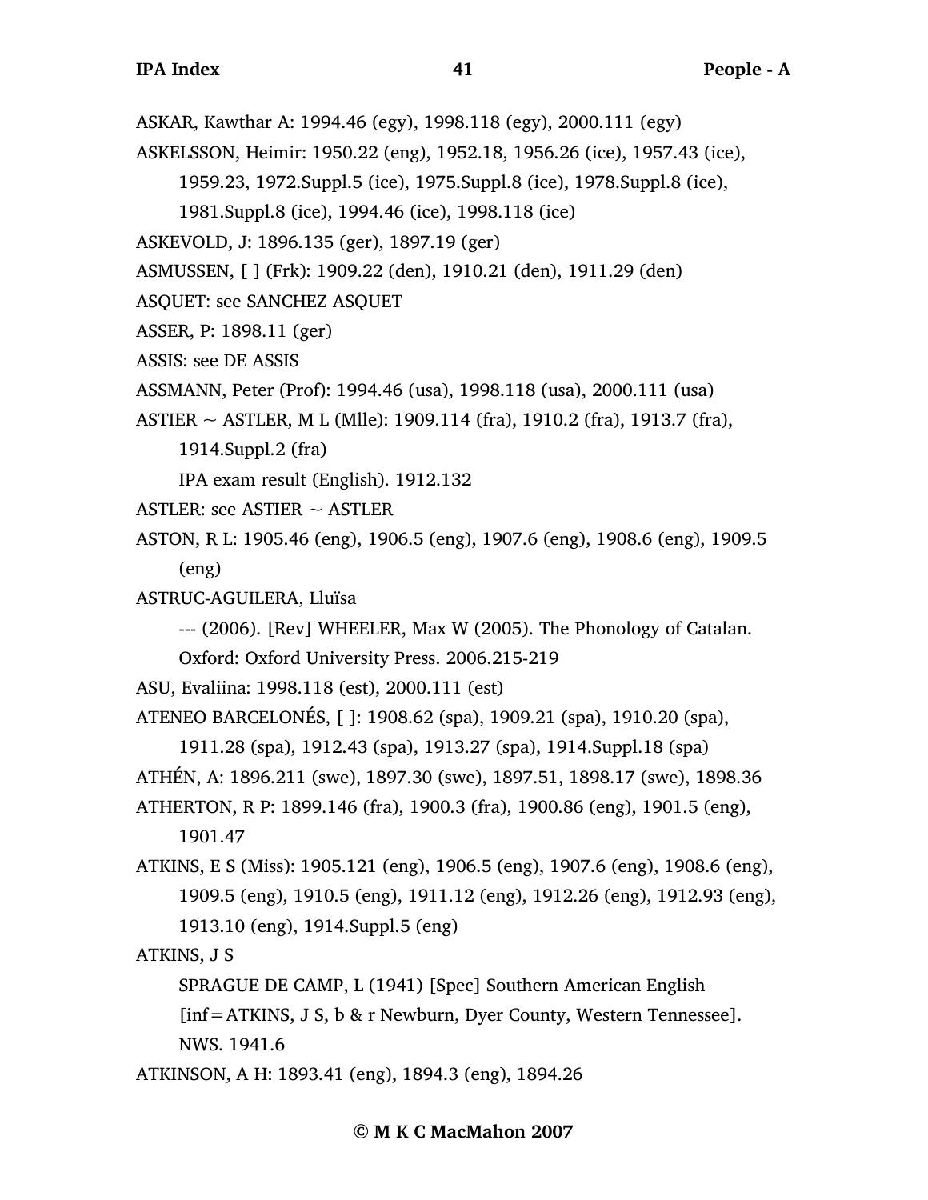ASKAR, Kawthar A: 1994.46 (egy), 1998.118 (egy), 2000.111 (egy)

ASKELSSON, Heimir: 1950.22 (eng), 1952.18, 1956.26 (ice), 1957.43 (ice), 1959.23, 1972.Suppl.5 (ice), 1975.Suppl.8 (ice), 1978.Suppl.8 (ice), 1981.Suppl.8 (ice), 1994.46 (ice), 1998.118 (ice)

ASKEVOLD, J: 1896.135 (ger), 1897.19 (ger)

ASMUSSEN, [ ] (Frk): 1909.22 (den), 1910.21 (den), 1911.29 (den)

ASQUET: see SANCHEZ ASQUET

ASSER, P: 1898.11 (ger)

ASSIS: see DE ASSIS

ASSMANN, Peter (Prof): 1994.46 (usa), 1998.118 (usa), 2000.111 (usa)

ASTIER ~ ASTLER, M L (Mlle): 1909.114 (fra), 1910.2 (fra), 1913.7 (fra), 1914.Suppl.2 (fra)

IPA exam result (English). 1912.132

ASTLER: see ASTIER ~ ASTLER

ASTON, R L: 1905.46 (eng), 1906.5 (eng), 1907.6 (eng), 1908.6 (eng), 1909.5 (eng)

ASTRUC-AGUILERA, Lluïsa

--- (2006). [Rev] WHEELER, Max W (2005). The Phonology of Catalan. Oxford: Oxford University Press. 2006.215-219

ASU, Evaliina: 1998.118 (est), 2000.111 (est)

ATENEO BARCELONÉS, [ ]: 1908.62 (spa), 1909.21 (spa), 1910.20 (spa), 1911.28 (spa), 1912.43 (spa), 1913.27 (spa), 1914.Suppl.18 (spa)

ATHÉN, A: 1896.211 (swe), 1897.30 (swe), 1897.51, 1898.17 (swe), 1898.36

ATHERTON, R P: 1899.146 (fra), 1900.3 (fra), 1900.86 (eng), 1901.5 (eng), 1901.47

ATKINS, E S (Miss): 1905.121 (eng), 1906.5 (eng), 1907.6 (eng), 1908.6 (eng), 1909.5 (eng), 1910.5 (eng), 1911.12 (eng), 1912.26 (eng), 1912.93 (eng), 1913.10 (eng), 1914.Suppl.5 (eng)

ATKINS, J S

SPRAGUE DE CAMP, L (1941) [Spec] Southern American English [inf=ATKINS, J S, b & r Newburn, Dyer County, Western Tennessee]. NWS. 1941.6

ATKINSON, A H: 1893.41 (eng), 1894.3 (eng), 1894.26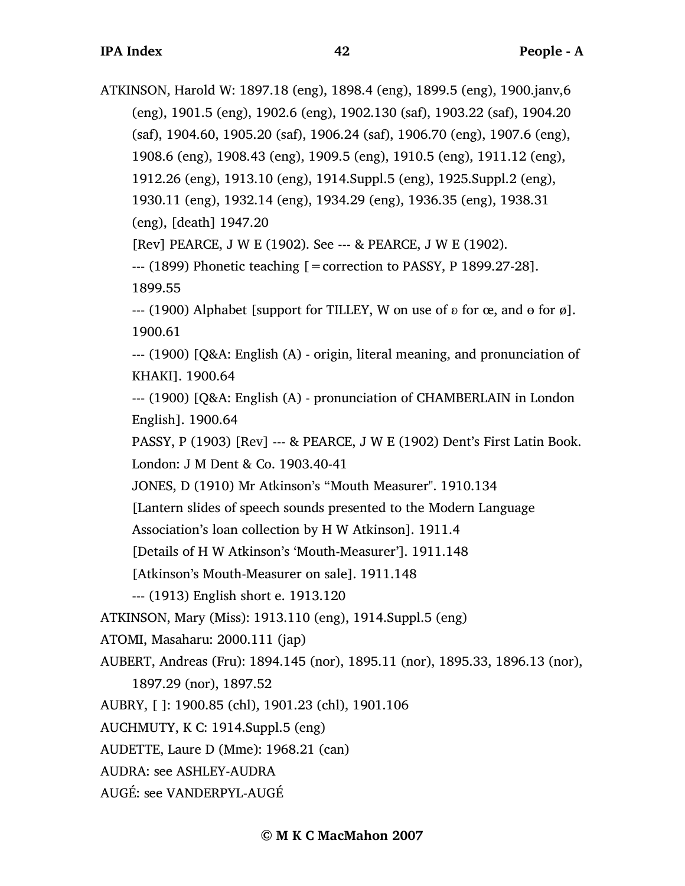ATKINSON, Harold W: 1897.18 (eng), 1898.4 (eng), 1899.5 (eng), 1900.janv,6 (eng), 1901.5 (eng), 1902.6 (eng), 1902.130 (saf), 1903.22 (saf), 1904.20 (saf), 1904.60, 1905.20 (saf), 1906.24 (saf), 1906.70 (eng), 1907.6 (eng), 1908.6 (eng), 1908.43 (eng), 1909.5 (eng), 1910.5 (eng), 1911.12 (eng), 1912.26 (eng), 1913.10 (eng), 1914.Suppl.5 (eng), 1925.Suppl.2 (eng), 1930.11 (eng), 1932.14 (eng), 1934.29 (eng), 1936.35 (eng), 1938.31 (eng), [death] 1947.20

[Rev] PEARCE, J W E (1902). See --- & PEARCE, J W E (1902).

--- (1899) Phonetic teaching [=correction to PASSY, P 1899.27-28]. 1899.55

--- (1900) Alphabet [support for TILLEY, W on use of ɐ for œ, and ɵ for ø]. 1900.61

--- (1900) [Q&A: English (A) - origin, literal meaning, and pronunciation of KHAKI]. 1900.64

--- (1900) [Q&A: English (A) - pronunciation of CHAMBERLAIN in London English]. 1900.64

PASSY, P (1903) [Rev] --- & PEARCE, J W E (1902) Dent’s First Latin Book. London: J M Dent & Co. 1903.40-41

JONES, D (1910) Mr Atkinson’s “Mouth Measurer". 1910.134

[Lantern slides of speech sounds presented to the Modern Language Association’s loan collection by H W Atkinson]. 1911.4

[Details of H W Atkinson’s ‘Mouth-Measurer’]. 1911.148

[Atkinson’s Mouth-Measurer on sale]. 1911.148

--- (1913) English short e. 1913.120

ATKINSON, Mary (Miss): 1913.110 (eng), 1914.Suppl.5 (eng)

ATOMI, Masaharu: 2000.111 (jap)

AUBERT, Andreas (Fru): 1894.145 (nor), 1895.11 (nor), 1895.33, 1896.13 (nor), 1897.29 (nor), 1897.52

AUBRY, [ ]: 1900.85 (chl), 1901.23 (chl), 1901.106

AUCHMUTY, K C: 1914.Suppl.5 (eng)

AUDETTE, Laure D (Mme): 1968.21 (can)

AUDRA: see ASHLEY-AUDRA

AUGÉ: see VANDERPYL-AUGÉ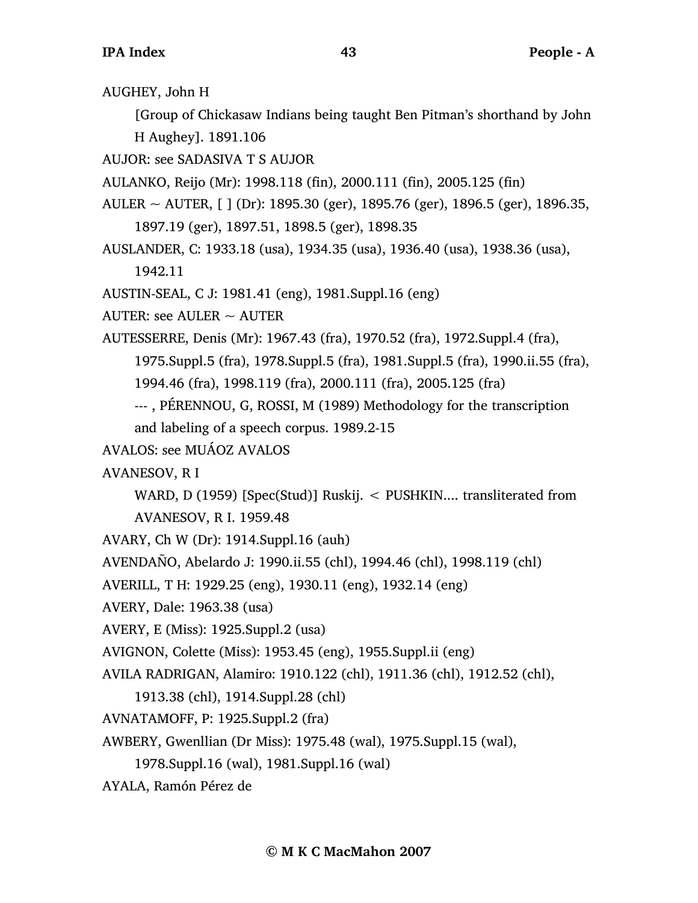AUGHEY, John H

[Group of Chickasaw Indians being taught Ben Pitman's shorthand by John H Aughey]. 1891.106

AUJOR: see SADASIVA T S AUJOR

AULANKO, Reijo (Mr): 1998.118 (fin), 2000.111 (fin), 2005.125 (fin)

AULER ~ AUTER, [ ] (Dr): 1895.30 (ger), 1895.76 (ger), 1896.5 (ger), 1896.35, 1897.19 (ger), 1897.51, 1898.5 (ger), 1898.35

AUSLANDER, C: 1933.18 (usa), 1934.35 (usa), 1936.40 (usa), 1938.36 (usa), 1942.11

AUSTIN-SEAL, C J: 1981.41 (eng), 1981.Suppl.16 (eng)

AUTER: see AULER ~ AUTER

AUTESSERRE, Denis (Mr): 1967.43 (fra), 1970.52 (fra), 1972.Suppl.4 (fra), 1975.Suppl.5 (fra), 1978.Suppl.5 (fra), 1981.Suppl.5 (fra), 1990.ii.55 (fra), 1994.46 (fra), 1998.119 (fra), 2000.111 (fra), 2005.125 (fra)

--- , PÉRENNOU, G, ROSSI, M (1989) Methodology for the transcription and labeling of a speech corpus. 1989.2-15

AVALOS: see MUÁOZ AVALOS

AVANESOV, R I

WARD, D (1959) [Spec(Stud)] Ruskij. < PUSHKIN.... transliterated from AVANESOV, R I. 1959.48

AVARY, Ch W (Dr): 1914.Suppl.16 (auh)

AVENDAÑO, Abelardo J: 1990.ii.55 (chl), 1994.46 (chl), 1998.119 (chl)

AVERILL, T H: 1929.25 (eng), 1930.11 (eng), 1932.14 (eng)

AVERY, Dale: 1963.38 (usa)

AVERY, E (Miss): 1925.Suppl.2 (usa)

AVIGNON, Colette (Miss): 1953.45 (eng), 1955.Suppl.ii (eng)

AVILA RADRIGAN, Alamiro: 1910.122 (chl), 1911.36 (chl), 1912.52 (chl), 1913.38 (chl), 1914.Suppl.28 (chl)

AVNATAMOFF, P: 1925.Suppl.2 (fra)

AWBERY, Gwenllian (Dr Miss): 1975.48 (wal), 1975.Suppl.15 (wal), 1978.Suppl.16 (wal), 1981.Suppl.16 (wal)

AYALA, Ramón Pérez de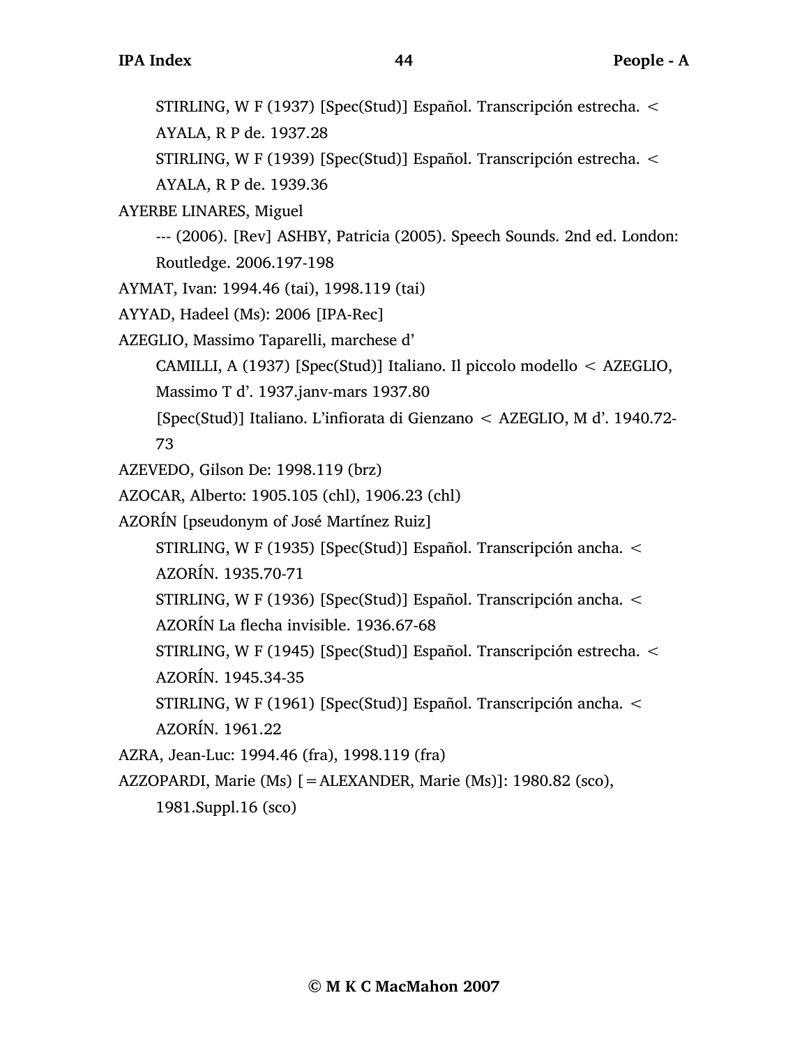STIRLING, W F (1937) [Spec(Stud)] Español. Transcripción estrecha. < AYALA, R P de. 1937.28

STIRLING, W F (1939) [Spec(Stud)] Español. Transcripción estrecha. < AYALA, R P de. 1939.36

AYERBE LINARES, Miguel

--- (2006). [Rev] ASHBY, Patricia (2005). Speech Sounds. 2nd ed. London: Routledge. 2006.197-198

AYMAT, Ivan: 1994.46 (tai), 1998.119 (tai)

AYYAD, Hadeel (Ms): 2006 [IPA-Rec]

AZEGLIO, Massimo Taparelli, marchese d'

CAMILLI, A (1937) [Spec(Stud)] Italiano. Il piccolo modello < AZEGLIO, Massimo T d'. 1937.janv-mars 1937.80

[Spec(Stud)] Italiano. L'infiorata di Gienzano < AZEGLIO, M d'. 1940.72-73

AZEVEDO, Gilson De: 1998.119 (brz)

AZOCAR, Alberto: 1905.105 (chl), 1906.23 (chl)

AZORÍN [pseudonym of José Martínez Ruiz]

STIRLING, W F (1935) [Spec(Stud)] Español. Transcripción ancha. < AZORÍN. 1935.70-71

STIRLING, W F (1936) [Spec(Stud)] Español. Transcripción ancha. < AZORÍN La flecha invisible. 1936.67-68

STIRLING, W F (1945) [Spec(Stud)] Español. Transcripción estrecha. < AZORÍN. 1945.34-35

STIRLING, W F (1961) [Spec(Stud)] Español. Transcripción ancha. < AZORÍN. 1961.22

AZRA, Jean-Luc: 1994.46 (fra), 1998.119 (fra)

AZZOPARDI, Marie (Ms) [=ALEXANDER, Marie (Ms)]: 1980.82 (sco), 1981.Suppl.16 (sco)